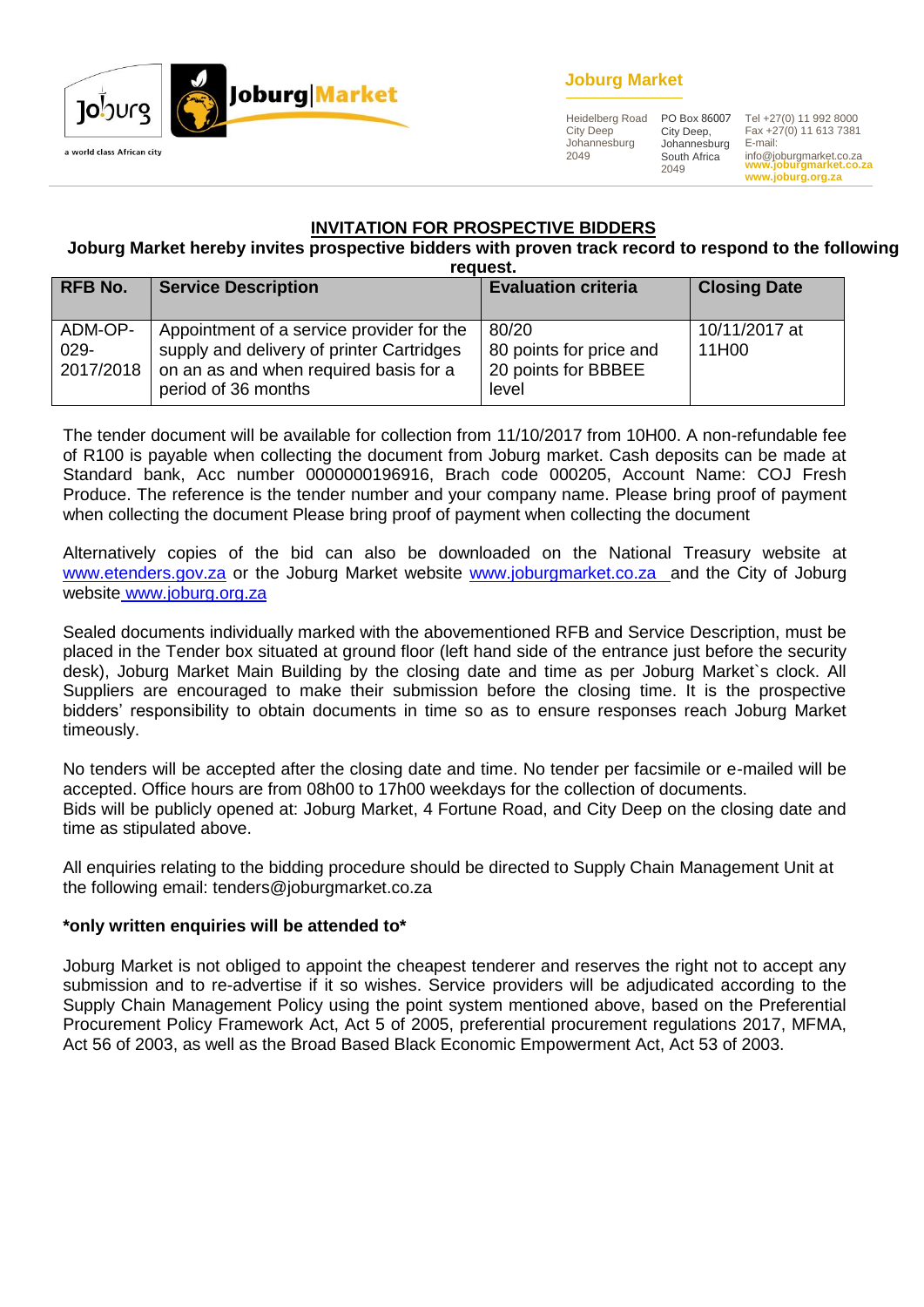Joburg | Joburg Market

a world class African city

**Joburg Market**

Heidelberg Road
City Deep
Johannesburg
2049

PO Box 86007
City Deep,
Johannesburg
South Africa
2049

Tel +27(0) 11 992 8000
Fax +27(0) 11 613 7381
E-mail:
info@joburgmarket.co.za
**www.joburgmarket.co.za**
**www.joburg.org.za**

## INVITATION FOR PROSPECTIVE BIDDERS

**Joburg Market hereby invites prospective bidders with proven track record to respond to the following request.**

| RFB No. | Service Description | Evaluation criteria | Closing Date |
|---|---|---|---|
| ADM-OP-029-2017/2018 | Appointment of a service provider for the supply and delivery of printer Cartridges on an as and when required basis for a period of 36 months | 80/20 80 points for price and 20 points for BBBEE level | 10/11/2017 at 11H00 |

The tender document will be available for collection from 11/10/2017 from 10H00. A non-refundable fee of R100 is payable when collecting the document from Joburg market. Cash deposits can be made at Standard bank, Acc number 0000000196916, Brach code 000205, Account Name: COJ Fresh Produce. The reference is the tender number and your company name. Please bring proof of payment when collecting the document Please bring proof of payment when collecting the document

Alternatively copies of the bid can also be downloaded on the National Treasury website at www.etenders.gov.za or the Joburg Market website www.joburgmarket.co.za and the City of Joburg website www.joburg.org.za

Sealed documents individually marked with the abovementioned RFB and Service Description, must be placed in the Tender box situated at ground floor (left hand side of the entrance just before the security desk), Joburg Market Main Building by the closing date and time as per Joburg Market`s clock. All Suppliers are encouraged to make their submission before the closing time. It is the prospective bidders' responsibility to obtain documents in time so as to ensure responses reach Joburg Market timeously.

No tenders will be accepted after the closing date and time. No tender per facsimile or e-mailed will be accepted. Office hours are from 08h00 to 17h00 weekdays for the collection of documents.
Bids will be publicly opened at: Joburg Market, 4 Fortune Road, and City Deep on the closing date and time as stipulated above.

All enquiries relating to the bidding procedure should be directed to Supply Chain Management Unit at the following email: tenders@joburgmarket.co.za

**\*only written enquiries will be attended to\***

Joburg Market is not obliged to appoint the cheapest tenderer and reserves the right not to accept any submission and to re-advertise if it so wishes. Service providers will be adjudicated according to the Supply Chain Management Policy using the point system mentioned above, based on the Preferential Procurement Policy Framework Act, Act 5 of 2005, preferential procurement regulations 2017, MFMA, Act 56 of 2003, as well as the Broad Based Black Economic Empowerment Act, Act 53 of 2003.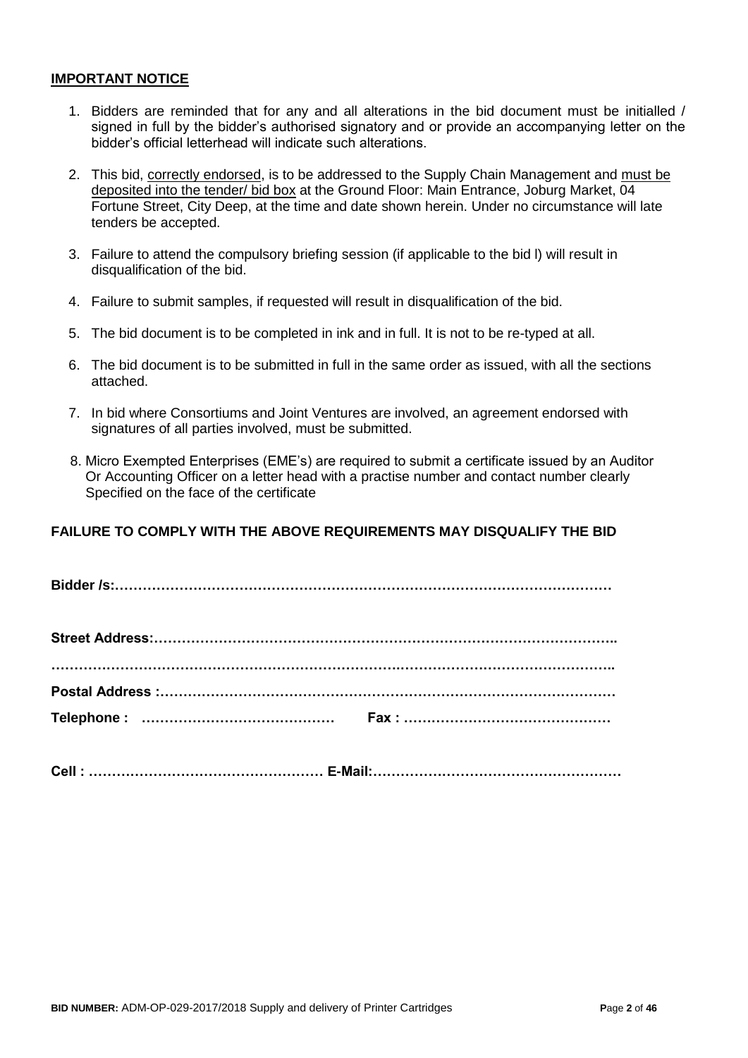**IMPORTANT NOTICE**

1. Bidders are reminded that for any and all alterations in the bid document must be initialled / signed in full by the bidder's authorised signatory and or provide an accompanying letter on the bidder's official letterhead will indicate such alterations.

2. This bid, correctly endorsed, is to be addressed to the Supply Chain Management and must be deposited into the tender/ bid box at the Ground Floor: Main Entrance, Joburg Market, 04 Fortune Street, City Deep, at the time and date shown herein. Under no circumstance will late tenders be accepted.

3. Failure to attend the compulsory briefing session (if applicable to the bid l) will result in disqualification of the bid.

4. Failure to submit samples, if requested will result in disqualification of the bid.

5. The bid document is to be completed in ink and in full. It is not to be re-typed at all.

6. The bid document is to be submitted in full in the same order as issued, with all the sections attached.

7. In bid where Consortiums and Joint Ventures are involved, an agreement endorsed with signatures of all parties involved, must be submitted.

8. Micro Exempted Enterprises (EME's) are required to submit a certificate issued by an Auditor Or Accounting Officer on a letter head with a practise number and contact number clearly Specified on the face of the certificate

**FAILURE TO COMPLY WITH THE ABOVE REQUIREMENTS MAY DISQUALIFY THE BID**

**Bidder /s:……………………………………………………………………………………………**

**Street Address:…………………………………………………………………………………….. ………………………………………………………………………………………………………..**

**Postal Address :………………………………………………………………………………………**

**Telephone : ……………………………………   Fax : ………………………………………**

**Cell : …………………………………………… E-Mail:………………………………………………**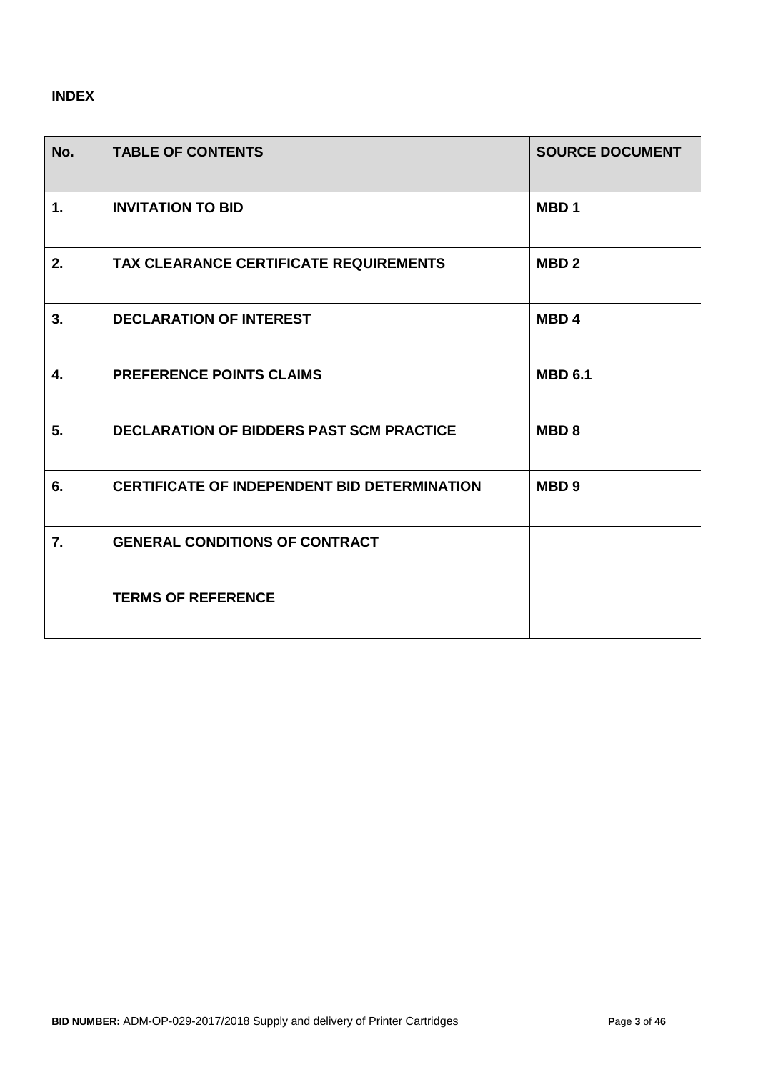**INDEX**

| No. | TABLE OF CONTENTS | SOURCE DOCUMENT |
|---|---|---|
| **1.** | **INVITATION TO BID** | **MBD 1** |
| **2.** | **TAX CLEARANCE CERTIFICATE REQUIREMENTS** | **MBD 2** |
| **3.** | **DECLARATION OF INTEREST** | **MBD 4** |
| **4.** | **PREFERENCE POINTS CLAIMS** | **MBD 6.1** |
| **5.** | **DECLARATION OF BIDDERS PAST SCM PRACTICE** | **MBD 8** |
| **6.** | **CERTIFICATE OF INDEPENDENT BID DETERMINATION** | **MBD 9** |
| **7.** | **GENERAL CONDITIONS OF CONTRACT** | |
| | **TERMS OF REFERENCE** | |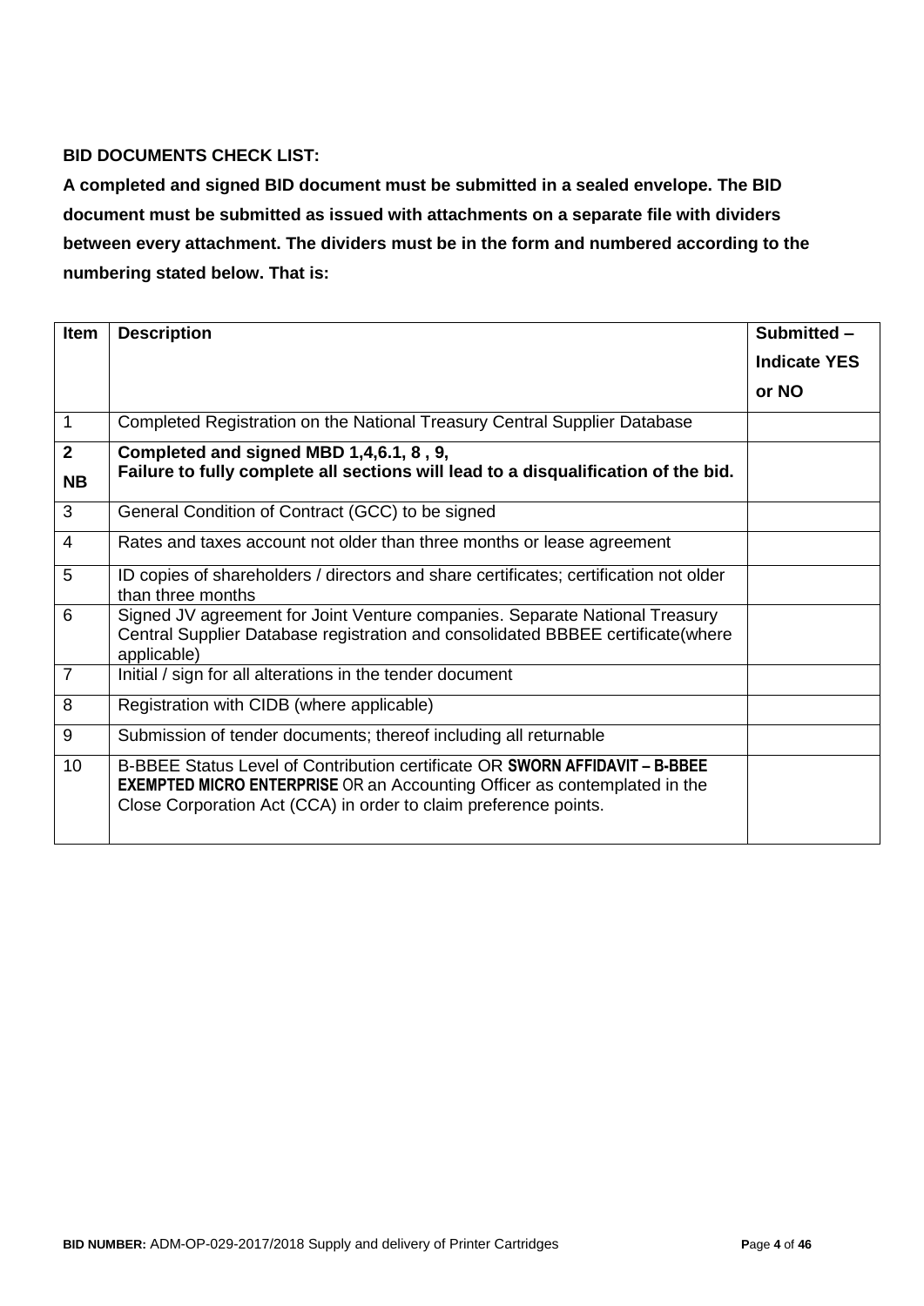**BID DOCUMENTS CHECK LIST:**

**A completed and signed BID document must be submitted in a sealed envelope. The BID document must be submitted as issued with attachments on a separate file with dividers between every attachment. The dividers must be in the form and numbered according to the numbering stated below. That is:**

| Item | Description | Submitted – Indicate YES or NO |
|---|---|---|
| 1 | Completed Registration on the National Treasury Central Supplier Database | |
| **2** **NB** | **Completed and signed MBD 1,4,6.1, 8 , 9, Failure to fully complete all sections will lead to a disqualification of the bid.** | |
| 3 | General Condition of Contract (GCC) to be signed | |
| 4 | Rates and taxes account not older than three months or lease agreement | |
| 5 | ID copies of shareholders / directors and share certificates; certification not older than three months | |
| 6 | Signed JV agreement for Joint Venture companies. Separate National Treasury Central Supplier Database registration and consolidated BBBEE certificate(where applicable) | |
| 7 | Initial / sign for all alterations in the tender document | |
| 8 | Registration with CIDB (where applicable) | |
| 9 | Submission of tender documents; thereof including all returnable | |
| 10 | B-BBEE Status Level of Contribution certificate OR **SWORN AFFIDAVIT – B-BBEE EXEMPTED MICRO ENTERPRISE** OR an Accounting Officer as contemplated in the Close Corporation Act (CCA) in order to claim preference points. | |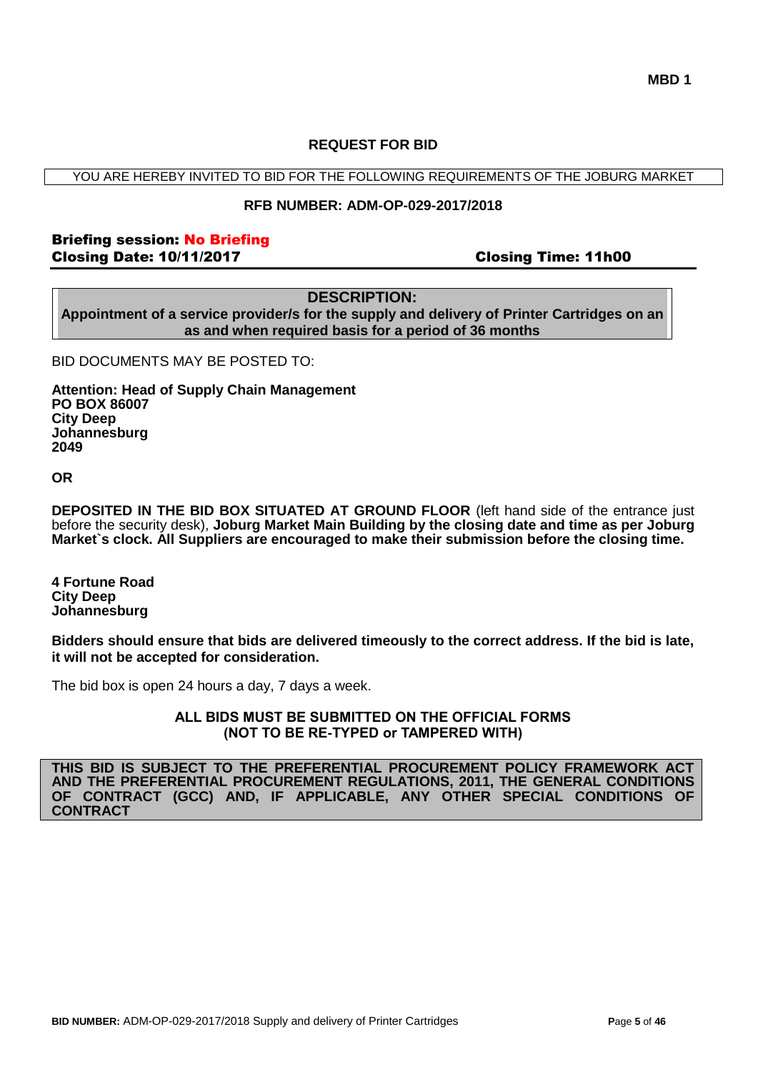**MBD 1**

## REQUEST FOR BID

YOU ARE HEREBY INVITED TO BID FOR THE FOLLOWING REQUIREMENTS OF THE JOBURG MARKET

**RFB NUMBER: ADM-OP-029-2017/2018**

**Briefing session: No Briefing**
**Closing Date: 10/11/2017** **Closing Time: 11h00**

**DESCRIPTION:**
**Appointment of a service provider/s for the supply and delivery of Printer Cartridges on an as and when required basis for a period of 36 months**

BID DOCUMENTS MAY BE POSTED TO:

**Attention: Head of Supply Chain Management**
**PO BOX 86007**
**City Deep**
**Johannesburg**
**2049**

**OR**

**DEPOSITED IN THE BID BOX SITUATED AT GROUND FLOOR** (left hand side of the entrance just before the security desk), **Joburg Market Main Building by the closing date and time as per Joburg Market`s clock. All Suppliers are encouraged to make their submission before the closing time.**

**4 Fortune Road**
**City Deep**
**Johannesburg**

**Bidders should ensure that bids are delivered timeously to the correct address. If the bid is late, it will not be accepted for consideration.**

The bid box is open 24 hours a day, 7 days a week.

**ALL BIDS MUST BE SUBMITTED ON THE OFFICIAL FORMS**
**(NOT TO BE RE-TYPED or TAMPERED WITH)**

**THIS BID IS SUBJECT TO THE PREFERENTIAL PROCUREMENT POLICY FRAMEWORK ACT AND THE PREFERENTIAL PROCUREMENT REGULATIONS, 2011, THE GENERAL CONDITIONS OF CONTRACT (GCC) AND, IF APPLICABLE, ANY OTHER SPECIAL CONDITIONS OF CONTRACT**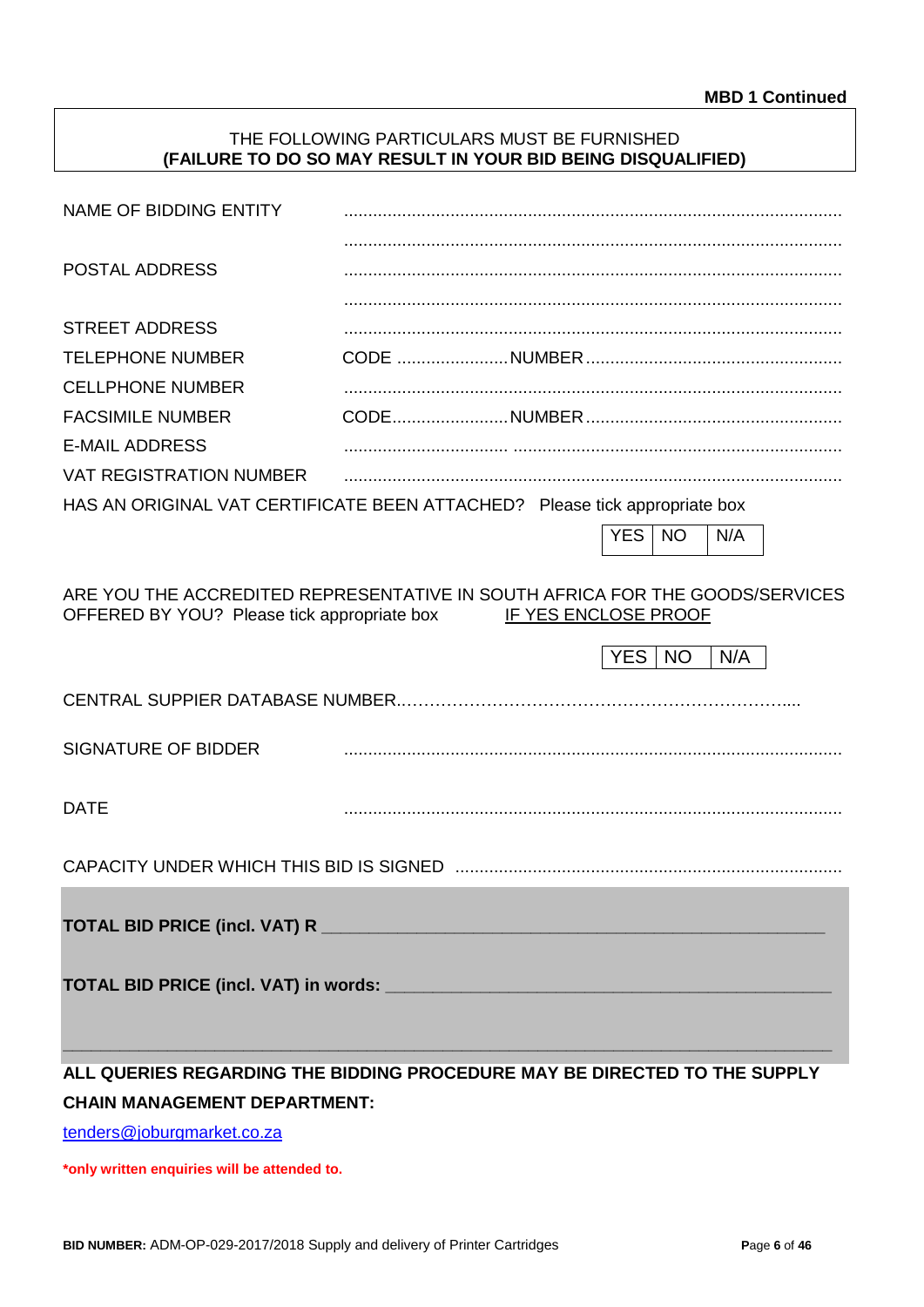**MBD 1 Continued**

THE FOLLOWING PARTICULARS MUST BE FURNISHED
**(FAILURE TO DO SO MAY RESULT IN YOUR BID BEING DISQUALIFIED)**

NAME OF BIDDING ENTITY ..........................................................................................................

..........................................................................................................

POSTAL ADDRESS ..........................................................................................................

..........................................................................................................

STREET ADDRESS ..........................................................................................................

TELEPHONE NUMBER CODE .......................NUMBER.....................................................

CELLPHONE NUMBER ..........................................................................................................

FACSIMILE NUMBER CODE.......................NUMBER.....................................................

E-MAIL ADDRESS .................................. ....................................................................

VAT REGISTRATION NUMBER ..........................................................................................................

HAS AN ORIGINAL VAT CERTIFICATE BEEN ATTACHED? Please tick appropriate box

| YES | NO | N/A |
|---|---|---|

ARE YOU THE ACCREDITED REPRESENTATIVE IN SOUTH AFRICA FOR THE GOODS/SERVICES OFFERED BY YOU? Please tick appropriate box IF YES ENCLOSE PROOF

| YES | NO | N/A |
|---|---|---|

CENTRAL SUPPIER DATABASE NUMBER..………………………………………………………....

SIGNATURE OF BIDDER ..........................................................................................................

DATE ..........................................................................................................

CAPACITY UNDER WHICH THIS BID IS SIGNED ...............................................................................

**TOTAL BID PRICE (incl. VAT) R** ______________________________________________________

**TOTAL BID PRICE (incl. VAT) in words:** ______________________________________________

________________________________________________________________________________

**ALL QUERIES REGARDING THE BIDDING PROCEDURE MAY BE DIRECTED TO THE SUPPLY CHAIN MANAGEMENT DEPARTMENT:**

tenders@joburgmarket.co.za

**\*only written enquiries will be attended to.**

**BID NUMBER:** ADM-OP-029-2017/2018 Supply and delivery of Printer Cartridges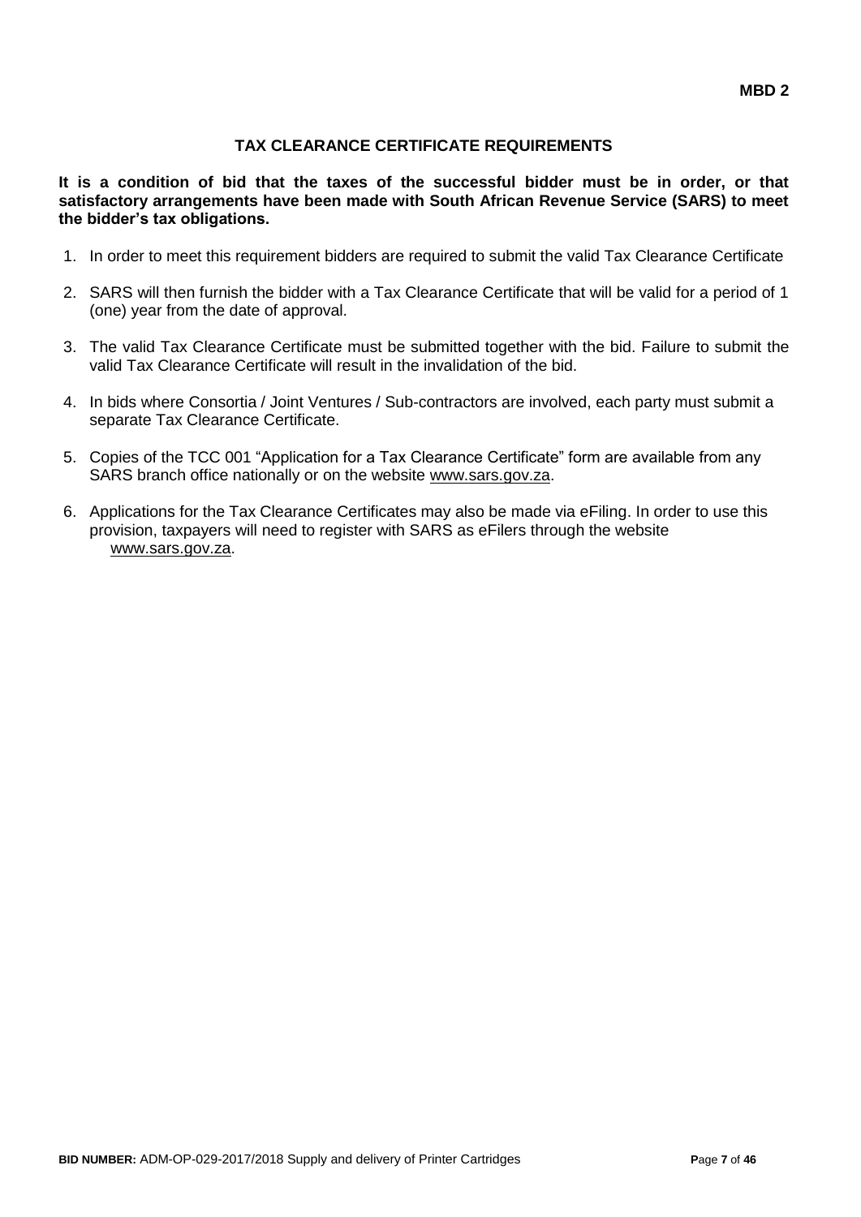**MBD 2**

## TAX CLEARANCE CERTIFICATE REQUIREMENTS

**It is a condition of bid that the taxes of the successful bidder must be in order, or that satisfactory arrangements have been made with South African Revenue Service (SARS) to meet the bidder's tax obligations.**

1. In order to meet this requirement bidders are required to submit the valid Tax Clearance Certificate
2. SARS will then furnish the bidder with a Tax Clearance Certificate that will be valid for a period of 1 (one) year from the date of approval.
3. The valid Tax Clearance Certificate must be submitted together with the bid. Failure to submit the valid Tax Clearance Certificate will result in the invalidation of the bid.
4. In bids where Consortia / Joint Ventures / Sub-contractors are involved, each party must submit a separate Tax Clearance Certificate.
5. Copies of the TCC 001 "Application for a Tax Clearance Certificate" form are available from any SARS branch office nationally or on the website www.sars.gov.za.
6. Applications for the Tax Clearance Certificates may also be made via eFiling. In order to use this provision, taxpayers will need to register with SARS as eFilers through the website www.sars.gov.za.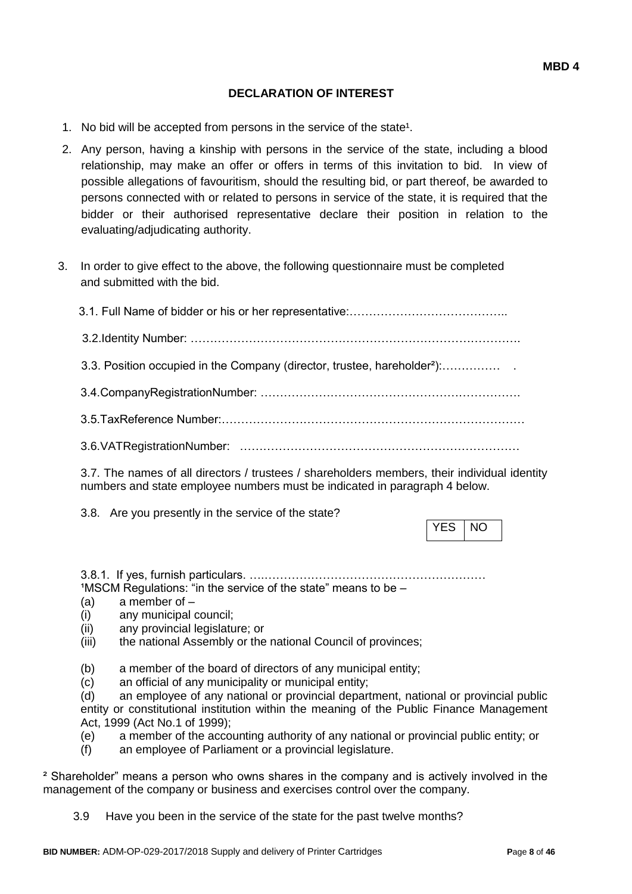**MBD 4**

## DECLARATION OF INTEREST

1. No bid will be accepted from persons in the service of the state[1].

2. Any person, having a kinship with persons in the service of the state, including a blood relationship, may make an offer or offers in terms of this invitation to bid. In view of possible allegations of favouritism, should the resulting bid, or part thereof, be awarded to persons connected with or related to persons in service of the state, it is required that the bidder or their authorised representative declare their position in relation to the evaluating/adjudicating authority.

3. In order to give effect to the above, the following questionnaire must be completed and submitted with the bid.

   3.1. Full Name of bidder or his or her representative:…………………………………..

   3.2.Identity Number: ……………………………………………………………………….

   3.3. Position occupied in the Company (director, trustee, hareholder[2]):…………… .

   3.4.CompanyRegistrationNumber: ………………………………………………………….

   3.5.TaxReference Number:……….………………………….…………………….………

   3.6.VATRegistrationNumber: ………………………………………………………………

   3.7. The names of all directors / trustees / shareholders members, their individual identity numbers and state employee numbers must be indicated in paragraph 4 below.

   3.8. Are you presently in the service of the state?

   | YES | NO |
   |---|---|

   3.8.1. If yes, furnish particulars. ….……………………………………………………

[1]MSCM Regulations: "in the service of the state" means to be –

(a) a member of –
(i) any municipal council;
(ii) any provincial legislature; or
(iii) the national Assembly or the national Council of provinces;

(b) a member of the board of directors of any municipal entity;
(c) an official of any municipality or municipal entity;
(d) an employee of any national or provincial department, national or provincial public entity or constitutional institution within the meaning of the Public Finance Management Act, 1999 (Act No.1 of 1999);
(e) a member of the accounting authority of any national or provincial public entity; or
(f) an employee of Parliament or a provincial legislature.

[2] Shareholder" means a person who owns shares in the company and is actively involved in the management of the company or business and exercises control over the company.

   3.9 Have you been in the service of the state for the past twelve months?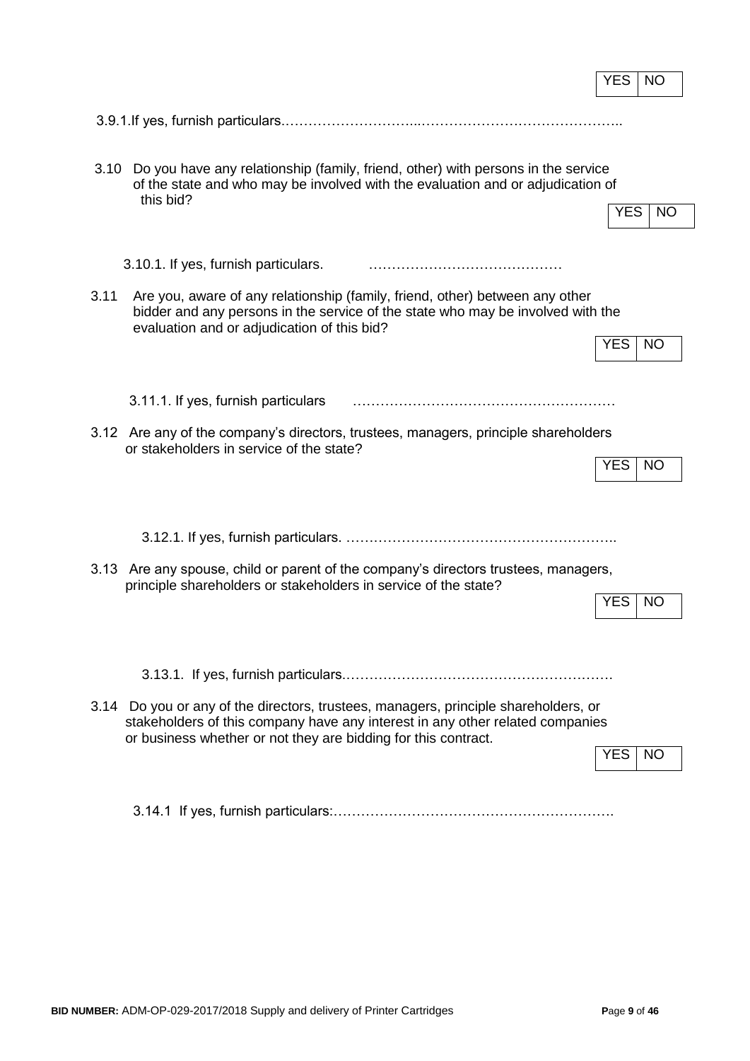| YES | NO |
|---|---|

3.9.1.If yes, furnish particulars.…………………………...……………………………………..

3.10 Do you have any relationship (family, friend, other) with persons in the service of the state and who may be involved with the evaluation and or adjudication of this bid?

| YES | NO |
|---|---|

3.10.1. If yes, furnish particulars. ……………………………………

3.11 Are you, aware of any relationship (family, friend, other) between any other bidder and any persons in the service of the state who may be involved with the evaluation and or adjudication of this bid?

| YES | NO |
|---|---|

3.11.1. If yes, furnish particulars ………………………………………………….

3.12 Are any of the company's directors, trustees, managers, principle shareholders or stakeholders in service of the state?

| YES | NO |
|---|---|

3.12.1. If yes, furnish particulars. ……..…………………………………………..

3.13 Are any spouse, child or parent of the company's directors trustees, managers, principle shareholders or stakeholders in service of the state?

| YES | NO |
|---|---|

3.13.1. If yes, furnish particulars.………………………………………………….

3.14 Do you or any of the directors, trustees, managers, principle shareholders, or stakeholders of this company have any interest in any other related companies or business whether or not they are bidding for this contract.

| YES | NO |
|---|---|

3.14.1 If yes, furnish particulars:…………………………………………………….

**BID NUMBER:** ADM-OP-029-2017/2018 Supply and delivery of Printer Cartridges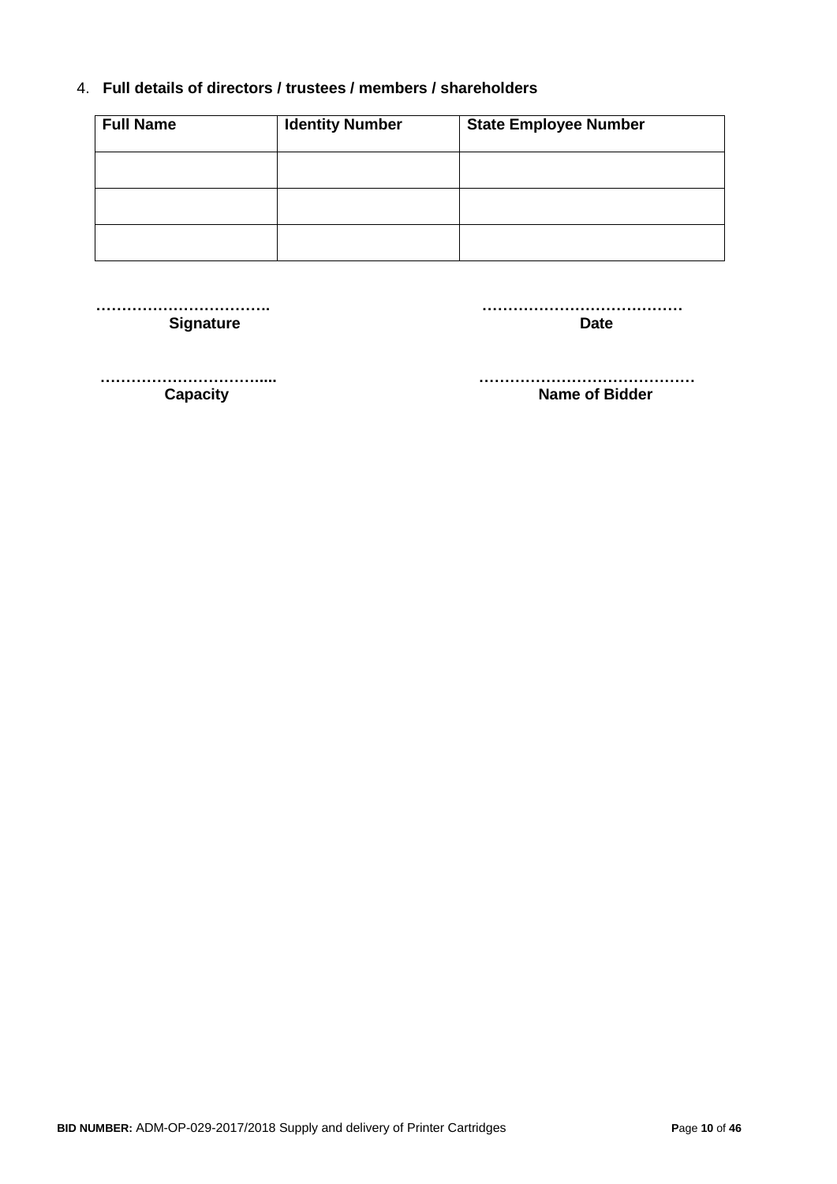4. **Full details of directors / trustees / members / shareholders**

| Full Name | Identity Number | State Employee Number |
|---|---|---|
| | | |
| | | |
| | | |

| | |
|---|---|
| **…………………………….** | **…………………………………** |
| **Signature** | **Date** |
| **…………………………....** | **……………………………………** |
| **Capacity** | **Name of Bidder** |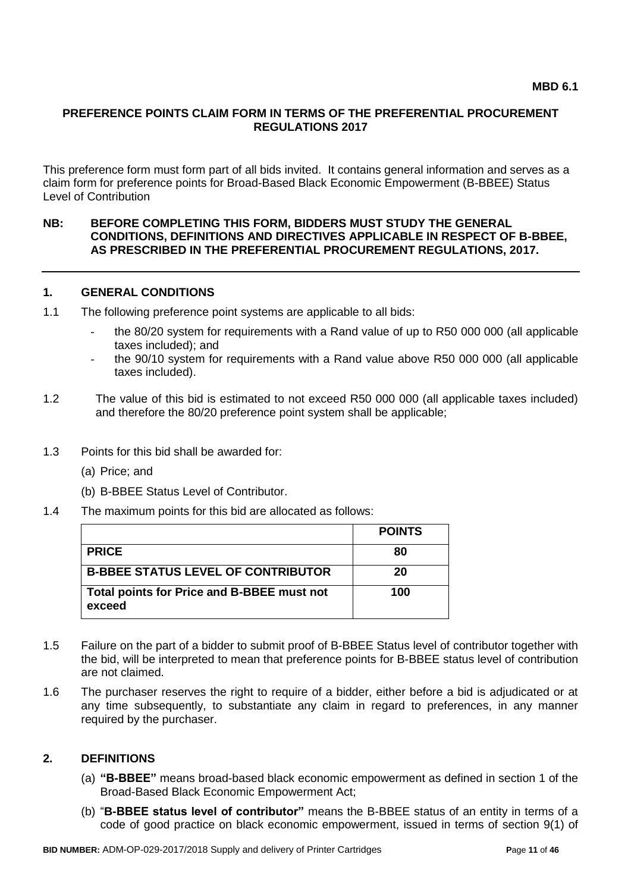**MBD 6.1**

## PREFERENCE POINTS CLAIM FORM IN TERMS OF THE PREFERENTIAL PROCUREMENT REGULATIONS 2017

This preference form must form part of all bids invited. It contains general information and serves as a claim form for preference points for Broad-Based Black Economic Empowerment (B-BBEE) Status Level of Contribution

**NB: BEFORE COMPLETING THIS FORM, BIDDERS MUST STUDY THE GENERAL CONDITIONS, DEFINITIONS AND DIRECTIVES APPLICABLE IN RESPECT OF B-BBEE, AS PRESCRIBED IN THE PREFERENTIAL PROCUREMENT REGULATIONS, 2017.**

### 1. GENERAL CONDITIONS

1.1 The following preference point systems are applicable to all bids:

- the 80/20 system for requirements with a Rand value of up to R50 000 000 (all applicable taxes included); and
- the 90/10 system for requirements with a Rand value above R50 000 000 (all applicable taxes included).

1.2 The value of this bid is estimated to not exceed R50 000 000 (all applicable taxes included) and therefore the 80/20 preference point system shall be applicable;

1.3 Points for this bid shall be awarded for:

(a) Price; and

(b) B-BBEE Status Level of Contributor.

1.4 The maximum points for this bid are allocated as follows:

| | **POINTS** |
|---|---|
| **PRICE** | **80** |
| **B-BBEE STATUS LEVEL OF CONTRIBUTOR** | **20** |
| **Total points for Price and B-BBEE must not exceed** | **100** |

1.5 Failure on the part of a bidder to submit proof of B-BBEE Status level of contributor together with the bid, will be interpreted to mean that preference points for B-BBEE status level of contribution are not claimed.

1.6 The purchaser reserves the right to require of a bidder, either before a bid is adjudicated or at any time subsequently, to substantiate any claim in regard to preferences, in any manner required by the purchaser.

### 2. DEFINITIONS

(a) **"B-BBEE"** means broad-based black economic empowerment as defined in section 1 of the Broad-Based Black Economic Empowerment Act;

(b) "**B-BBEE status level of contributor"** means the B-BBEE status of an entity in terms of a code of good practice on black economic empowerment, issued in terms of section 9(1) of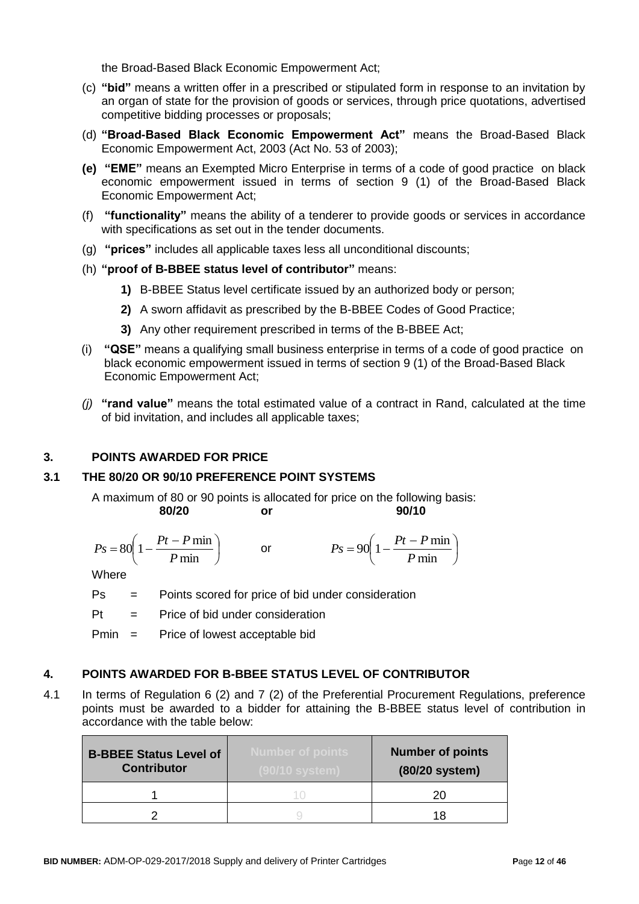the Broad-Based Black Economic Empowerment Act;

(c) **"bid"** means a written offer in a prescribed or stipulated form in response to an invitation by an organ of state for the provision of goods or services, through price quotations, advertised competitive bidding processes or proposals;

(d) **"Broad-Based Black Economic Empowerment Act"** means the Broad-Based Black Economic Empowerment Act, 2003 (Act No. 53 of 2003);

**(e)** **"EME"** means an Exempted Micro Enterprise in terms of a code of good practice on black economic empowerment issued in terms of section 9 (1) of the Broad-Based Black Economic Empowerment Act;

(f) **"functionality"** means the ability of a tenderer to provide goods or services in accordance with specifications as set out in the tender documents.

(g) **"prices"** includes all applicable taxes less all unconditional discounts;

(h) **"proof of B-BBEE status level of contributor"** means:

**1)** B-BBEE Status level certificate issued by an authorized body or person;

**2)** A sworn affidavit as prescribed by the B-BBEE Codes of Good Practice;

**3)** Any other requirement prescribed in terms of the B-BBEE Act;

(i) **"QSE"** means a qualifying small business enterprise in terms of a code of good practice on black economic empowerment issued in terms of section 9 (1) of the Broad-Based Black Economic Empowerment Act;

*(j)* **"rand value"** means the total estimated value of a contract in Rand, calculated at the time of bid invitation, and includes all applicable taxes;

## 3. POINTS AWARDED FOR PRICE

### 3.1 THE 80/20 OR 90/10 PREFERENCE POINT SYSTEMS

A maximum of 80 or 90 points is allocated for price on the following basis:

**80/20** **or** **90/10**

$$Ps = 80\left(1 - \frac{Pt - P\min}{P\min}\right) \quad \text{or} \quad Ps = 90\left(1 - \frac{Pt - P\min}{P\min}\right)$$

Where

Ps = Points scored for price of bid under consideration

Pt = Price of bid under consideration

Pmin = Price of lowest acceptable bid

## 4. POINTS AWARDED FOR B-BBEE STATUS LEVEL OF CONTRIBUTOR

4.1 In terms of Regulation 6 (2) and 7 (2) of the Preferential Procurement Regulations, preference points must be awarded to a bidder for attaining the B-BBEE status level of contribution in accordance with the table below:

| B-BBEE Status Level of Contributor | Number of points (90/10 system) | Number of points (80/20 system) |
|---|---|---|
| 1 | 10 | 20 |
| 2 | 9 | 18 |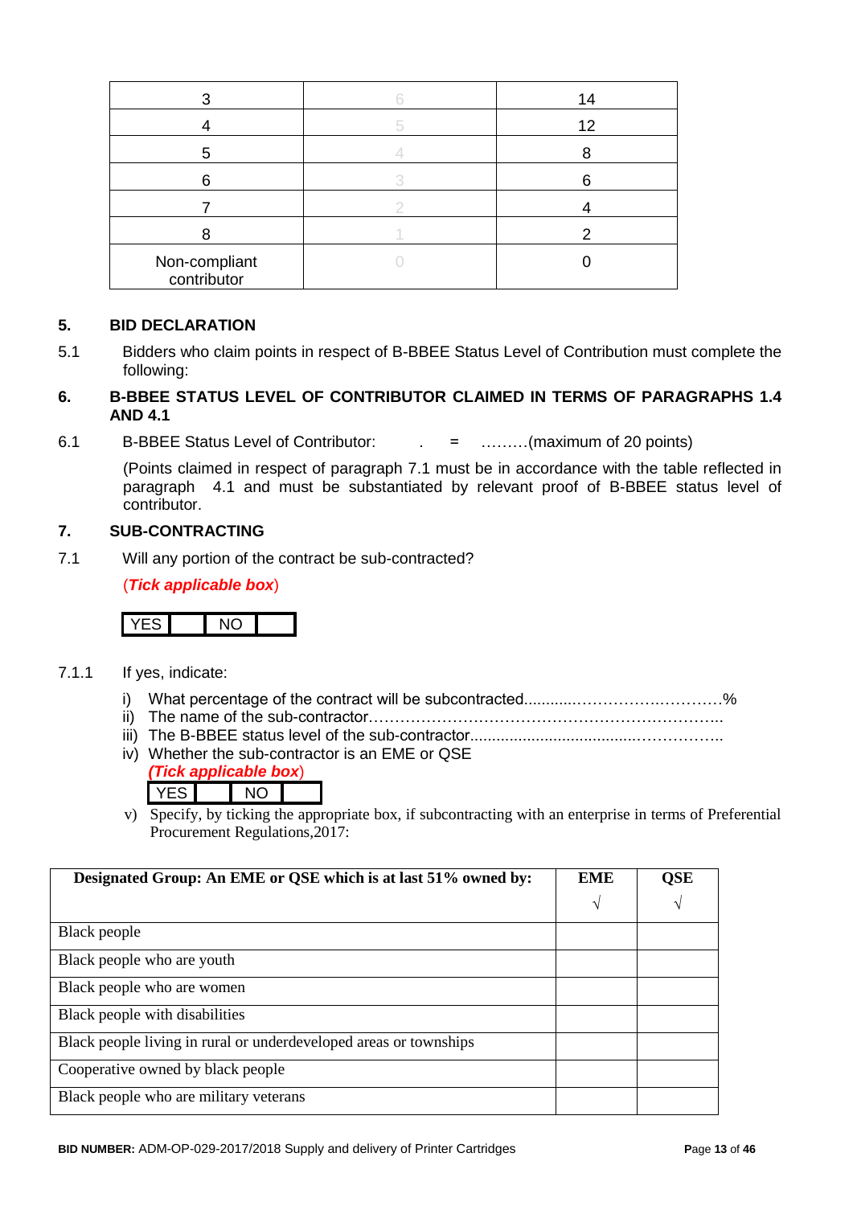| 3 | 6 | 14 |
|---|---|---|
| 4 | 5 | 12 |
| 5 | 4 | 8 |
| 6 | 3 | 6 |
| 7 | 2 | 4 |
| 8 | 1 | 2 |
| Non-compliant contributor | 0 | 0 |

## 5. BID DECLARATION

5.1 Bidders who claim points in respect of B-BBEE Status Level of Contribution must complete the following:

## 6. B-BBEE STATUS LEVEL OF CONTRIBUTOR CLAIMED IN TERMS OF PARAGRAPHS 1.4 AND 4.1

6.1 B-BBEE Status Level of Contributor: . = ………(maximum of 20 points)

(Points claimed in respect of paragraph 7.1 must be in accordance with the table reflected in paragraph 4.1 and must be substantiated by relevant proof of B-BBEE status level of contributor.

## 7. SUB-CONTRACTING

7.1 Will any portion of the contract be sub-contracted?

(***Tick applicable box***)

| YES | | NO | |
|---|---|---|---|

7.1.1 If yes, indicate:

i) What percentage of the contract will be subcontracted............…………….…………%
ii) The name of the sub-contractor…………………………………………………………..
iii) The B-BBEE status level of the sub-contractor......................................……………..
iv) Whether the sub-contractor is an EME or QSE
***(Tick applicable box)***

| YES | | NO | |
|---|---|---|---|

v) Specify, by ticking the appropriate box, if subcontracting with an enterprise in terms of Preferential Procurement Regulations,2017:

| Designated Group: An EME or QSE which is at last 51% owned by: | EME √ | QSE √ |
|---|---|---|
| Black people | | |
| Black people who are youth | | |
| Black people who are women | | |
| Black people with disabilities | | |
| Black people living in rural or underdeveloped areas or townships | | |
| Cooperative owned by black people | | |
| Black people who are military veterans | | |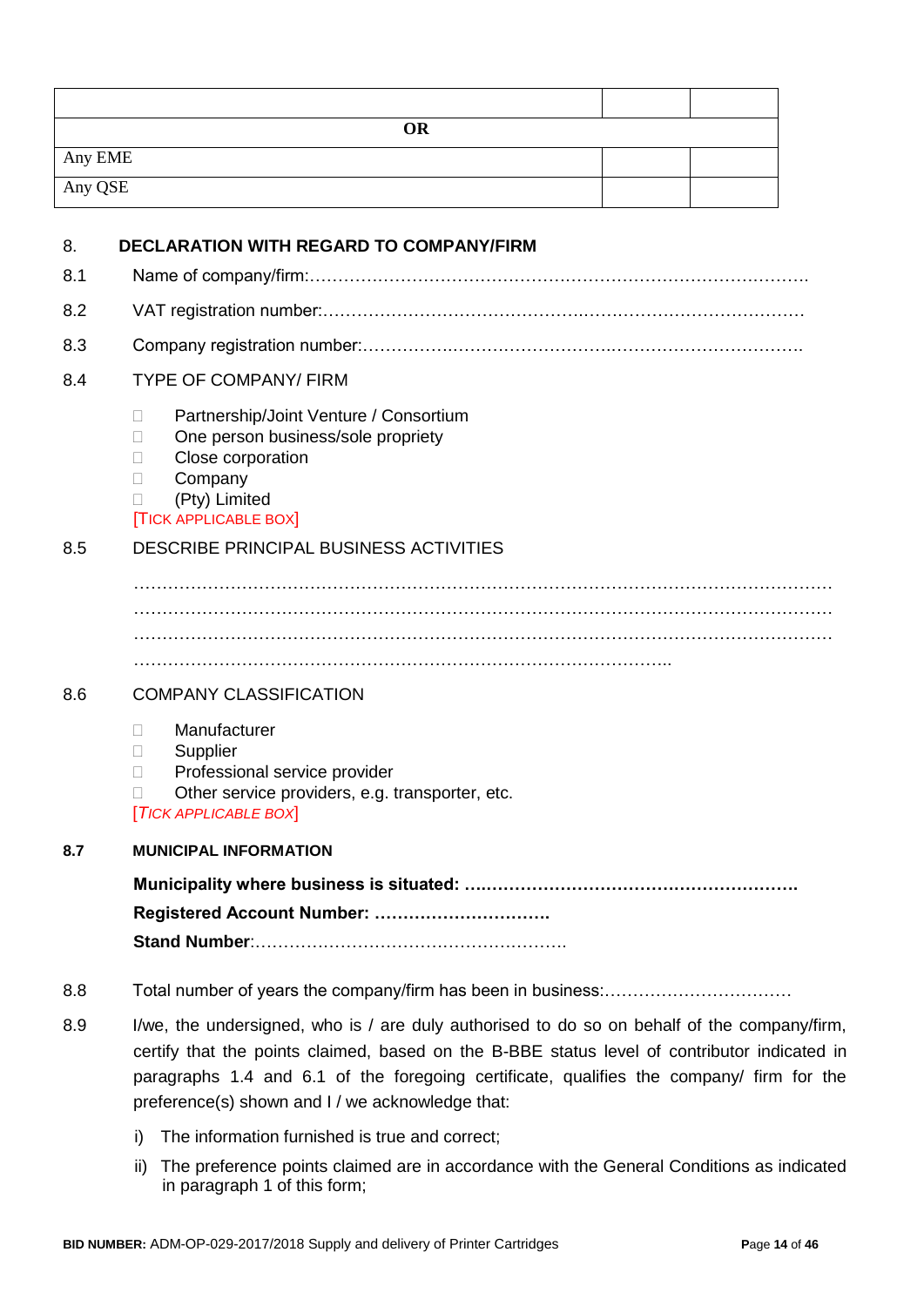| | | |
|---|---|---|
| **OR** | | |
| Any EME | | |
| Any QSE | | |

## 8. DECLARATION WITH REGARD TO COMPANY/FIRM

8.1 Name of company/firm:…………………………………………………………………………….

8.2 VAT registration number:……………………………………….……………………………

8.3 Company registration number:…………….……………………….…………………………….

8.4 TYPE OF COMPANY/ FIRM

- ☐ Partnership/Joint Venture / Consortium
- ☐ One person business/sole propriety
- ☐ Close corporation
- ☐ Company
- ☐ (Pty) Limited

[TICK APPLICABLE BOX]

8.5 DESCRIBE PRINCIPAL BUSINESS ACTIVITIES

…………………………………………………………………………………………………………
…………………………………………………………………………………………………………
…………………………………………………………………………………………………………
………………………………………………………………………………………..

8.6 COMPANY CLASSIFICATION

- ☐ Manufacturer
- ☐ Supplier
- ☐ Professional service provider
- ☐ Other service providers, e.g. transporter, etc.

[*TICK APPLICABLE BOX*]

**8.7 MUNICIPAL INFORMATION**

**Municipality where business is situated: ….………………………………………………….**

**Registered Account Number: ………………………….**

**Stand Number**:……………………………………………….

8.8 Total number of years the company/firm has been in business:……………………………

8.9 I/we, the undersigned, who is / are duly authorised to do so on behalf of the company/firm, certify that the points claimed, based on the B-BBE status level of contributor indicated in paragraphs 1.4 and 6.1 of the foregoing certificate, qualifies the company/ firm for the preference(s) shown and I / we acknowledge that:

i) The information furnished is true and correct;

ii) The preference points claimed are in accordance with the General Conditions as indicated in paragraph 1 of this form;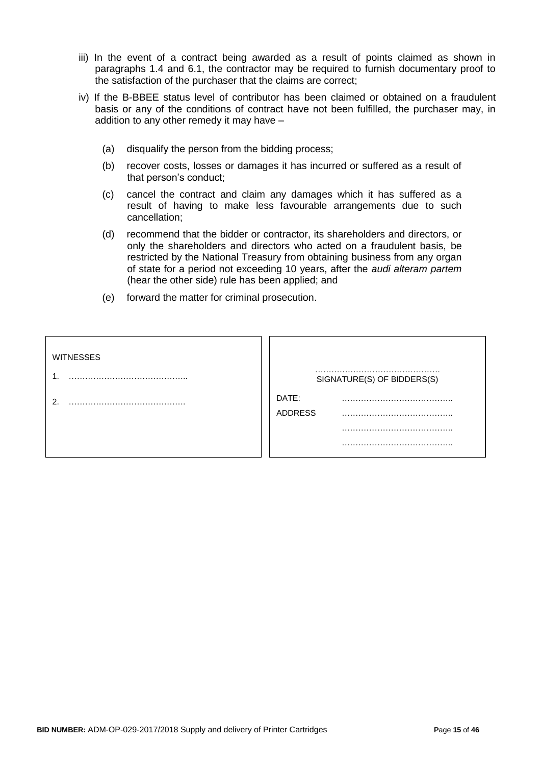iii) In the event of a contract being awarded as a result of points claimed as shown in paragraphs 1.4 and 6.1, the contractor may be required to furnish documentary proof to the satisfaction of the purchaser that the claims are correct;

iv) If the B-BBEE status level of contributor has been claimed or obtained on a fraudulent basis or any of the conditions of contract have not been fulfilled, the purchaser may, in addition to any other remedy it may have –

(a) disqualify the person from the bidding process;

(b) recover costs, losses or damages it has incurred or suffered as a result of that person's conduct;

(c) cancel the contract and claim any damages which it has suffered as a result of having to make less favourable arrangements due to such cancellation;

(d) recommend that the bidder or contractor, its shareholders and directors, or only the shareholders and directors who acted on a fraudulent basis, be restricted by the National Treasury from obtaining business from any organ of state for a period not exceeding 10 years, after the *audi alteram partem* (hear the other side) rule has been applied; and

(e) forward the matter for criminal prosecution.

| WITNESSES | |
|---|---|
| 1. ……………………………………. | ………………………………………. SIGNATURE(S) OF BIDDERS(S) |
| 2. ……………………………………. | DATE: ………………………………….. |
| | ADDRESS ………………………………….. |
| | ………………………………….. |
| | ………………………………….. |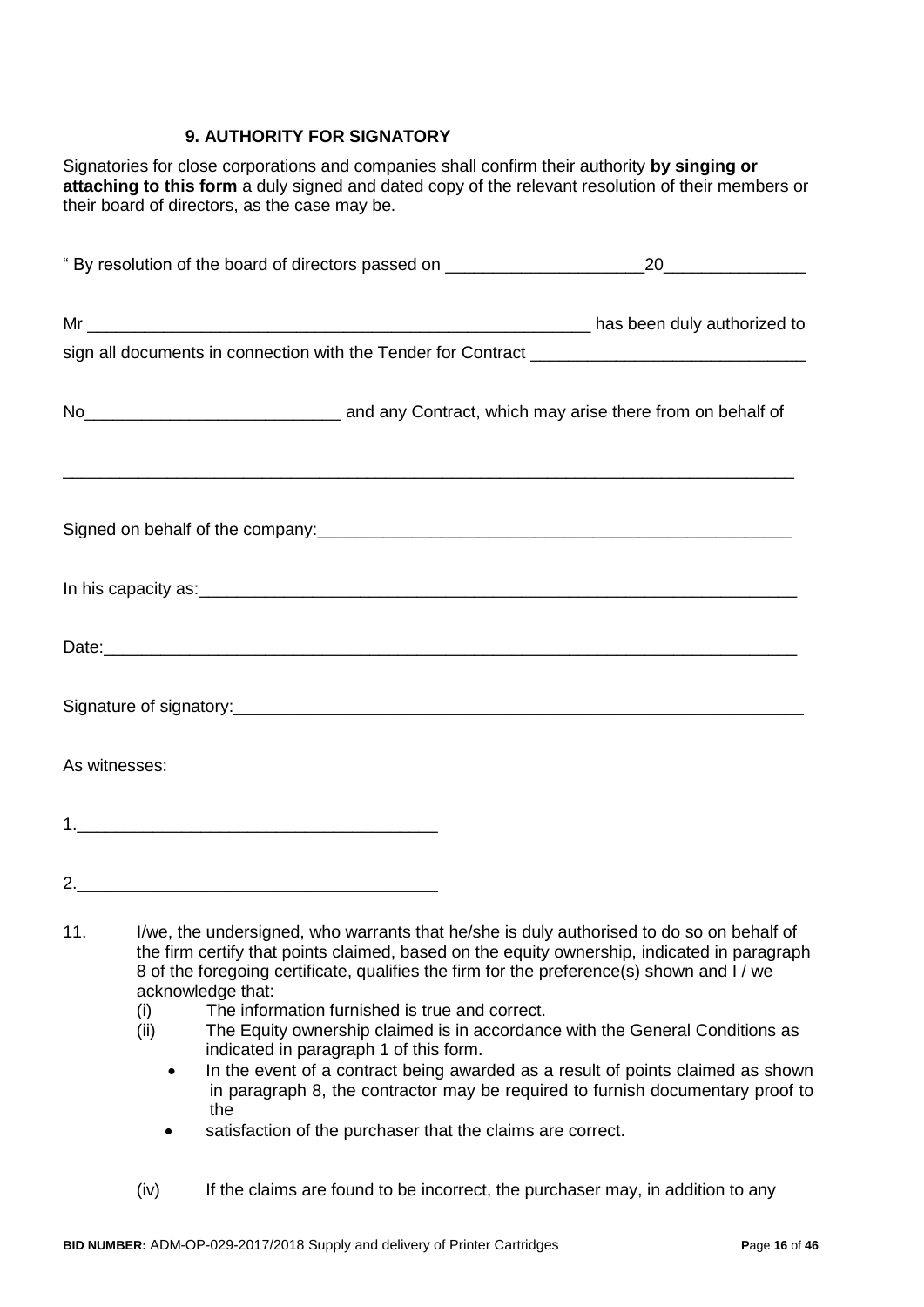### 9. AUTHORITY FOR SIGNATORY

Signatories for close corporations and companies shall confirm their authority **by singing or attaching to this form** a duly signed and dated copy of the relevant resolution of their members or their board of directors, as the case may be.

" By resolution of the board of directors passed on _____________________20_______________

Mr _______________________________________________________ has been duly authorized to sign all documents in connection with the Tender for Contract _____________________________

No___________________________ and any Contract, which may arise there from on behalf of

_________________________________________________________________________________

Signed on behalf of the company:_____________________________________________________

In his capacity as:_________________________________________________________________

Date:____________________________________________________________________________

Signature of signatory:_____________________________________________________________

As witnesses:

1.______________________________________

2.______________________________________

11. I/we, the undersigned, who warrants that he/she is duly authorised to do so on behalf of the firm certify that points claimed, based on the equity ownership, indicated in paragraph 8 of the foregoing certificate, qualifies the firm for the preference(s) shown and I / we acknowledge that:
    - (i) The information furnished is true and correct.
    - (ii) The Equity ownership claimed is in accordance with the General Conditions as indicated in paragraph 1 of this form.
        - In the event of a contract being awarded as a result of points claimed as shown in paragraph 8, the contractor may be required to furnish documentary proof to the
        - satisfaction of the purchaser that the claims are correct.
    - (iv) If the claims are found to be incorrect, the purchaser may, in addition to any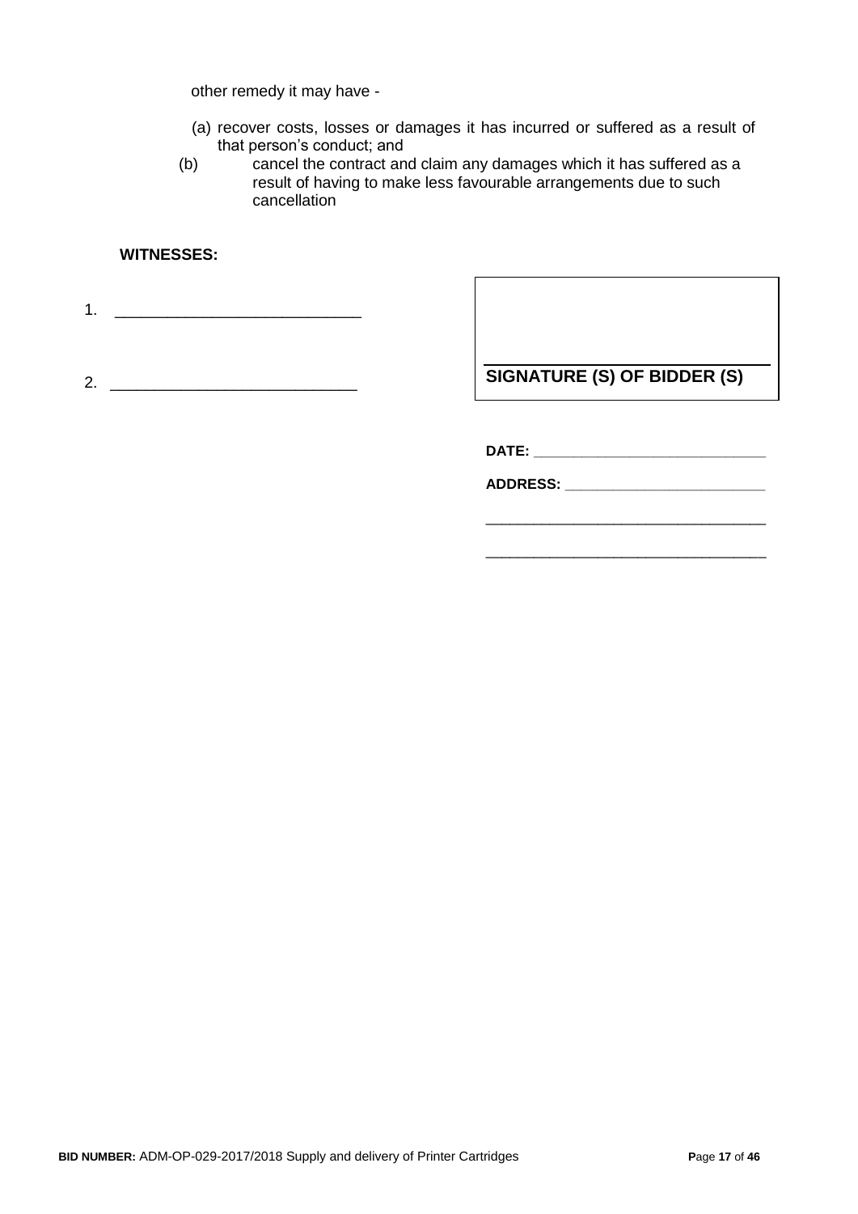other remedy it may have -

(a) recover costs, losses or damages it has incurred or suffered as a result of that person's conduct; and

(b) cancel the contract and claim any damages which it has suffered as a result of having to make less favourable arrangements due to such cancellation

**WITNESSES:**

1. ____________________________

2. ____________________________

| |
|---|
| **SIGNATURE (S) OF BIDDER (S)** |

**DATE:** ____________________________

**ADDRESS:** ____________________________

____________________________________

____________________________________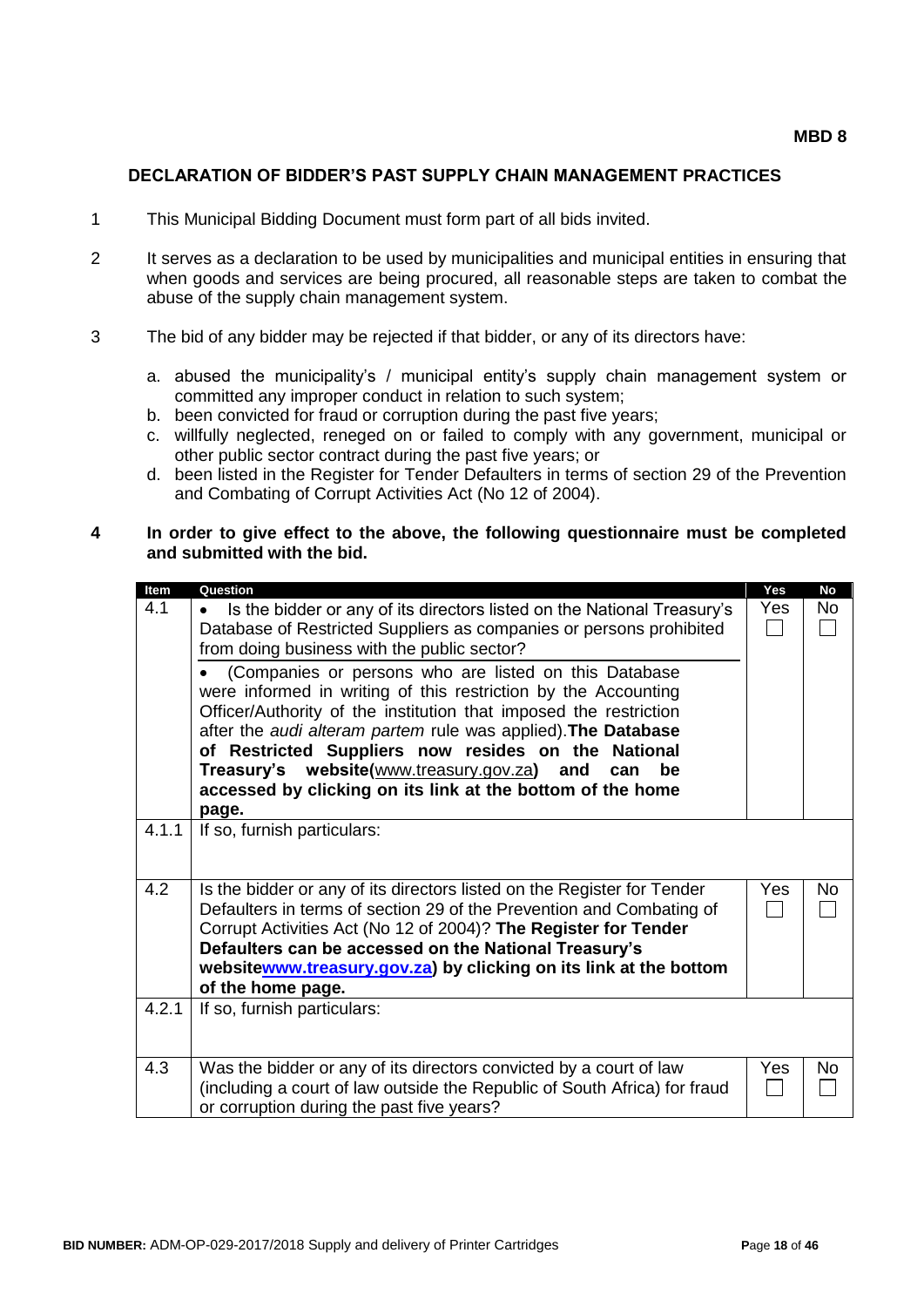**MBD 8**

## DECLARATION OF BIDDER'S PAST SUPPLY CHAIN MANAGEMENT PRACTICES

1. This Municipal Bidding Document must form part of all bids invited.

2. It serves as a declaration to be used by municipalities and municipal entities in ensuring that when goods and services are being procured, all reasonable steps are taken to combat the abuse of the supply chain management system.

3. The bid of any bidder may be rejected if that bidder, or any of its directors have:

   a. abused the municipality's / municipal entity's supply chain management system or committed any improper conduct in relation to such system;
   b. been convicted for fraud or corruption during the past five years;
   c. willfully neglected, reneged on or failed to comply with any government, municipal or other public sector contract during the past five years; or
   d. been listed in the Register for Tender Defaulters in terms of section 29 of the Prevention and Combating of Corrupt Activities Act (No 12 of 2004).

4. **In order to give effect to the above, the following questionnaire must be completed and submitted with the bid.**

| Item | Question | Yes | No |
|---|---|---|---|
| 4.1 | • Is the bidder or any of its directors listed on the National Treasury's Database of Restricted Suppliers as companies or persons prohibited from doing business with the public sector?<br>• (Companies or persons who are listed on this Database were informed in writing of this restriction by the Accounting Officer/Authority of the institution that imposed the restriction after the *audi alteram partem* rule was applied). **The Database of Restricted Suppliers now resides on the National Treasury's website(www.treasury.gov.za) and can be accessed by clicking on its link at the bottom of the home page.** | Yes ☐ | No ☐ |
| 4.1.1 | If so, furnish particulars: | | |
| 4.2 | Is the bidder or any of its directors listed on the Register for Tender Defaulters in terms of section 29 of the Prevention and Combating of Corrupt Activities Act (No 12 of 2004)? **The Register for Tender Defaulters can be accessed on the National Treasury's websitewww.treasury.gov.za) by clicking on its link at the bottom of the home page.** | Yes ☐ | No ☐ |
| 4.2.1 | If so, furnish particulars: | | |
| 4.3 | Was the bidder or any of its directors convicted by a court of law (including a court of law outside the Republic of South Africa) for fraud or corruption during the past five years? | Yes ☐ | No ☐ |

**BID NUMBER:** ADM-OP-029-2017/2018 Supply and delivery of Printer Cartridges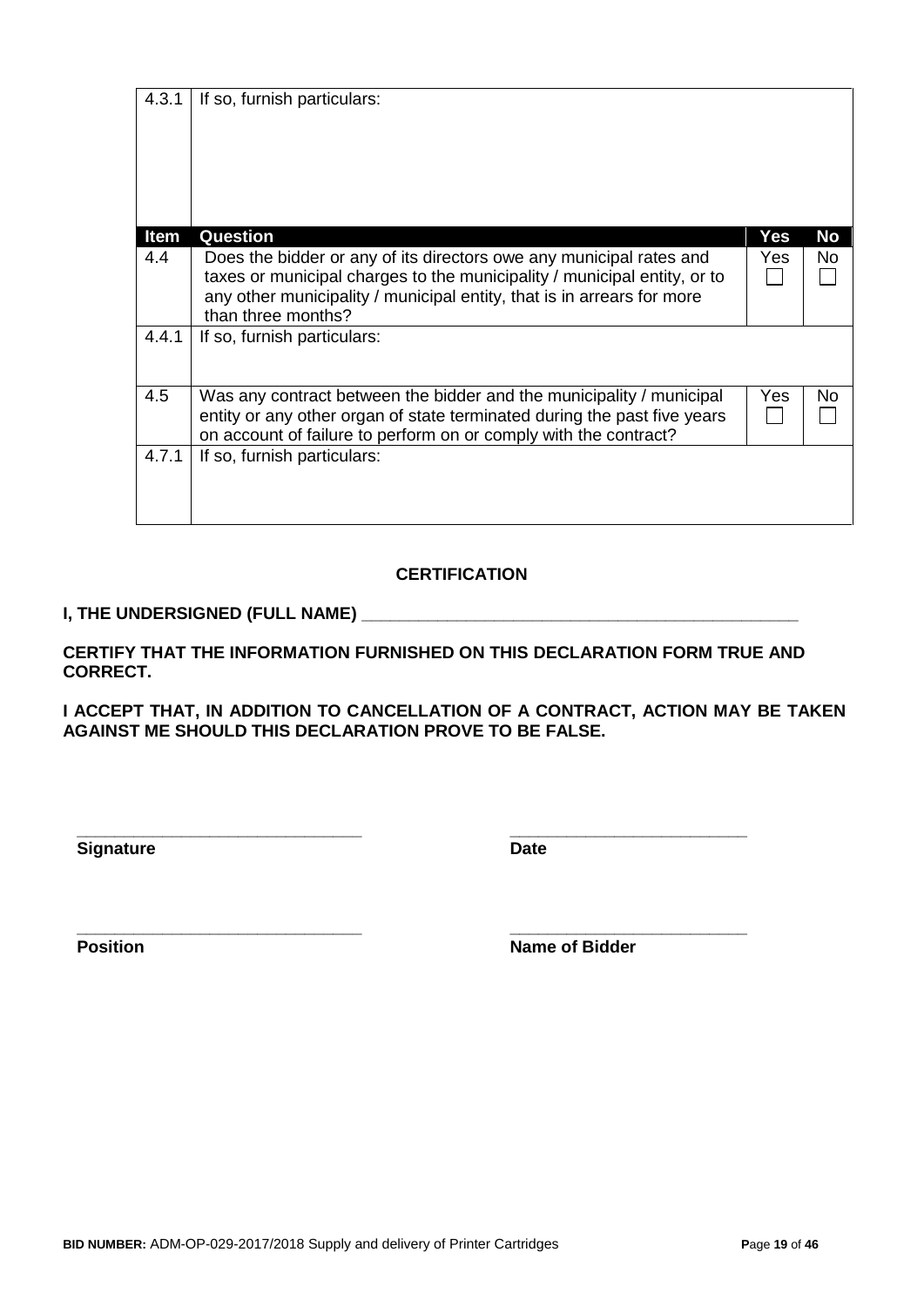| | | | |
|---|---|---|---|
| 4.3.1 | If so, furnish particulars: | | |
| **Item** | **Question** | **Yes** | **No** |
| 4.4 | Does the bidder or any of its directors owe any municipal rates and taxes or municipal charges to the municipality / municipal entity, or to any other municipality / municipal entity, that is in arrears for more than three months? | Yes ☐ | No ☐ |
| 4.4.1 | If so, furnish particulars: | | |
| 4.5 | Was any contract between the bidder and the municipality / municipal entity or any other organ of state terminated during the past five years on account of failure to perform on or comply with the contract? | Yes ☐ | No ☐ |
| 4.7.1 | If so, furnish particulars: | | |

**CERTIFICATION**

**I, THE UNDERSIGNED (FULL NAME) ________________________________________________**

**CERTIFY THAT THE INFORMATION FURNISHED ON THIS DECLARATION FORM TRUE AND CORRECT.**

**I ACCEPT THAT, IN ADDITION TO CANCELLATION OF A CONTRACT, ACTION MAY BE TAKEN AGAINST ME SHOULD THIS DECLARATION PROVE TO BE FALSE.**

______________________________ ______________________________

**Signature** **Date**

______________________________ ______________________________

**Position** **Name of Bidder**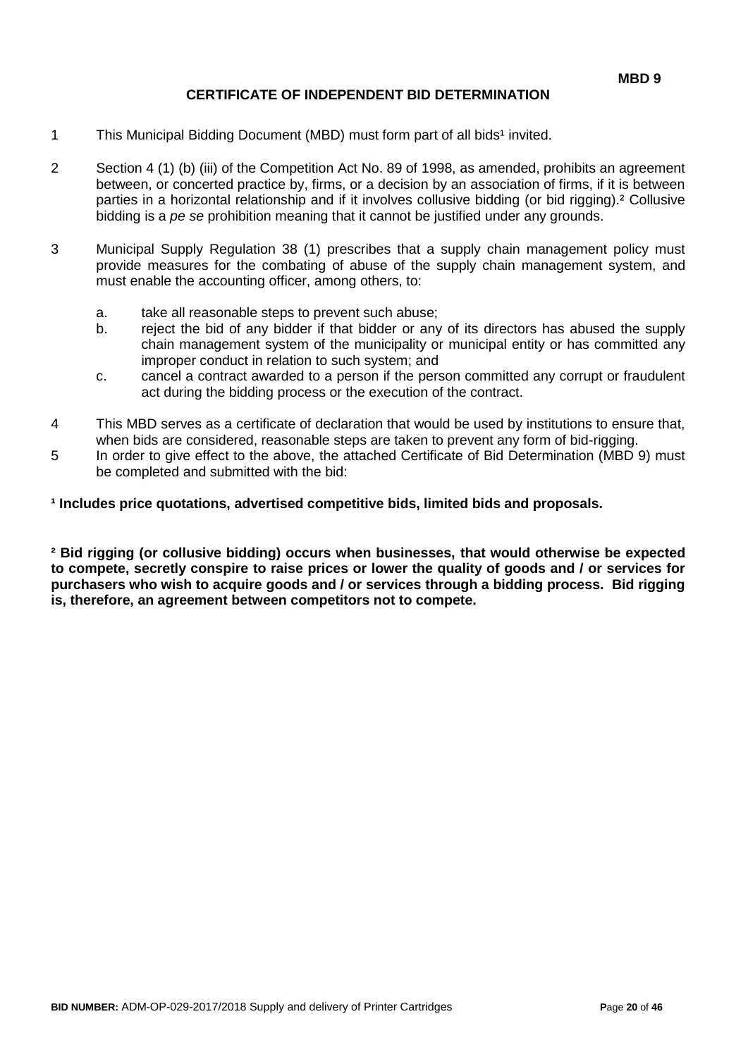**MBD 9**

## CERTIFICATE OF INDEPENDENT BID DETERMINATION

1. This Municipal Bidding Document (MBD) must form part of all bids[1] invited.

2. Section 4 (1) (b) (iii) of the Competition Act No. 89 of 1998, as amended, prohibits an agreement between, or concerted practice by, firms, or a decision by an association of firms, if it is between parties in a horizontal relationship and if it involves collusive bidding (or bid rigging).[2] Collusive bidding is a *pe se* prohibition meaning that it cannot be justified under any grounds.

3. Municipal Supply Regulation 38 (1) prescribes that a supply chain management policy must provide measures for the combating of abuse of the supply chain management system, and must enable the accounting officer, among others, to:

   a. take all reasonable steps to prevent such abuse;
   b. reject the bid of any bidder if that bidder or any of its directors has abused the supply chain management system of the municipality or municipal entity or has committed any improper conduct in relation to such system; and
   c. cancel a contract awarded to a person if the person committed any corrupt or fraudulent act during the bidding process or the execution of the contract.

4. This MBD serves as a certificate of declaration that would be used by institutions to ensure that, when bids are considered, reasonable steps are taken to prevent any form of bid-rigging.

5. In order to give effect to the above, the attached Certificate of Bid Determination (MBD 9) must be completed and submitted with the bid:

**[1] Includes price quotations, advertised competitive bids, limited bids and proposals.**

**[2] Bid rigging (or collusive bidding) occurs when businesses, that would otherwise be expected to compete, secretly conspire to raise prices or lower the quality of goods and / or services for purchasers who wish to acquire goods and / or services through a bidding process. Bid rigging is, therefore, an agreement between competitors not to compete.**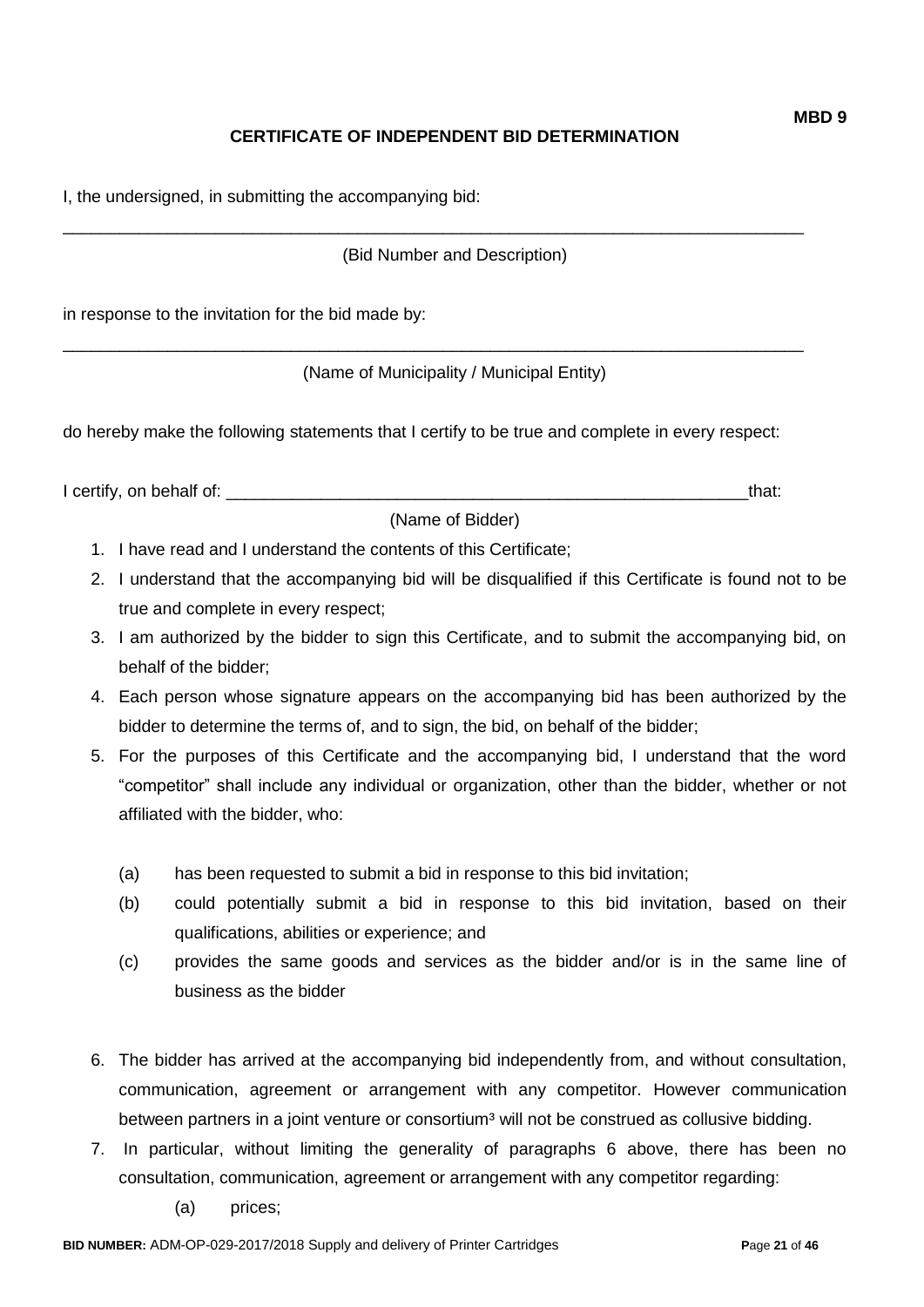**MBD 9**

**CERTIFICATE OF INDEPENDENT BID DETERMINATION**

I, the undersigned, in submitting the accompanying bid:

\_\_\_\_\_\_\_\_\_\_\_\_\_\_\_\_\_\_\_\_\_\_\_\_\_\_\_\_\_\_\_\_\_\_\_\_\_\_\_\_\_\_\_\_\_\_\_\_\_\_\_\_\_\_\_\_\_\_\_\_\_\_\_\_\_\_\_\_\_\_\_\_\_\_\_\_\_\_

(Bid Number and Description)

in response to the invitation for the bid made by:

\_\_\_\_\_\_\_\_\_\_\_\_\_\_\_\_\_\_\_\_\_\_\_\_\_\_\_\_\_\_\_\_\_\_\_\_\_\_\_\_\_\_\_\_\_\_\_\_\_\_\_\_\_\_\_\_\_\_\_\_\_\_\_\_\_\_\_\_\_\_\_\_\_\_\_\_\_\_

(Name of Municipality / Municipal Entity)

do hereby make the following statements that I certify to be true and complete in every respect:

I certify, on behalf of: \_\_\_\_\_\_\_\_\_\_\_\_\_\_\_\_\_\_\_\_\_\_\_\_\_\_\_\_\_\_\_\_\_\_\_\_\_\_\_\_\_\_\_\_\_\_\_\_\_\_\_\_\_\_\_\_\_\_that:

(Name of Bidder)

1. I have read and I understand the contents of this Certificate;
2. I understand that the accompanying bid will be disqualified if this Certificate is found not to be true and complete in every respect;
3. I am authorized by the bidder to sign this Certificate, and to submit the accompanying bid, on behalf of the bidder;
4. Each person whose signature appears on the accompanying bid has been authorized by the bidder to determine the terms of, and to sign, the bid, on behalf of the bidder;
5. For the purposes of this Certificate and the accompanying bid, I understand that the word "competitor" shall include any individual or organization, other than the bidder, whether or not affiliated with the bidder, who:

   (a) has been requested to submit a bid in response to this bid invitation;

   (b) could potentially submit a bid in response to this bid invitation, based on their qualifications, abilities or experience; and

   (c) provides the same goods and services as the bidder and/or is in the same line of business as the bidder

6. The bidder has arrived at the accompanying bid independently from, and without consultation, communication, agreement or arrangement with any competitor. However communication between partners in a joint venture or consortium[3] will not be construed as collusive bidding.
7. In particular, without limiting the generality of paragraphs 6 above, there has been no consultation, communication, agreement or arrangement with any competitor regarding:

   (a) prices;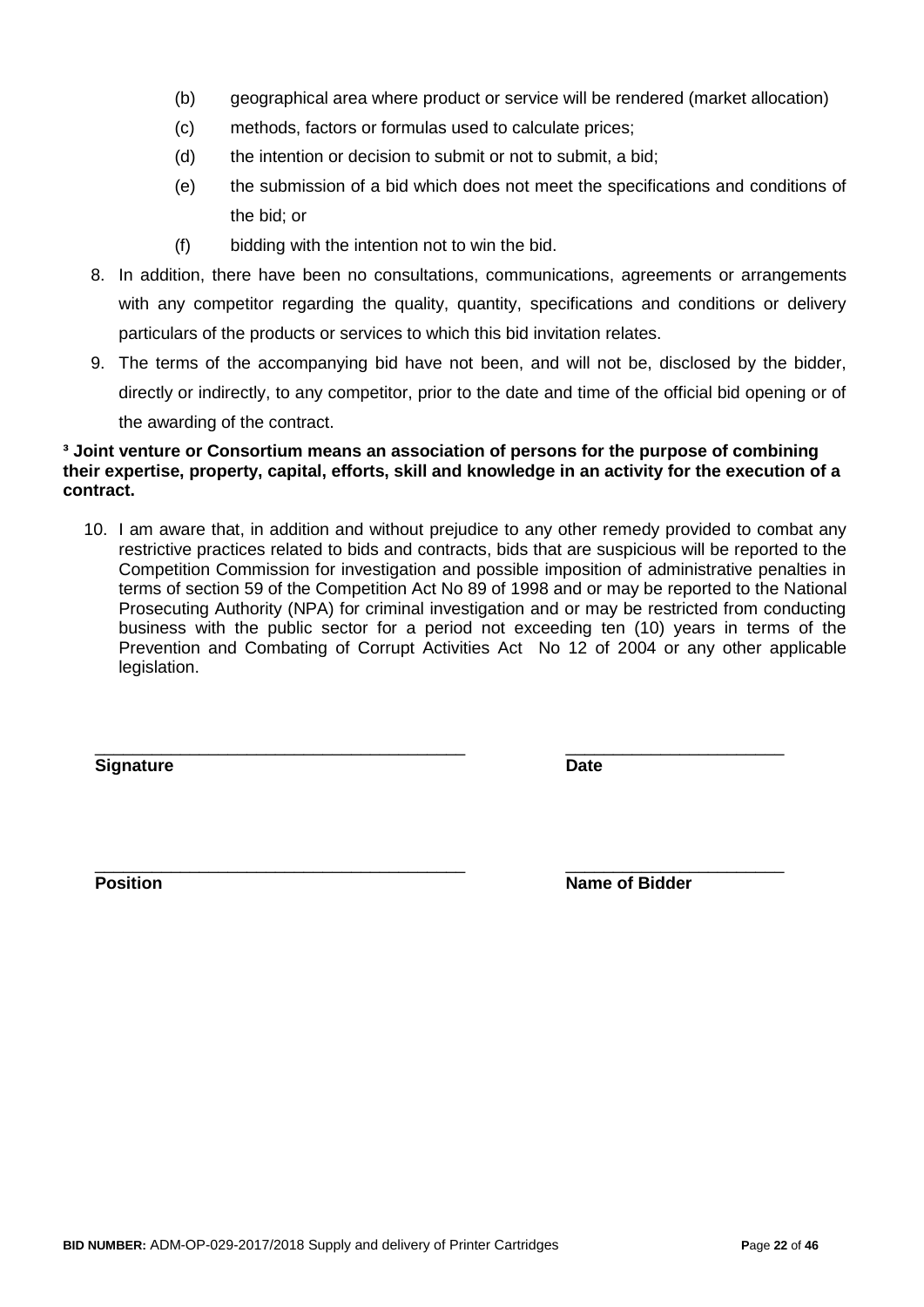(b) geographical area where product or service will be rendered (market allocation)

(c) methods, factors or formulas used to calculate prices;

(d) the intention or decision to submit or not to submit, a bid;

(e) the submission of a bid which does not meet the specifications and conditions of the bid; or

(f) bidding with the intention not to win the bid.

8. In addition, there have been no consultations, communications, agreements or arrangements with any competitor regarding the quality, quantity, specifications and conditions or delivery particulars of the products or services to which this bid invitation relates.

9. The terms of the accompanying bid have not been, and will not be, disclosed by the bidder, directly or indirectly, to any competitor, prior to the date and time of the official bid opening or of the awarding of the contract.

**[3] Joint venture or Consortium means an association of persons for the purpose of combining their expertise, property, capital, efforts, skill and knowledge in an activity for the execution of a contract.**

10. I am aware that, in addition and without prejudice to any other remedy provided to combat any restrictive practices related to bids and contracts, bids that are suspicious will be reported to the Competition Commission for investigation and possible imposition of administrative penalties in terms of section 59 of the Competition Act No 89 of 1998 and or may be reported to the National Prosecuting Authority (NPA) for criminal investigation and or may be restricted from conducting business with the public sector for a period not exceeding ten (10) years in terms of the Prevention and Combating of Corrupt Activities Act No 12 of 2004 or any other applicable legislation.

| | |
|---|---|
| ______________________________________ | ______________________ |
| **Signature** | **Date** |
| ______________________________________ | ______________________ |
| **Position** | **Name of Bidder** |

**BID NUMBER:** ADM-OP-029-2017/2018 Supply and delivery of Printer Cartridges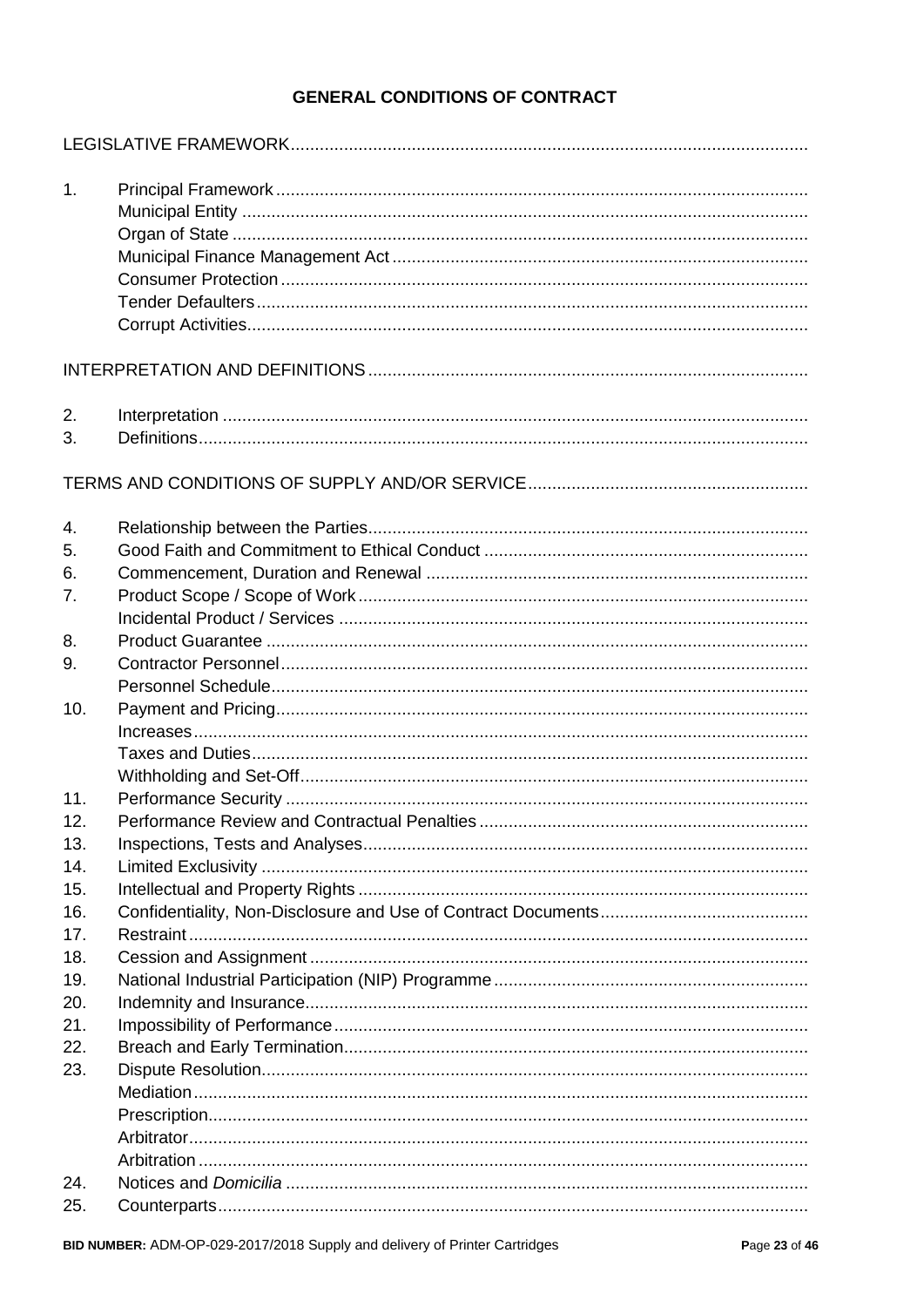# GENERAL CONDITIONS OF CONTRACT

LEGISLATIVE FRAMEWORK

1. Principal Framework
   - Municipal Entity
   - Organ of State
   - Municipal Finance Management Act
   - Consumer Protection
   - Tender Defaulters
   - Corrupt Activities

INTERPRETATION AND DEFINITIONS

2. Interpretation
3. Definitions

TERMS AND CONDITIONS OF SUPPLY AND/OR SERVICE

4. Relationship between the Parties
5. Good Faith and Commitment to Ethical Conduct
6. Commencement, Duration and Renewal
7. Product Scope / Scope of Work
   - Incidental Product / Services
8. Product Guarantee
9. Contractor Personnel
   - Personnel Schedule
10. Payment and Pricing
    - Increases
    - Taxes and Duties
    - Withholding and Set-Off
11. Performance Security
12. Performance Review and Contractual Penalties
13. Inspections, Tests and Analyses
14. Limited Exclusivity
15. Intellectual and Property Rights
16. Confidentiality, Non-Disclosure and Use of Contract Documents
17. Restraint
18. Cession and Assignment
19. National Industrial Participation (NIP) Programme
20. Indemnity and Insurance
21. Impossibility of Performance
22. Breach and Early Termination
23. Dispute Resolution
    - Mediation
    - Prescription
    - Arbitrator
    - Arbitration
24. Notices and *Domicilia*
25. Counterparts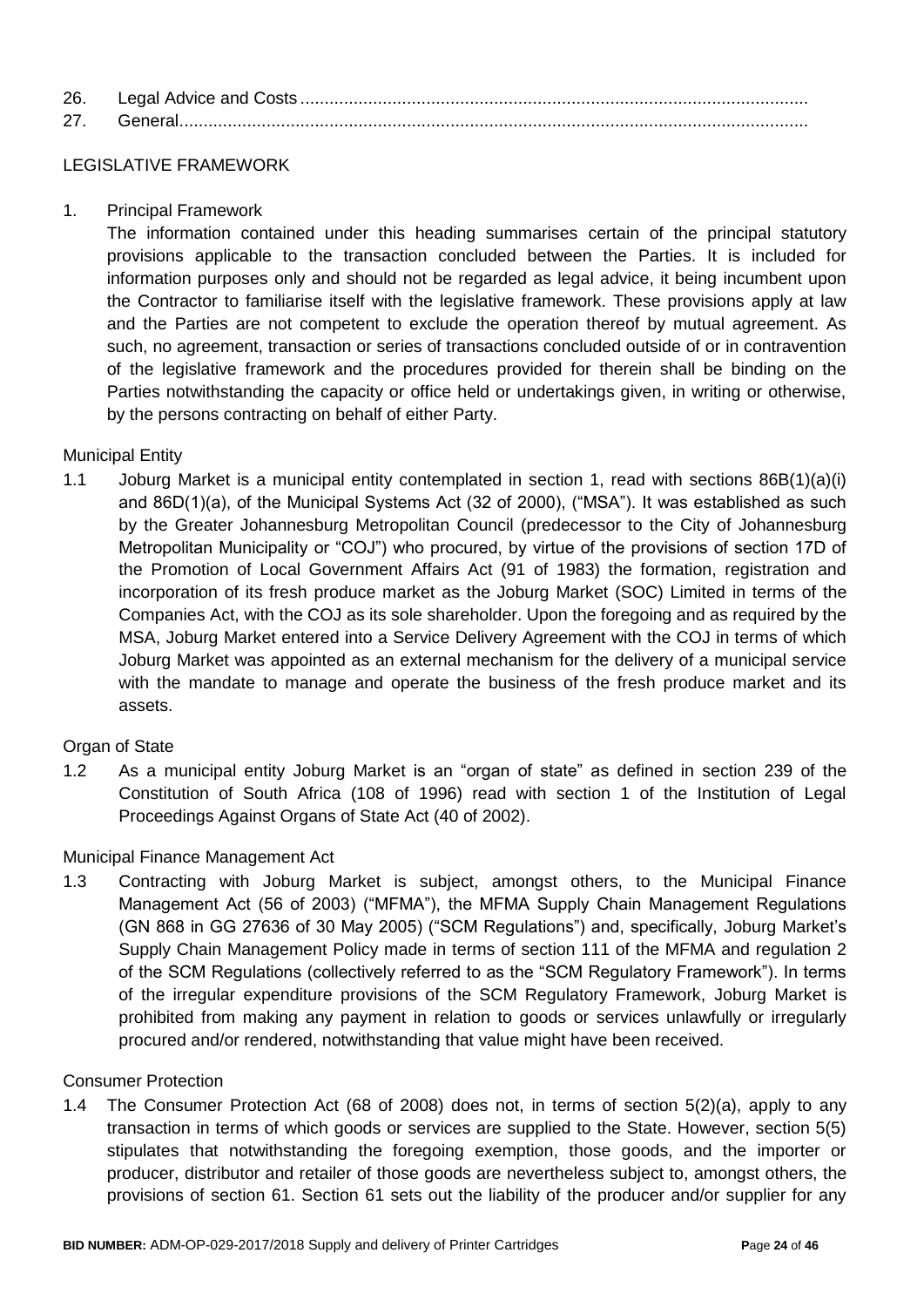26. Legal Advice and Costs .........................................................................................................
27. General.................................................................................................................................

LEGISLATIVE FRAMEWORK

1. Principal Framework

The information contained under this heading summarises certain of the principal statutory provisions applicable to the transaction concluded between the Parties. It is included for information purposes only and should not be regarded as legal advice, it being incumbent upon the Contractor to familiarise itself with the legislative framework. These provisions apply at law and the Parties are not competent to exclude the operation thereof by mutual agreement. As such, no agreement, transaction or series of transactions concluded outside of or in contravention of the legislative framework and the procedures provided for therein shall be binding on the Parties notwithstanding the capacity or office held or undertakings given, in writing or otherwise, by the persons contracting on behalf of either Party.

Municipal Entity

1.1 Joburg Market is a municipal entity contemplated in section 1, read with sections 86B(1)(a)(i) and 86D(1)(a), of the Municipal Systems Act (32 of 2000), ("MSA"). It was established as such by the Greater Johannesburg Metropolitan Council (predecessor to the City of Johannesburg Metropolitan Municipality or "COJ") who procured, by virtue of the provisions of section 17D of the Promotion of Local Government Affairs Act (91 of 1983) the formation, registration and incorporation of its fresh produce market as the Joburg Market (SOC) Limited in terms of the Companies Act, with the COJ as its sole shareholder. Upon the foregoing and as required by the MSA, Joburg Market entered into a Service Delivery Agreement with the COJ in terms of which Joburg Market was appointed as an external mechanism for the delivery of a municipal service with the mandate to manage and operate the business of the fresh produce market and its assets.

Organ of State

1.2 As a municipal entity Joburg Market is an "organ of state" as defined in section 239 of the Constitution of South Africa (108 of 1996) read with section 1 of the Institution of Legal Proceedings Against Organs of State Act (40 of 2002).

Municipal Finance Management Act

1.3 Contracting with Joburg Market is subject, amongst others, to the Municipal Finance Management Act (56 of 2003) ("MFMA"), the MFMA Supply Chain Management Regulations (GN 868 in GG 27636 of 30 May 2005) ("SCM Regulations") and, specifically, Joburg Market's Supply Chain Management Policy made in terms of section 111 of the MFMA and regulation 2 of the SCM Regulations (collectively referred to as the "SCM Regulatory Framework"). In terms of the irregular expenditure provisions of the SCM Regulatory Framework, Joburg Market is prohibited from making any payment in relation to goods or services unlawfully or irregularly procured and/or rendered, notwithstanding that value might have been received.

Consumer Protection

1.4 The Consumer Protection Act (68 of 2008) does not, in terms of section 5(2)(a), apply to any transaction in terms of which goods or services are supplied to the State. However, section 5(5) stipulates that notwithstanding the foregoing exemption, those goods, and the importer or producer, distributor and retailer of those goods are nevertheless subject to, amongst others, the provisions of section 61. Section 61 sets out the liability of the producer and/or supplier for any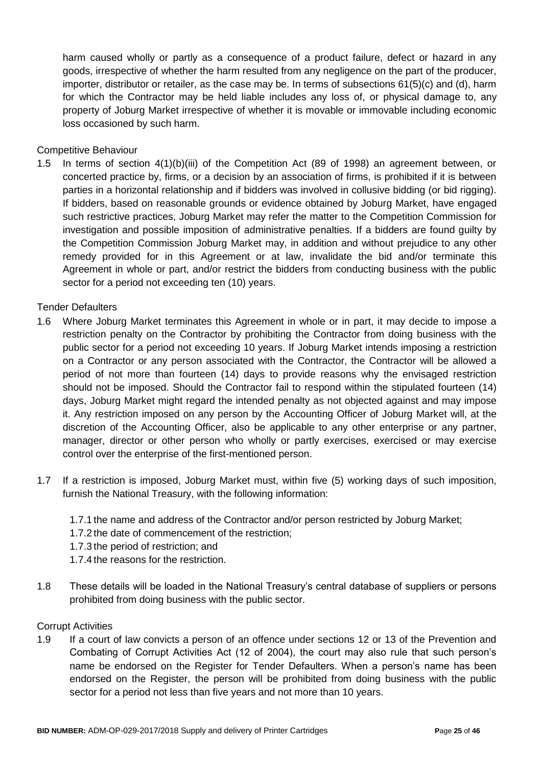harm caused wholly or partly as a consequence of a product failure, defect or hazard in any goods, irrespective of whether the harm resulted from any negligence on the part of the producer, importer, distributor or retailer, as the case may be. In terms of subsections 61(5)(c) and (d), harm for which the Contractor may be held liable includes any loss of, or physical damage to, any property of Joburg Market irrespective of whether it is movable or immovable including economic loss occasioned by such harm.

Competitive Behaviour

1.5 In terms of section 4(1)(b)(iii) of the Competition Act (89 of 1998) an agreement between, or concerted practice by, firms, or a decision by an association of firms, is prohibited if it is between parties in a horizontal relationship and if bidders was involved in collusive bidding (or bid rigging). If bidders, based on reasonable grounds or evidence obtained by Joburg Market, have engaged such restrictive practices, Joburg Market may refer the matter to the Competition Commission for investigation and possible imposition of administrative penalties. If a bidders are found guilty by the Competition Commission Joburg Market may, in addition and without prejudice to any other remedy provided for in this Agreement or at law, invalidate the bid and/or terminate this Agreement in whole or part, and/or restrict the bidders from conducting business with the public sector for a period not exceeding ten (10) years.

Tender Defaulters

1.6 Where Joburg Market terminates this Agreement in whole or in part, it may decide to impose a restriction penalty on the Contractor by prohibiting the Contractor from doing business with the public sector for a period not exceeding 10 years. If Joburg Market intends imposing a restriction on a Contractor or any person associated with the Contractor, the Contractor will be allowed a period of not more than fourteen (14) days to provide reasons why the envisaged restriction should not be imposed. Should the Contractor fail to respond within the stipulated fourteen (14) days, Joburg Market might regard the intended penalty as not objected against and may impose it. Any restriction imposed on any person by the Accounting Officer of Joburg Market will, at the discretion of the Accounting Officer, also be applicable to any other enterprise or any partner, manager, director or other person who wholly or partly exercises, exercised or may exercise control over the enterprise of the first-mentioned person.

1.7 If a restriction is imposed, Joburg Market must, within five (5) working days of such imposition, furnish the National Treasury, with the following information:

1.7.1 the name and address of the Contractor and/or person restricted by Joburg Market;
1.7.2 the date of commencement of the restriction;
1.7.3 the period of restriction; and
1.7.4 the reasons for the restriction.

1.8 These details will be loaded in the National Treasury's central database of suppliers or persons prohibited from doing business with the public sector.

Corrupt Activities

1.9 If a court of law convicts a person of an offence under sections 12 or 13 of the Prevention and Combating of Corrupt Activities Act (12 of 2004), the court may also rule that such person's name be endorsed on the Register for Tender Defaulters. When a person's name has been endorsed on the Register, the person will be prohibited from doing business with the public sector for a period not less than five years and not more than 10 years.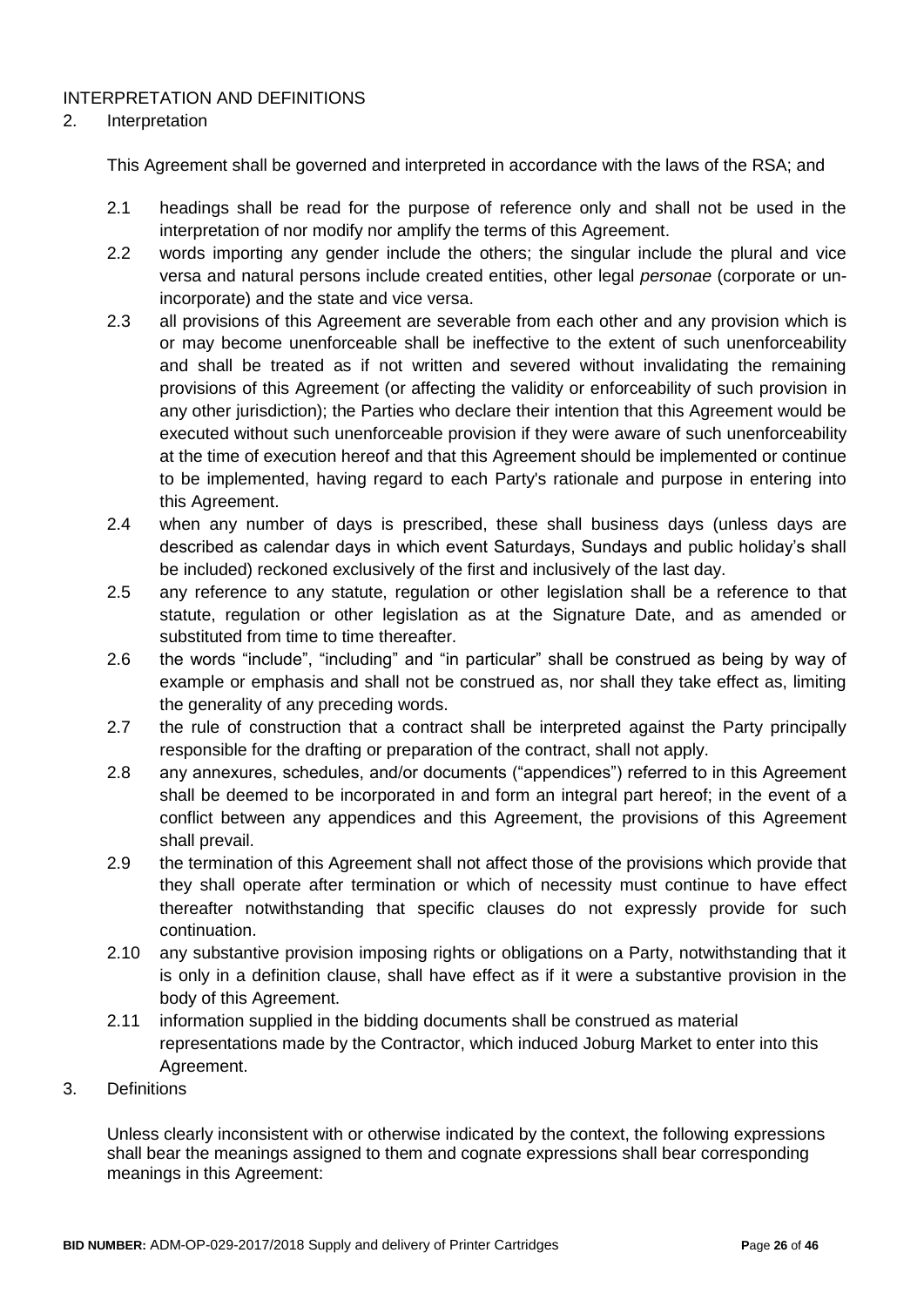## INTERPRETATION AND DEFINITIONS

2. Interpretation

This Agreement shall be governed and interpreted in accordance with the laws of the RSA; and

2.1 headings shall be read for the purpose of reference only and shall not be used in the interpretation of nor modify nor amplify the terms of this Agreement.

2.2 words importing any gender include the others; the singular include the plural and vice versa and natural persons include created entities, other legal *personae* (corporate or un-incorporate) and the state and vice versa.

2.3 all provisions of this Agreement are severable from each other and any provision which is or may become unenforceable shall be ineffective to the extent of such unenforceability and shall be treated as if not written and severed without invalidating the remaining provisions of this Agreement (or affecting the validity or enforceability of such provision in any other jurisdiction); the Parties who declare their intention that this Agreement would be executed without such unenforceable provision if they were aware of such unenforceability at the time of execution hereof and that this Agreement should be implemented or continue to be implemented, having regard to each Party's rationale and purpose in entering into this Agreement.

2.4 when any number of days is prescribed, these shall business days (unless days are described as calendar days in which event Saturdays, Sundays and public holiday's shall be included) reckoned exclusively of the first and inclusively of the last day.

2.5 any reference to any statute, regulation or other legislation shall be a reference to that statute, regulation or other legislation as at the Signature Date, and as amended or substituted from time to time thereafter.

2.6 the words "include", "including" and "in particular" shall be construed as being by way of example or emphasis and shall not be construed as, nor shall they take effect as, limiting the generality of any preceding words.

2.7 the rule of construction that a contract shall be interpreted against the Party principally responsible for the drafting or preparation of the contract, shall not apply.

2.8 any annexures, schedules, and/or documents ("appendices") referred to in this Agreement shall be deemed to be incorporated in and form an integral part hereof; in the event of a conflict between any appendices and this Agreement, the provisions of this Agreement shall prevail.

2.9 the termination of this Agreement shall not affect those of the provisions which provide that they shall operate after termination or which of necessity must continue to have effect thereafter notwithstanding that specific clauses do not expressly provide for such continuation.

2.10 any substantive provision imposing rights or obligations on a Party, notwithstanding that it is only in a definition clause, shall have effect as if it were a substantive provision in the body of this Agreement.

2.11 information supplied in the bidding documents shall be construed as material representations made by the Contractor, which induced Joburg Market to enter into this Agreement.

3. Definitions

Unless clearly inconsistent with or otherwise indicated by the context, the following expressions shall bear the meanings assigned to them and cognate expressions shall bear corresponding meanings in this Agreement: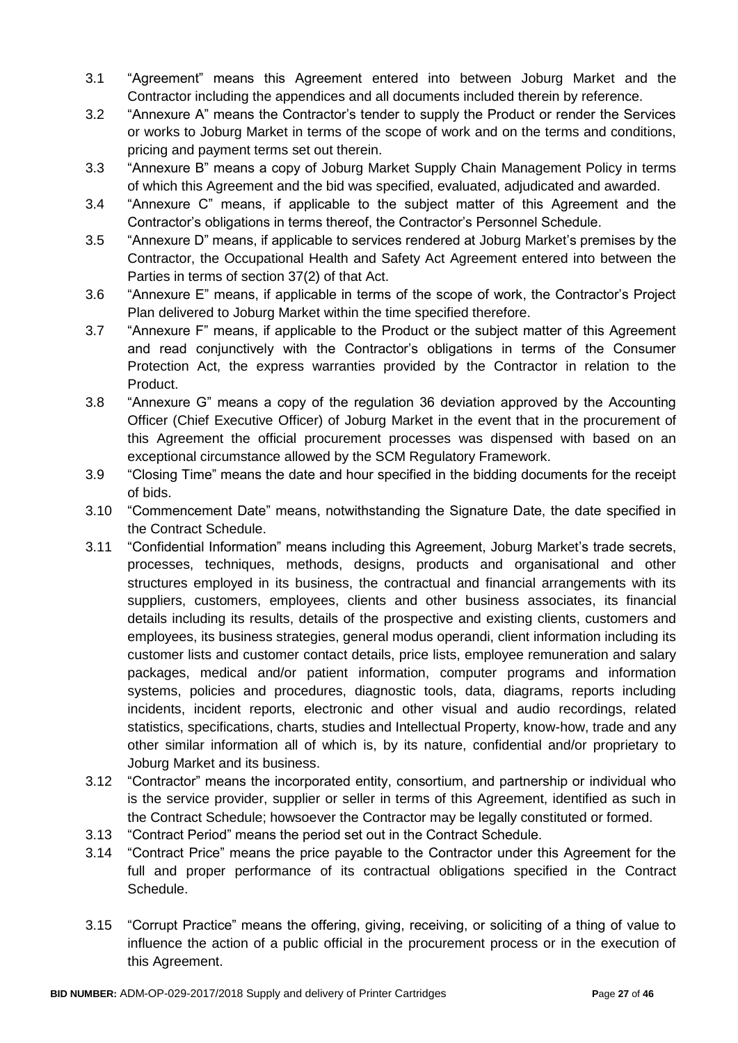3.1 "Agreement" means this Agreement entered into between Joburg Market and the Contractor including the appendices and all documents included therein by reference.

3.2 "Annexure A" means the Contractor's tender to supply the Product or render the Services or works to Joburg Market in terms of the scope of work and on the terms and conditions, pricing and payment terms set out therein.

3.3 "Annexure B" means a copy of Joburg Market Supply Chain Management Policy in terms of which this Agreement and the bid was specified, evaluated, adjudicated and awarded.

3.4 "Annexure C" means, if applicable to the subject matter of this Agreement and the Contractor's obligations in terms thereof, the Contractor's Personnel Schedule.

3.5 "Annexure D" means, if applicable to services rendered at Joburg Market's premises by the Contractor, the Occupational Health and Safety Act Agreement entered into between the Parties in terms of section 37(2) of that Act.

3.6 "Annexure E" means, if applicable in terms of the scope of work, the Contractor's Project Plan delivered to Joburg Market within the time specified therefore.

3.7 "Annexure F" means, if applicable to the Product or the subject matter of this Agreement and read conjunctively with the Contractor's obligations in terms of the Consumer Protection Act, the express warranties provided by the Contractor in relation to the Product.

3.8 "Annexure G" means a copy of the regulation 36 deviation approved by the Accounting Officer (Chief Executive Officer) of Joburg Market in the event that in the procurement of this Agreement the official procurement processes was dispensed with based on an exceptional circumstance allowed by the SCM Regulatory Framework.

3.9 "Closing Time" means the date and hour specified in the bidding documents for the receipt of bids.

3.10 "Commencement Date" means, notwithstanding the Signature Date, the date specified in the Contract Schedule.

3.11 "Confidential Information" means including this Agreement, Joburg Market's trade secrets, processes, techniques, methods, designs, products and organisational and other structures employed in its business, the contractual and financial arrangements with its suppliers, customers, employees, clients and other business associates, its financial details including its results, details of the prospective and existing clients, customers and employees, its business strategies, general modus operandi, client information including its customer lists and customer contact details, price lists, employee remuneration and salary packages, medical and/or patient information, computer programs and information systems, policies and procedures, diagnostic tools, data, diagrams, reports including incidents, incident reports, electronic and other visual and audio recordings, related statistics, specifications, charts, studies and Intellectual Property, know-how, trade and any other similar information all of which is, by its nature, confidential and/or proprietary to Joburg Market and its business.

3.12 "Contractor" means the incorporated entity, consortium, and partnership or individual who is the service provider, supplier or seller in terms of this Agreement, identified as such in the Contract Schedule; howsoever the Contractor may be legally constituted or formed.

3.13 "Contract Period" means the period set out in the Contract Schedule.

3.14 "Contract Price" means the price payable to the Contractor under this Agreement for the full and proper performance of its contractual obligations specified in the Contract Schedule.

3.15 "Corrupt Practice" means the offering, giving, receiving, or soliciting of a thing of value to influence the action of a public official in the procurement process or in the execution of this Agreement.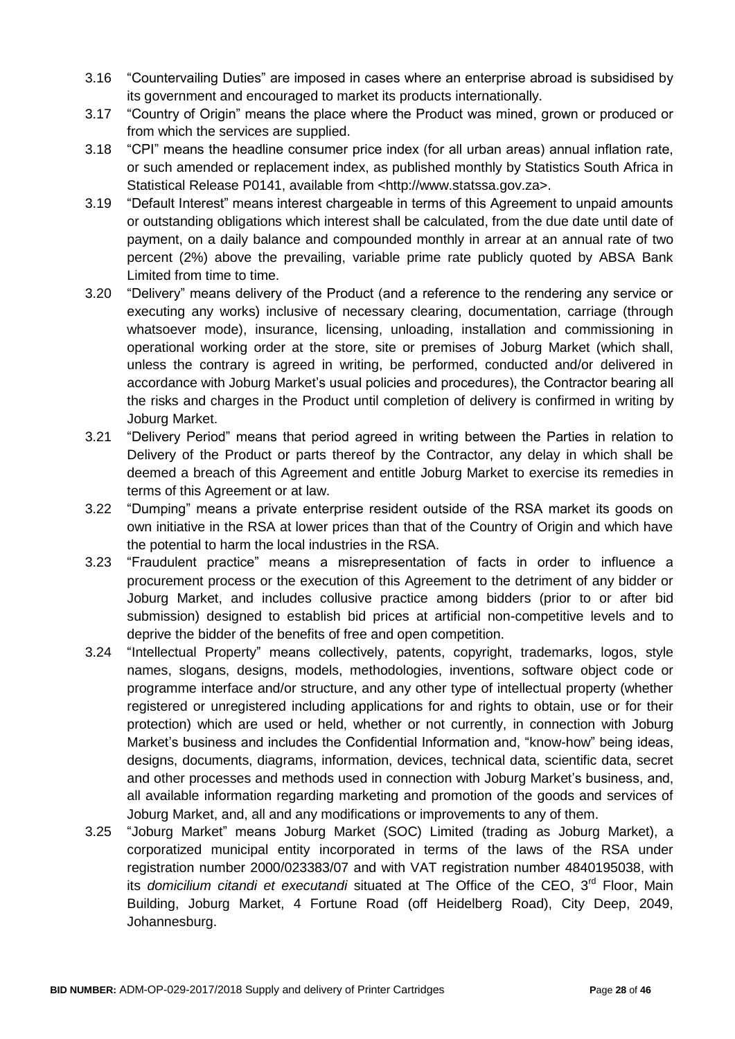3.16 "Countervailing Duties" are imposed in cases where an enterprise abroad is subsidised by its government and encouraged to market its products internationally.

3.17 "Country of Origin" means the place where the Product was mined, grown or produced or from which the services are supplied.

3.18 "CPI" means the headline consumer price index (for all urban areas) annual inflation rate, or such amended or replacement index, as published monthly by Statistics South Africa in Statistical Release P0141, available from <http://www.statssa.gov.za>.

3.19 "Default Interest" means interest chargeable in terms of this Agreement to unpaid amounts or outstanding obligations which interest shall be calculated, from the due date until date of payment, on a daily balance and compounded monthly in arrear at an annual rate of two percent (2%) above the prevailing, variable prime rate publicly quoted by ABSA Bank Limited from time to time.

3.20 "Delivery" means delivery of the Product (and a reference to the rendering any service or executing any works) inclusive of necessary clearing, documentation, carriage (through whatsoever mode), insurance, licensing, unloading, installation and commissioning in operational working order at the store, site or premises of Joburg Market (which shall, unless the contrary is agreed in writing, be performed, conducted and/or delivered in accordance with Joburg Market's usual policies and procedures), the Contractor bearing all the risks and charges in the Product until completion of delivery is confirmed in writing by Joburg Market.

3.21 "Delivery Period" means that period agreed in writing between the Parties in relation to Delivery of the Product or parts thereof by the Contractor, any delay in which shall be deemed a breach of this Agreement and entitle Joburg Market to exercise its remedies in terms of this Agreement or at law.

3.22 "Dumping" means a private enterprise resident outside of the RSA market its goods on own initiative in the RSA at lower prices than that of the Country of Origin and which have the potential to harm the local industries in the RSA.

3.23 "Fraudulent practice" means a misrepresentation of facts in order to influence a procurement process or the execution of this Agreement to the detriment of any bidder or Joburg Market, and includes collusive practice among bidders (prior to or after bid submission) designed to establish bid prices at artificial non-competitive levels and to deprive the bidder of the benefits of free and open competition.

3.24 "Intellectual Property" means collectively, patents, copyright, trademarks, logos, style names, slogans, designs, models, methodologies, inventions, software object code or programme interface and/or structure, and any other type of intellectual property (whether registered or unregistered including applications for and rights to obtain, use or for their protection) which are used or held, whether or not currently, in connection with Joburg Market's business and includes the Confidential Information and, "know-how" being ideas, designs, documents, diagrams, information, devices, technical data, scientific data, secret and other processes and methods used in connection with Joburg Market's business, and, all available information regarding marketing and promotion of the goods and services of Joburg Market, and, all and any modifications or improvements to any of them.

3.25 "Joburg Market" means Joburg Market (SOC) Limited (trading as Joburg Market), a corporatized municipal entity incorporated in terms of the laws of the RSA under registration number 2000/023383/07 and with VAT registration number 4840195038, with its *domicilium citandi et executandi* situated at The Office of the CEO, 3rd Floor, Main Building, Joburg Market, 4 Fortune Road (off Heidelberg Road), City Deep, 2049, Johannesburg.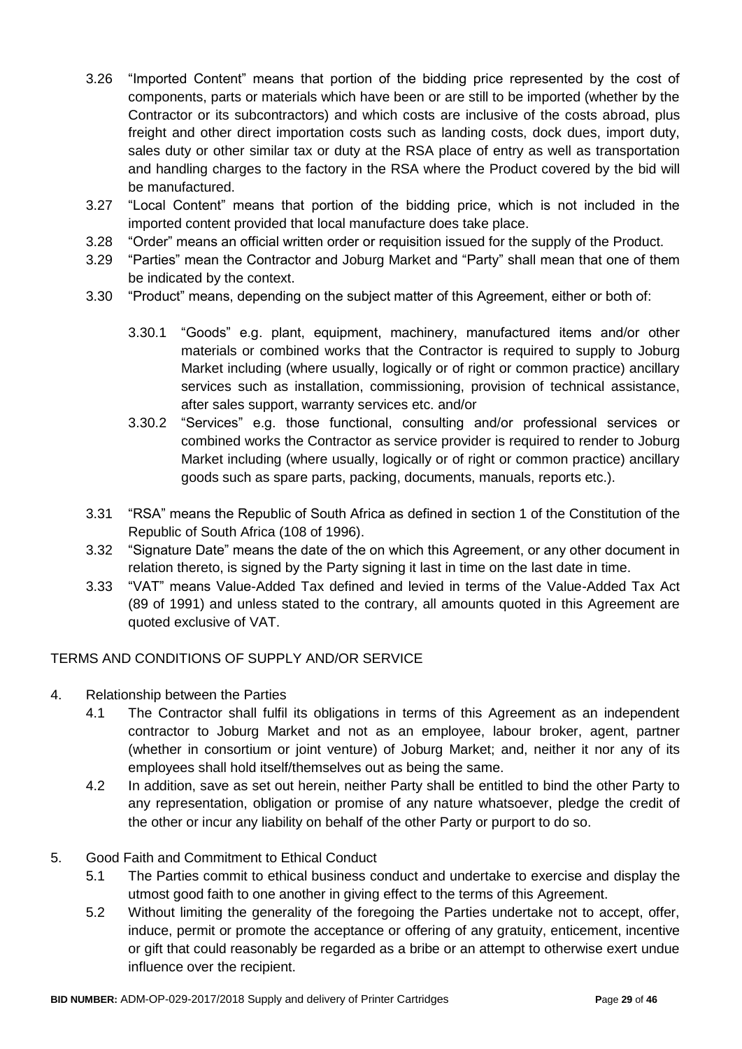3.26 "Imported Content" means that portion of the bidding price represented by the cost of components, parts or materials which have been or are still to be imported (whether by the Contractor or its subcontractors) and which costs are inclusive of the costs abroad, plus freight and other direct importation costs such as landing costs, dock dues, import duty, sales duty or other similar tax or duty at the RSA place of entry as well as transportation and handling charges to the factory in the RSA where the Product covered by the bid will be manufactured.

3.27 "Local Content" means that portion of the bidding price, which is not included in the imported content provided that local manufacture does take place.

3.28 "Order" means an official written order or requisition issued for the supply of the Product.

3.29 "Parties" mean the Contractor and Joburg Market and "Party" shall mean that one of them be indicated by the context.

3.30 "Product" means, depending on the subject matter of this Agreement, either or both of:

3.30.1 "Goods" e.g. plant, equipment, machinery, manufactured items and/or other materials or combined works that the Contractor is required to supply to Joburg Market including (where usually, logically or of right or common practice) ancillary services such as installation, commissioning, provision of technical assistance, after sales support, warranty services etc. and/or

3.30.2 "Services" e.g. those functional, consulting and/or professional services or combined works the Contractor as service provider is required to render to Joburg Market including (where usually, logically or of right or common practice) ancillary goods such as spare parts, packing, documents, manuals, reports etc.).

3.31 "RSA" means the Republic of South Africa as defined in section 1 of the Constitution of the Republic of South Africa (108 of 1996).

3.32 "Signature Date" means the date of the on which this Agreement, or any other document in relation thereto, is signed by the Party signing it last in time on the last date in time.

3.33 "VAT" means Value-Added Tax defined and levied in terms of the Value-Added Tax Act (89 of 1991) and unless stated to the contrary, all amounts quoted in this Agreement are quoted exclusive of VAT.

TERMS AND CONDITIONS OF SUPPLY AND/OR SERVICE

4. Relationship between the Parties

4.1 The Contractor shall fulfil its obligations in terms of this Agreement as an independent contractor to Joburg Market and not as an employee, labour broker, agent, partner (whether in consortium or joint venture) of Joburg Market; and, neither it nor any of its employees shall hold itself/themselves out as being the same.

4.2 In addition, save as set out herein, neither Party shall be entitled to bind the other Party to any representation, obligation or promise of any nature whatsoever, pledge the credit of the other or incur any liability on behalf of the other Party or purport to do so.

5. Good Faith and Commitment to Ethical Conduct

5.1 The Parties commit to ethical business conduct and undertake to exercise and display the utmost good faith to one another in giving effect to the terms of this Agreement.

5.2 Without limiting the generality of the foregoing the Parties undertake not to accept, offer, induce, permit or promote the acceptance or offering of any gratuity, enticement, incentive or gift that could reasonably be regarded as a bribe or an attempt to otherwise exert undue influence over the recipient.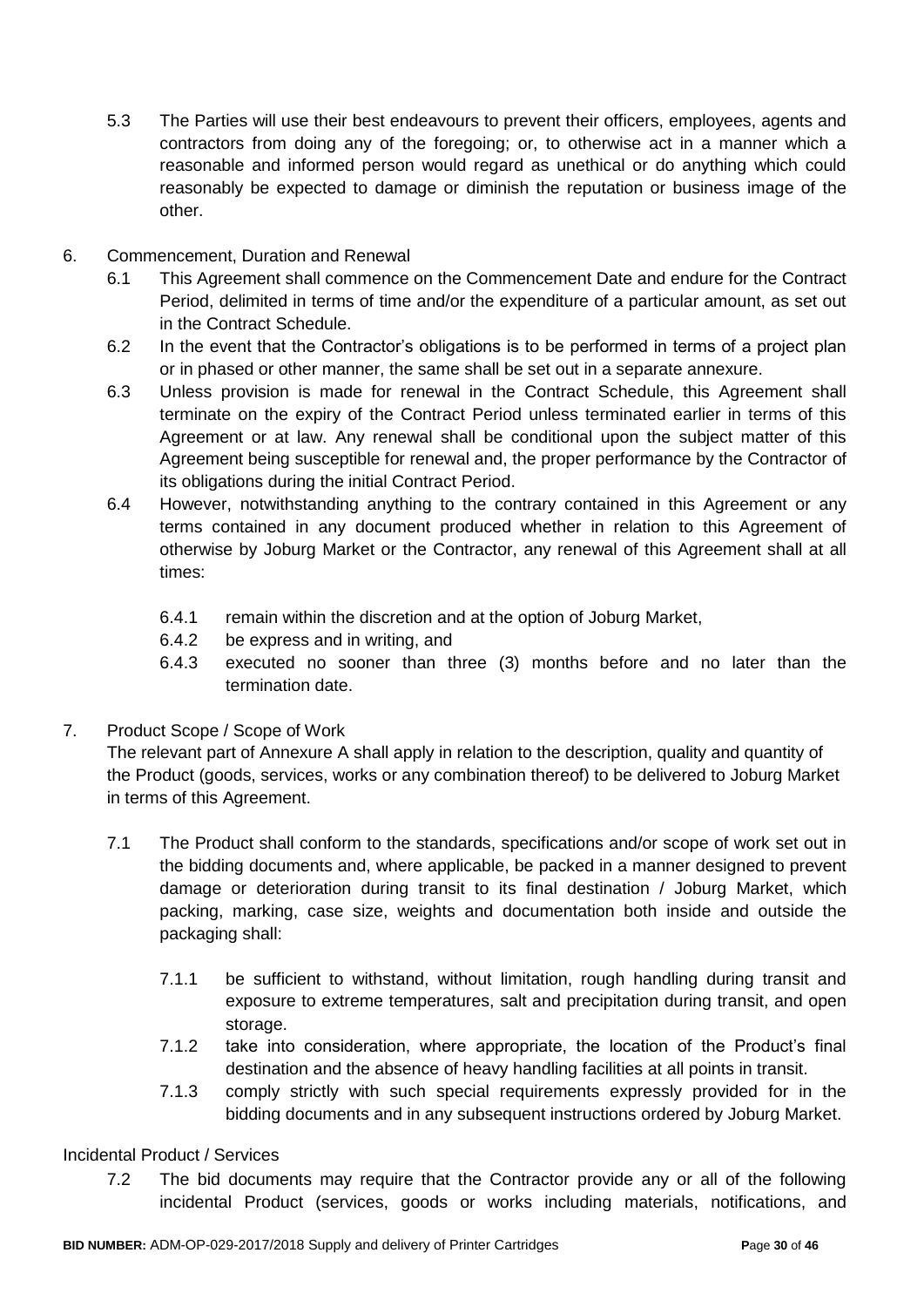5.3 The Parties will use their best endeavours to prevent their officers, employees, agents and contractors from doing any of the foregoing; or, to otherwise act in a manner which a reasonable and informed person would regard as unethical or do anything which could reasonably be expected to damage or diminish the reputation or business image of the other.

6. Commencement, Duration and Renewal

6.1 This Agreement shall commence on the Commencement Date and endure for the Contract Period, delimited in terms of time and/or the expenditure of a particular amount, as set out in the Contract Schedule.

6.2 In the event that the Contractor's obligations is to be performed in terms of a project plan or in phased or other manner, the same shall be set out in a separate annexure.

6.3 Unless provision is made for renewal in the Contract Schedule, this Agreement shall terminate on the expiry of the Contract Period unless terminated earlier in terms of this Agreement or at law. Any renewal shall be conditional upon the subject matter of this Agreement being susceptible for renewal and, the proper performance by the Contractor of its obligations during the initial Contract Period.

6.4 However, notwithstanding anything to the contrary contained in this Agreement or any terms contained in any document produced whether in relation to this Agreement of otherwise by Joburg Market or the Contractor, any renewal of this Agreement shall at all times:

6.4.1 remain within the discretion and at the option of Joburg Market,

6.4.2 be express and in writing, and

6.4.3 executed no sooner than three (3) months before and no later than the termination date.

7. Product Scope / Scope of Work

The relevant part of Annexure A shall apply in relation to the description, quality and quantity of the Product (goods, services, works or any combination thereof) to be delivered to Joburg Market in terms of this Agreement.

7.1 The Product shall conform to the standards, specifications and/or scope of work set out in the bidding documents and, where applicable, be packed in a manner designed to prevent damage or deterioration during transit to its final destination / Joburg Market, which packing, marking, case size, weights and documentation both inside and outside the packaging shall:

7.1.1 be sufficient to withstand, without limitation, rough handling during transit and exposure to extreme temperatures, salt and precipitation during transit, and open storage.

7.1.2 take into consideration, where appropriate, the location of the Product's final destination and the absence of heavy handling facilities at all points in transit.

7.1.3 comply strictly with such special requirements expressly provided for in the bidding documents and in any subsequent instructions ordered by Joburg Market.

Incidental Product / Services

7.2 The bid documents may require that the Contractor provide any or all of the following incidental Product (services, goods or works including materials, notifications, and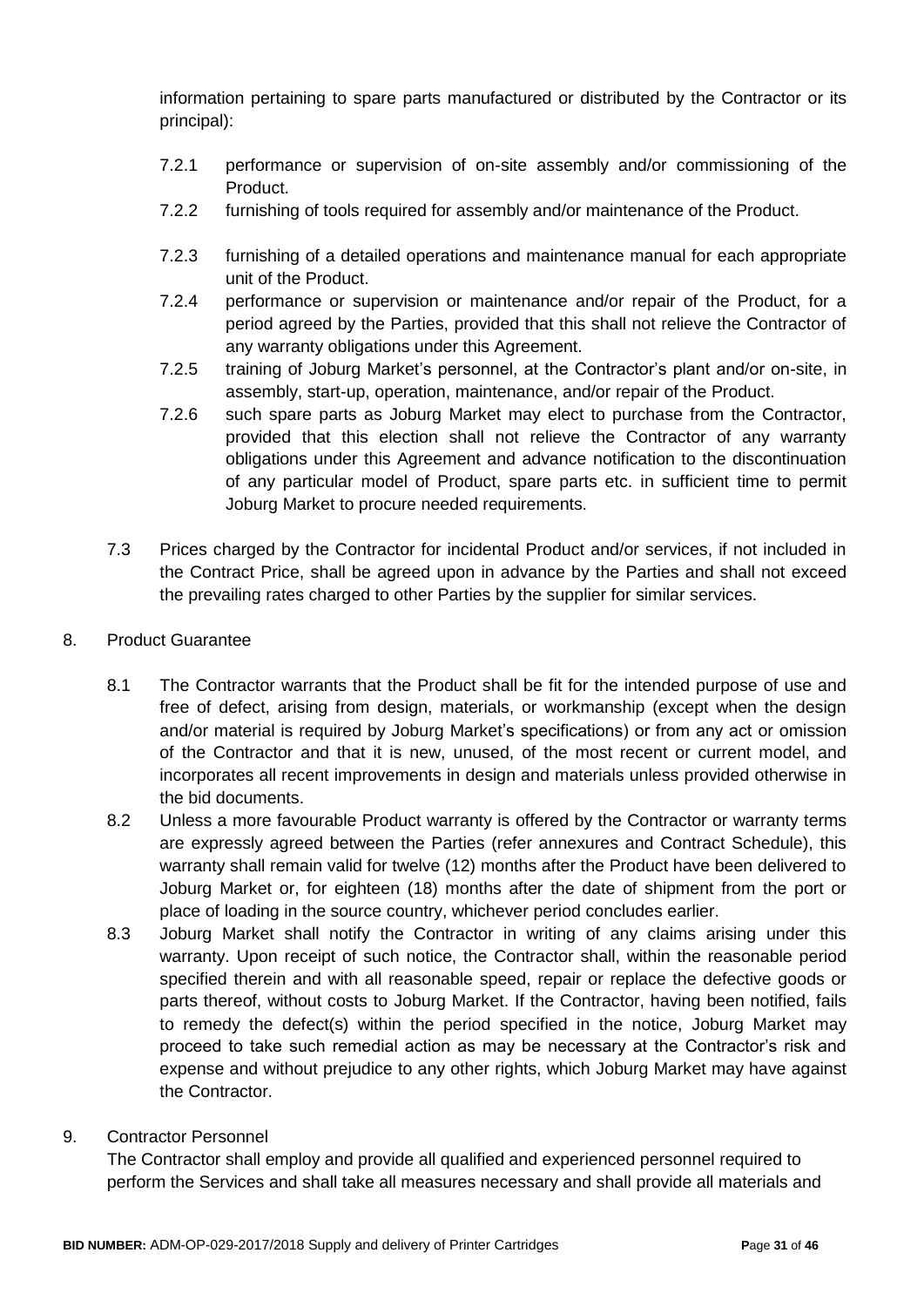information pertaining to spare parts manufactured or distributed by the Contractor or its principal):

- 7.2.1 performance or supervision of on-site assembly and/or commissioning of the Product.
- 7.2.2 furnishing of tools required for assembly and/or maintenance of the Product.
- 7.2.3 furnishing of a detailed operations and maintenance manual for each appropriate unit of the Product.
- 7.2.4 performance or supervision or maintenance and/or repair of the Product, for a period agreed by the Parties, provided that this shall not relieve the Contractor of any warranty obligations under this Agreement.
- 7.2.5 training of Joburg Market's personnel, at the Contractor's plant and/or on-site, in assembly, start-up, operation, maintenance, and/or repair of the Product.
- 7.2.6 such spare parts as Joburg Market may elect to purchase from the Contractor, provided that this election shall not relieve the Contractor of any warranty obligations under this Agreement and advance notification to the discontinuation of any particular model of Product, spare parts etc. in sufficient time to permit Joburg Market to procure needed requirements.

7.3 Prices charged by the Contractor for incidental Product and/or services, if not included in the Contract Price, shall be agreed upon in advance by the Parties and shall not exceed the prevailing rates charged to other Parties by the supplier for similar services.

8. Product Guarantee

8.1 The Contractor warrants that the Product shall be fit for the intended purpose of use and free of defect, arising from design, materials, or workmanship (except when the design and/or material is required by Joburg Market's specifications) or from any act or omission of the Contractor and that it is new, unused, of the most recent or current model, and incorporates all recent improvements in design and materials unless provided otherwise in the bid documents.

8.2 Unless a more favourable Product warranty is offered by the Contractor or warranty terms are expressly agreed between the Parties (refer annexures and Contract Schedule), this warranty shall remain valid for twelve (12) months after the Product have been delivered to Joburg Market or, for eighteen (18) months after the date of shipment from the port or place of loading in the source country, whichever period concludes earlier.

8.3 Joburg Market shall notify the Contractor in writing of any claims arising under this warranty. Upon receipt of such notice, the Contractor shall, within the reasonable period specified therein and with all reasonable speed, repair or replace the defective goods or parts thereof, without costs to Joburg Market. If the Contractor, having been notified, fails to remedy the defect(s) within the period specified in the notice, Joburg Market may proceed to take such remedial action as may be necessary at the Contractor's risk and expense and without prejudice to any other rights, which Joburg Market may have against the Contractor.

9. Contractor Personnel

The Contractor shall employ and provide all qualified and experienced personnel required to perform the Services and shall take all measures necessary and shall provide all materials and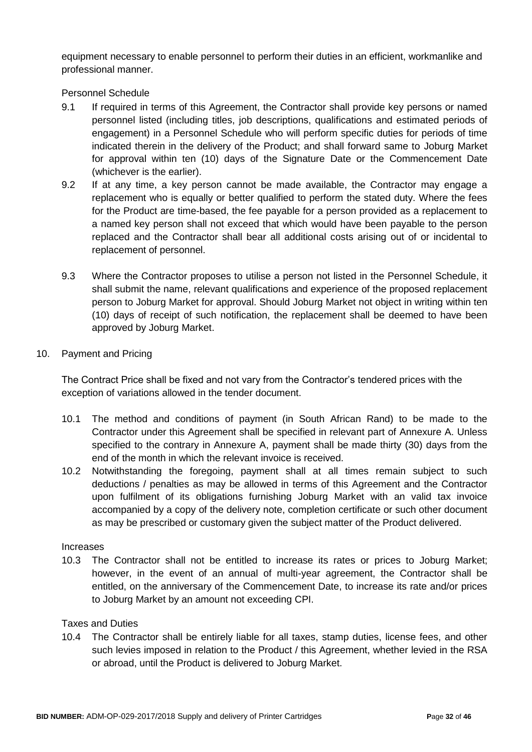equipment necessary to enable personnel to perform their duties in an efficient, workmanlike and professional manner.

Personnel Schedule

9.1 If required in terms of this Agreement, the Contractor shall provide key persons or named personnel listed (including titles, job descriptions, qualifications and estimated periods of engagement) in a Personnel Schedule who will perform specific duties for periods of time indicated therein in the delivery of the Product; and shall forward same to Joburg Market for approval within ten (10) days of the Signature Date or the Commencement Date (whichever is the earlier).

9.2 If at any time, a key person cannot be made available, the Contractor may engage a replacement who is equally or better qualified to perform the stated duty. Where the fees for the Product are time-based, the fee payable for a person provided as a replacement to a named key person shall not exceed that which would have been payable to the person replaced and the Contractor shall bear all additional costs arising out of or incidental to replacement of personnel.

9.3 Where the Contractor proposes to utilise a person not listed in the Personnel Schedule, it shall submit the name, relevant qualifications and experience of the proposed replacement person to Joburg Market for approval. Should Joburg Market not object in writing within ten (10) days of receipt of such notification, the replacement shall be deemed to have been approved by Joburg Market.

10. Payment and Pricing

The Contract Price shall be fixed and not vary from the Contractor's tendered prices with the exception of variations allowed in the tender document.

10.1 The method and conditions of payment (in South African Rand) to be made to the Contractor under this Agreement shall be specified in relevant part of Annexure A. Unless specified to the contrary in Annexure A, payment shall be made thirty (30) days from the end of the month in which the relevant invoice is received.

10.2 Notwithstanding the foregoing, payment shall at all times remain subject to such deductions / penalties as may be allowed in terms of this Agreement and the Contractor upon fulfilment of its obligations furnishing Joburg Market with an valid tax invoice accompanied by a copy of the delivery note, completion certificate or such other document as may be prescribed or customary given the subject matter of the Product delivered.

Increases

10.3 The Contractor shall not be entitled to increase its rates or prices to Joburg Market; however, in the event of an annual of multi-year agreement, the Contractor shall be entitled, on the anniversary of the Commencement Date, to increase its rate and/or prices to Joburg Market by an amount not exceeding CPI.

Taxes and Duties

10.4 The Contractor shall be entirely liable for all taxes, stamp duties, license fees, and other such levies imposed in relation to the Product / this Agreement, whether levied in the RSA or abroad, until the Product is delivered to Joburg Market.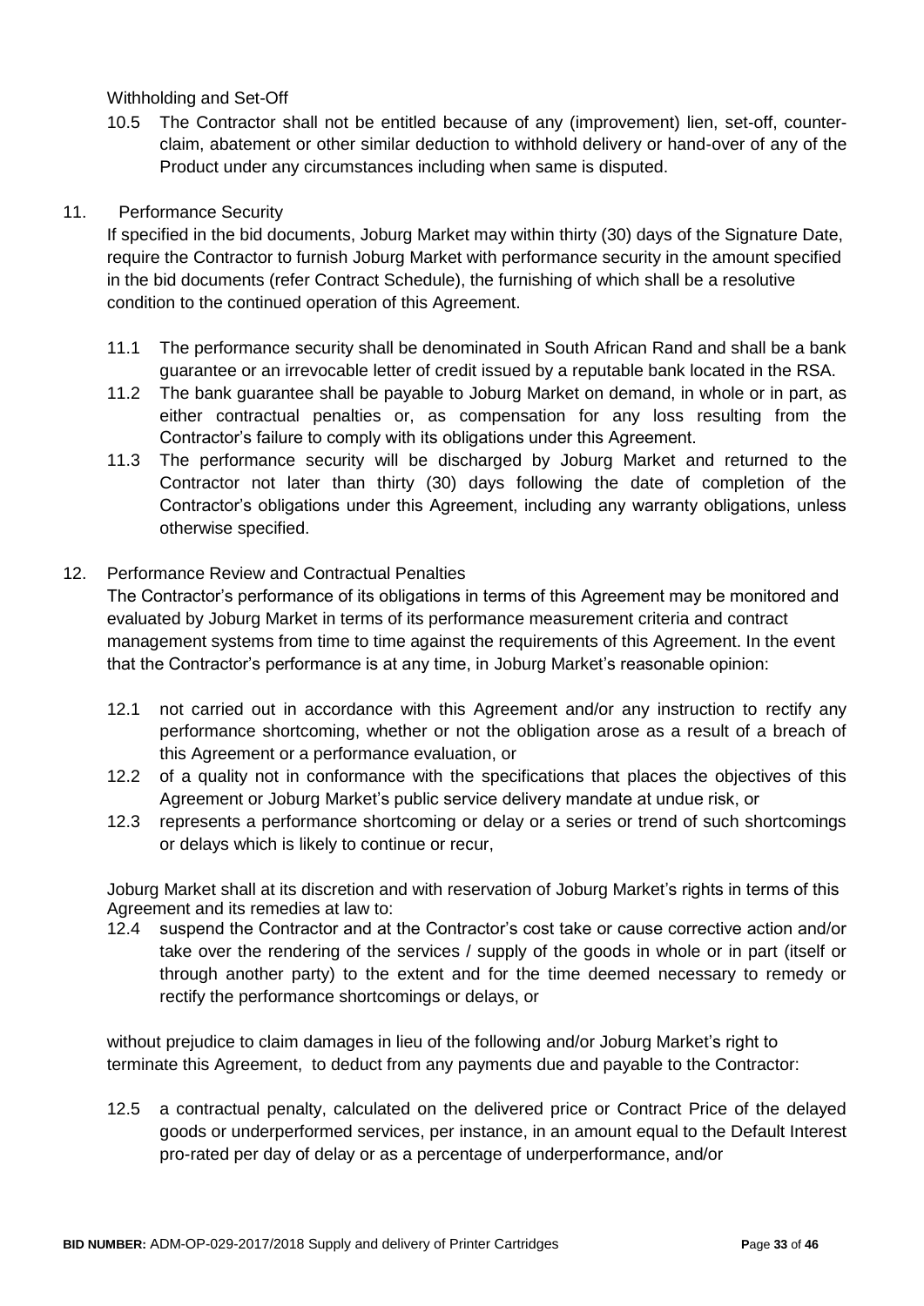Withholding and Set-Off

10.5 The Contractor shall not be entitled because of any (improvement) lien, set-off, counter-claim, abatement or other similar deduction to withhold delivery or hand-over of any of the Product under any circumstances including when same is disputed.

11. Performance Security

If specified in the bid documents, Joburg Market may within thirty (30) days of the Signature Date, require the Contractor to furnish Joburg Market with performance security in the amount specified in the bid documents (refer Contract Schedule), the furnishing of which shall be a resolutive condition to the continued operation of this Agreement.

11.1 The performance security shall be denominated in South African Rand and shall be a bank guarantee or an irrevocable letter of credit issued by a reputable bank located in the RSA.

11.2 The bank guarantee shall be payable to Joburg Market on demand, in whole or in part, as either contractual penalties or, as compensation for any loss resulting from the Contractor's failure to comply with its obligations under this Agreement.

11.3 The performance security will be discharged by Joburg Market and returned to the Contractor not later than thirty (30) days following the date of completion of the Contractor's obligations under this Agreement, including any warranty obligations, unless otherwise specified.

12. Performance Review and Contractual Penalties

The Contractor's performance of its obligations in terms of this Agreement may be monitored and evaluated by Joburg Market in terms of its performance measurement criteria and contract management systems from time to time against the requirements of this Agreement. In the event that the Contractor's performance is at any time, in Joburg Market's reasonable opinion:

12.1 not carried out in accordance with this Agreement and/or any instruction to rectify any performance shortcoming, whether or not the obligation arose as a result of a breach of this Agreement or a performance evaluation, or

12.2 of a quality not in conformance with the specifications that places the objectives of this Agreement or Joburg Market's public service delivery mandate at undue risk, or

12.3 represents a performance shortcoming or delay or a series or trend of such shortcomings or delays which is likely to continue or recur,

Joburg Market shall at its discretion and with reservation of Joburg Market's rights in terms of this Agreement and its remedies at law to:

12.4 suspend the Contractor and at the Contractor's cost take or cause corrective action and/or take over the rendering of the services / supply of the goods in whole or in part (itself or through another party) to the extent and for the time deemed necessary to remedy or rectify the performance shortcomings or delays, or

without prejudice to claim damages in lieu of the following and/or Joburg Market's right to terminate this Agreement, to deduct from any payments due and payable to the Contractor:

12.5 a contractual penalty, calculated on the delivered price or Contract Price of the delayed goods or underperformed services, per instance, in an amount equal to the Default Interest pro-rated per day of delay or as a percentage of underperformance, and/or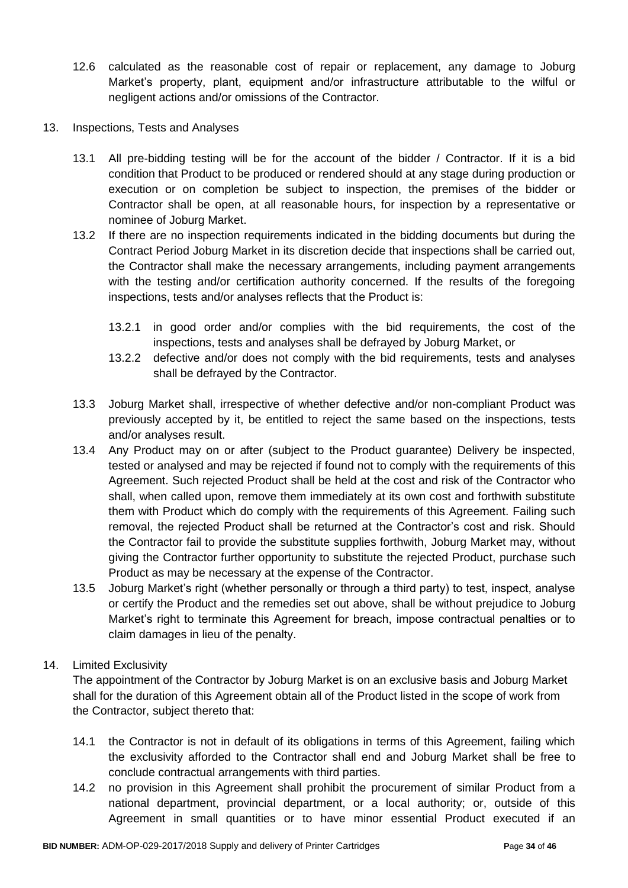12.6 calculated as the reasonable cost of repair or replacement, any damage to Joburg Market's property, plant, equipment and/or infrastructure attributable to the wilful or negligent actions and/or omissions of the Contractor.

13. Inspections, Tests and Analyses

13.1 All pre-bidding testing will be for the account of the bidder / Contractor. If it is a bid condition that Product to be produced or rendered should at any stage during production or execution or on completion be subject to inspection, the premises of the bidder or Contractor shall be open, at all reasonable hours, for inspection by a representative or nominee of Joburg Market.

13.2 If there are no inspection requirements indicated in the bidding documents but during the Contract Period Joburg Market in its discretion decide that inspections shall be carried out, the Contractor shall make the necessary arrangements, including payment arrangements with the testing and/or certification authority concerned. If the results of the foregoing inspections, tests and/or analyses reflects that the Product is:

13.2.1 in good order and/or complies with the bid requirements, the cost of the inspections, tests and analyses shall be defrayed by Joburg Market, or

13.2.2 defective and/or does not comply with the bid requirements, tests and analyses shall be defrayed by the Contractor.

13.3 Joburg Market shall, irrespective of whether defective and/or non-compliant Product was previously accepted by it, be entitled to reject the same based on the inspections, tests and/or analyses result.

13.4 Any Product may on or after (subject to the Product guarantee) Delivery be inspected, tested or analysed and may be rejected if found not to comply with the requirements of this Agreement. Such rejected Product shall be held at the cost and risk of the Contractor who shall, when called upon, remove them immediately at its own cost and forthwith substitute them with Product which do comply with the requirements of this Agreement. Failing such removal, the rejected Product shall be returned at the Contractor's cost and risk. Should the Contractor fail to provide the substitute supplies forthwith, Joburg Market may, without giving the Contractor further opportunity to substitute the rejected Product, purchase such Product as may be necessary at the expense of the Contractor.

13.5 Joburg Market's right (whether personally or through a third party) to test, inspect, analyse or certify the Product and the remedies set out above, shall be without prejudice to Joburg Market's right to terminate this Agreement for breach, impose contractual penalties or to claim damages in lieu of the penalty.

14. Limited Exclusivity

The appointment of the Contractor by Joburg Market is on an exclusive basis and Joburg Market shall for the duration of this Agreement obtain all of the Product listed in the scope of work from the Contractor, subject thereto that:

14.1 the Contractor is not in default of its obligations in terms of this Agreement, failing which the exclusivity afforded to the Contractor shall end and Joburg Market shall be free to conclude contractual arrangements with third parties.

14.2 no provision in this Agreement shall prohibit the procurement of similar Product from a national department, provincial department, or a local authority; or, outside of this Agreement in small quantities or to have minor essential Product executed if an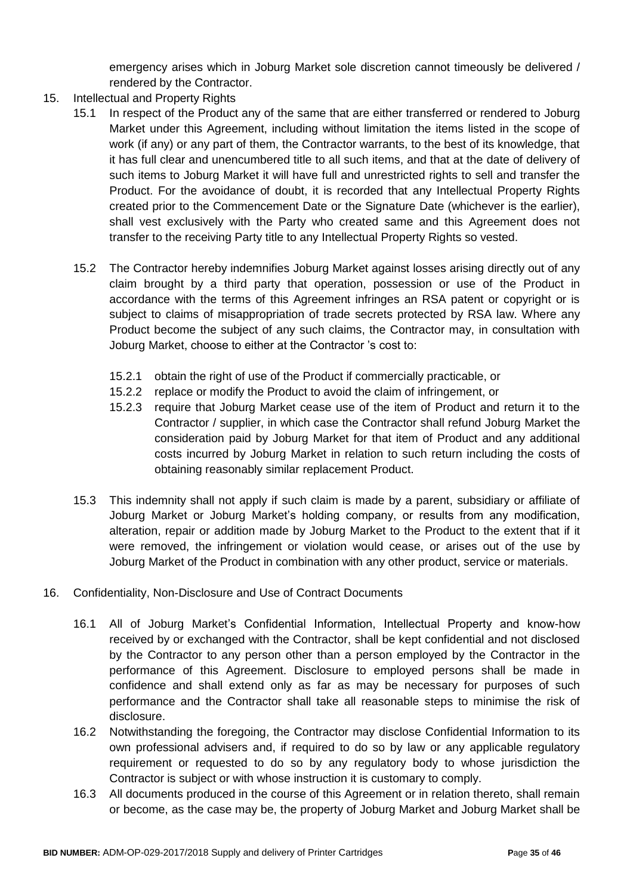emergency arises which in Joburg Market sole discretion cannot timeously be delivered / rendered by the Contractor.

15. Intellectual and Property Rights

    15.1 In respect of the Product any of the same that are either transferred or rendered to Joburg Market under this Agreement, including without limitation the items listed in the scope of work (if any) or any part of them, the Contractor warrants, to the best of its knowledge, that it has full clear and unencumbered title to all such items, and that at the date of delivery of such items to Joburg Market it will have full and unrestricted rights to sell and transfer the Product. For the avoidance of doubt, it is recorded that any Intellectual Property Rights created prior to the Commencement Date or the Signature Date (whichever is the earlier), shall vest exclusively with the Party who created same and this Agreement does not transfer to the receiving Party title to any Intellectual Property Rights so vested.

    15.2 The Contractor hereby indemnifies Joburg Market against losses arising directly out of any claim brought by a third party that operation, possession or use of the Product in accordance with the terms of this Agreement infringes an RSA patent or copyright or is subject to claims of misappropriation of trade secrets protected by RSA law. Where any Product become the subject of any such claims, the Contractor may, in consultation with Joburg Market, choose to either at the Contractor 's cost to:

        15.2.1 obtain the right of use of the Product if commercially practicable, or

        15.2.2 replace or modify the Product to avoid the claim of infringement, or

        15.2.3 require that Joburg Market cease use of the item of Product and return it to the Contractor / supplier, in which case the Contractor shall refund Joburg Market the consideration paid by Joburg Market for that item of Product and any additional costs incurred by Joburg Market in relation to such return including the costs of obtaining reasonably similar replacement Product.

    15.3 This indemnity shall not apply if such claim is made by a parent, subsidiary or affiliate of Joburg Market or Joburg Market's holding company, or results from any modification, alteration, repair or addition made by Joburg Market to the Product to the extent that if it were removed, the infringement or violation would cease, or arises out of the use by Joburg Market of the Product in combination with any other product, service or materials.

16. Confidentiality, Non-Disclosure and Use of Contract Documents

    16.1 All of Joburg Market's Confidential Information, Intellectual Property and know-how received by or exchanged with the Contractor, shall be kept confidential and not disclosed by the Contractor to any person other than a person employed by the Contractor in the performance of this Agreement. Disclosure to employed persons shall be made in confidence and shall extend only as far as may be necessary for purposes of such performance and the Contractor shall take all reasonable steps to minimise the risk of disclosure.

    16.2 Notwithstanding the foregoing, the Contractor may disclose Confidential Information to its own professional advisers and, if required to do so by law or any applicable regulatory requirement or requested to do so by any regulatory body to whose jurisdiction the Contractor is subject or with whose instruction it is customary to comply.

    16.3 All documents produced in the course of this Agreement or in relation thereto, shall remain or become, as the case may be, the property of Joburg Market and Joburg Market shall be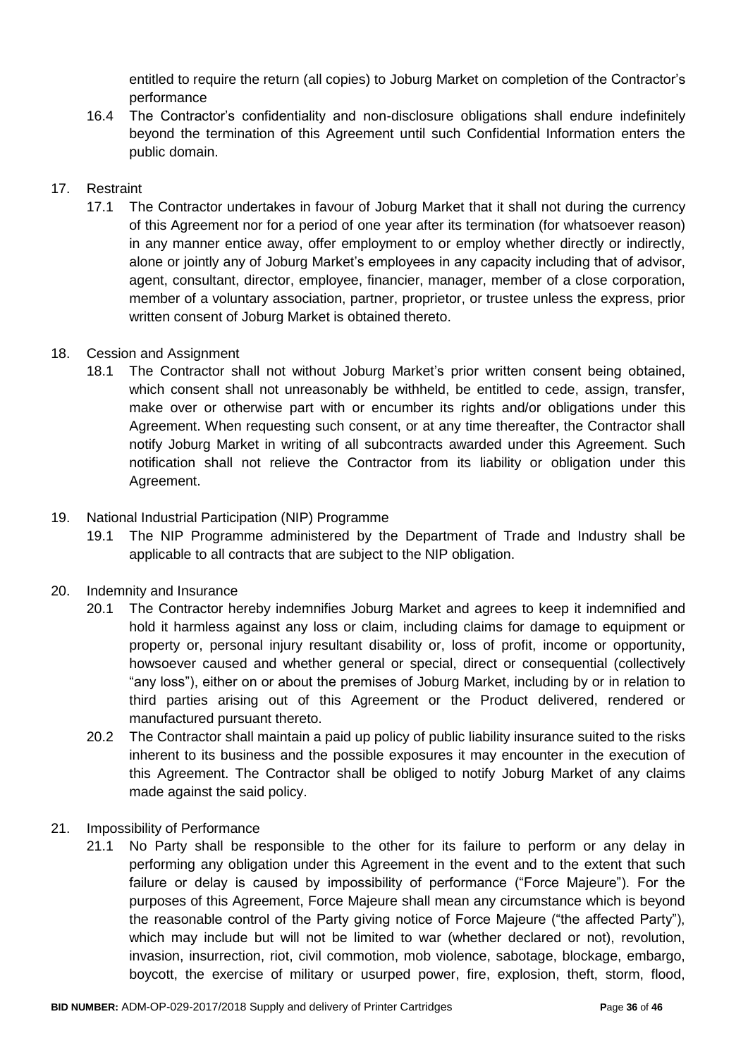entitled to require the return (all copies) to Joburg Market on completion of the Contractor's performance

16.4 The Contractor's confidentiality and non-disclosure obligations shall endure indefinitely beyond the termination of this Agreement until such Confidential Information enters the public domain.

17. Restraint

17.1 The Contractor undertakes in favour of Joburg Market that it shall not during the currency of this Agreement nor for a period of one year after its termination (for whatsoever reason) in any manner entice away, offer employment to or employ whether directly or indirectly, alone or jointly any of Joburg Market's employees in any capacity including that of advisor, agent, consultant, director, employee, financier, manager, member of a close corporation, member of a voluntary association, partner, proprietor, or trustee unless the express, prior written consent of Joburg Market is obtained thereto.

18. Cession and Assignment

18.1 The Contractor shall not without Joburg Market's prior written consent being obtained, which consent shall not unreasonably be withheld, be entitled to cede, assign, transfer, make over or otherwise part with or encumber its rights and/or obligations under this Agreement. When requesting such consent, or at any time thereafter, the Contractor shall notify Joburg Market in writing of all subcontracts awarded under this Agreement. Such notification shall not relieve the Contractor from its liability or obligation under this Agreement.

19. National Industrial Participation (NIP) Programme

19.1 The NIP Programme administered by the Department of Trade and Industry shall be applicable to all contracts that are subject to the NIP obligation.

20. Indemnity and Insurance

20.1 The Contractor hereby indemnifies Joburg Market and agrees to keep it indemnified and hold it harmless against any loss or claim, including claims for damage to equipment or property or, personal injury resultant disability or, loss of profit, income or opportunity, howsoever caused and whether general or special, direct or consequential (collectively "any loss"), either on or about the premises of Joburg Market, including by or in relation to third parties arising out of this Agreement or the Product delivered, rendered or manufactured pursuant thereto.

20.2 The Contractor shall maintain a paid up policy of public liability insurance suited to the risks inherent to its business and the possible exposures it may encounter in the execution of this Agreement. The Contractor shall be obliged to notify Joburg Market of any claims made against the said policy.

21. Impossibility of Performance

21.1 No Party shall be responsible to the other for its failure to perform or any delay in performing any obligation under this Agreement in the event and to the extent that such failure or delay is caused by impossibility of performance ("Force Majeure"). For the purposes of this Agreement, Force Majeure shall mean any circumstance which is beyond the reasonable control of the Party giving notice of Force Majeure ("the affected Party"), which may include but will not be limited to war (whether declared or not), revolution, invasion, insurrection, riot, civil commotion, mob violence, sabotage, blockage, embargo, boycott, the exercise of military or usurped power, fire, explosion, theft, storm, flood,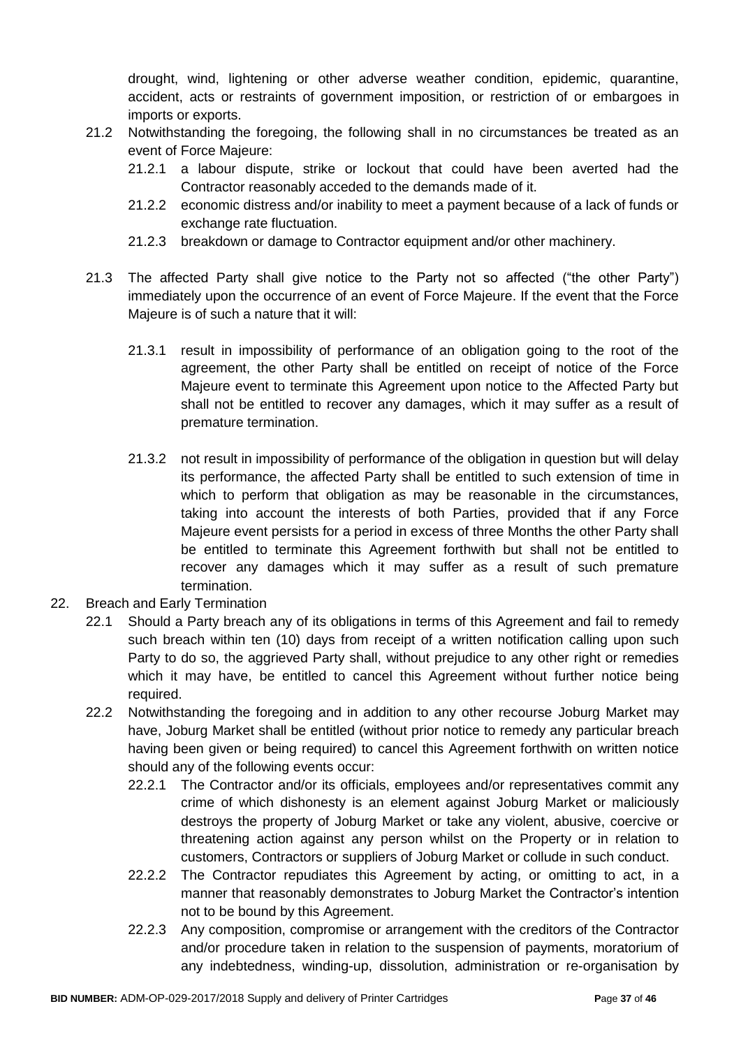drought, wind, lightening or other adverse weather condition, epidemic, quarantine, accident, acts or restraints of government imposition, or restriction of or embargoes in imports or exports.

21.2 Notwithstanding the foregoing, the following shall in no circumstances be treated as an event of Force Majeure:

21.2.1 a labour dispute, strike or lockout that could have been averted had the Contractor reasonably acceded to the demands made of it.

21.2.2 economic distress and/or inability to meet a payment because of a lack of funds or exchange rate fluctuation.

21.2.3 breakdown or damage to Contractor equipment and/or other machinery.

21.3 The affected Party shall give notice to the Party not so affected ("the other Party") immediately upon the occurrence of an event of Force Majeure. If the event that the Force Majeure is of such a nature that it will:

21.3.1 result in impossibility of performance of an obligation going to the root of the agreement, the other Party shall be entitled on receipt of notice of the Force Majeure event to terminate this Agreement upon notice to the Affected Party but shall not be entitled to recover any damages, which it may suffer as a result of premature termination.

21.3.2 not result in impossibility of performance of the obligation in question but will delay its performance, the affected Party shall be entitled to such extension of time in which to perform that obligation as may be reasonable in the circumstances, taking into account the interests of both Parties, provided that if any Force Majeure event persists for a period in excess of three Months the other Party shall be entitled to terminate this Agreement forthwith but shall not be entitled to recover any damages which it may suffer as a result of such premature termination.

22. Breach and Early Termination

22.1 Should a Party breach any of its obligations in terms of this Agreement and fail to remedy such breach within ten (10) days from receipt of a written notification calling upon such Party to do so, the aggrieved Party shall, without prejudice to any other right or remedies which it may have, be entitled to cancel this Agreement without further notice being required.

22.2 Notwithstanding the foregoing and in addition to any other recourse Joburg Market may have, Joburg Market shall be entitled (without prior notice to remedy any particular breach having been given or being required) to cancel this Agreement forthwith on written notice should any of the following events occur:

22.2.1 The Contractor and/or its officials, employees and/or representatives commit any crime of which dishonesty is an element against Joburg Market or maliciously destroys the property of Joburg Market or take any violent, abusive, coercive or threatening action against any person whilst on the Property or in relation to customers, Contractors or suppliers of Joburg Market or collude in such conduct.

22.2.2 The Contractor repudiates this Agreement by acting, or omitting to act, in a manner that reasonably demonstrates to Joburg Market the Contractor's intention not to be bound by this Agreement.

22.2.3 Any composition, compromise or arrangement with the creditors of the Contractor and/or procedure taken in relation to the suspension of payments, moratorium of any indebtedness, winding-up, dissolution, administration or re-organisation by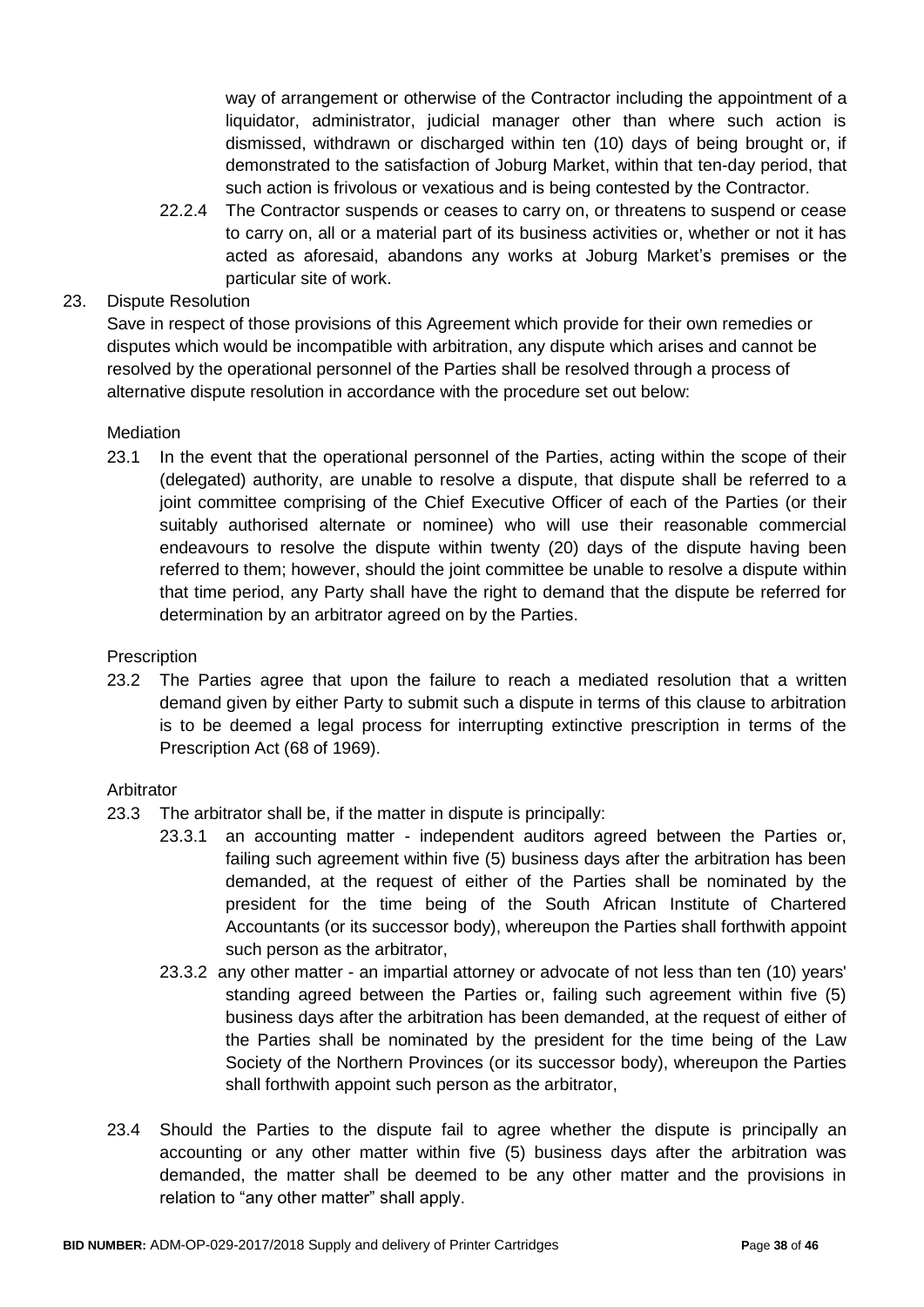way of arrangement or otherwise of the Contractor including the appointment of a liquidator, administrator, judicial manager other than where such action is dismissed, withdrawn or discharged within ten (10) days of being brought or, if demonstrated to the satisfaction of Joburg Market, within that ten-day period, that such action is frivolous or vexatious and is being contested by the Contractor.

22.2.4 The Contractor suspends or ceases to carry on, or threatens to suspend or cease to carry on, all or a material part of its business activities or, whether or not it has acted as aforesaid, abandons any works at Joburg Market's premises or the particular site of work.

23. Dispute Resolution

Save in respect of those provisions of this Agreement which provide for their own remedies or disputes which would be incompatible with arbitration, any dispute which arises and cannot be resolved by the operational personnel of the Parties shall be resolved through a process of alternative dispute resolution in accordance with the procedure set out below:

Mediation

23.1 In the event that the operational personnel of the Parties, acting within the scope of their (delegated) authority, are unable to resolve a dispute, that dispute shall be referred to a joint committee comprising of the Chief Executive Officer of each of the Parties (or their suitably authorised alternate or nominee) who will use their reasonable commercial endeavours to resolve the dispute within twenty (20) days of the dispute having been referred to them; however, should the joint committee be unable to resolve a dispute within that time period, any Party shall have the right to demand that the dispute be referred for determination by an arbitrator agreed on by the Parties.

Prescription

23.2 The Parties agree that upon the failure to reach a mediated resolution that a written demand given by either Party to submit such a dispute in terms of this clause to arbitration is to be deemed a legal process for interrupting extinctive prescription in terms of the Prescription Act (68 of 1969).

Arbitrator

23.3 The arbitrator shall be, if the matter in dispute is principally:

23.3.1 an accounting matter - independent auditors agreed between the Parties or, failing such agreement within five (5) business days after the arbitration has been demanded, at the request of either of the Parties shall be nominated by the president for the time being of the South African Institute of Chartered Accountants (or its successor body), whereupon the Parties shall forthwith appoint such person as the arbitrator,

23.3.2 any other matter - an impartial attorney or advocate of not less than ten (10) years' standing agreed between the Parties or, failing such agreement within five (5) business days after the arbitration has been demanded, at the request of either of the Parties shall be nominated by the president for the time being of the Law Society of the Northern Provinces (or its successor body), whereupon the Parties shall forthwith appoint such person as the arbitrator,

23.4 Should the Parties to the dispute fail to agree whether the dispute is principally an accounting or any other matter within five (5) business days after the arbitration was demanded, the matter shall be deemed to be any other matter and the provisions in relation to "any other matter" shall apply.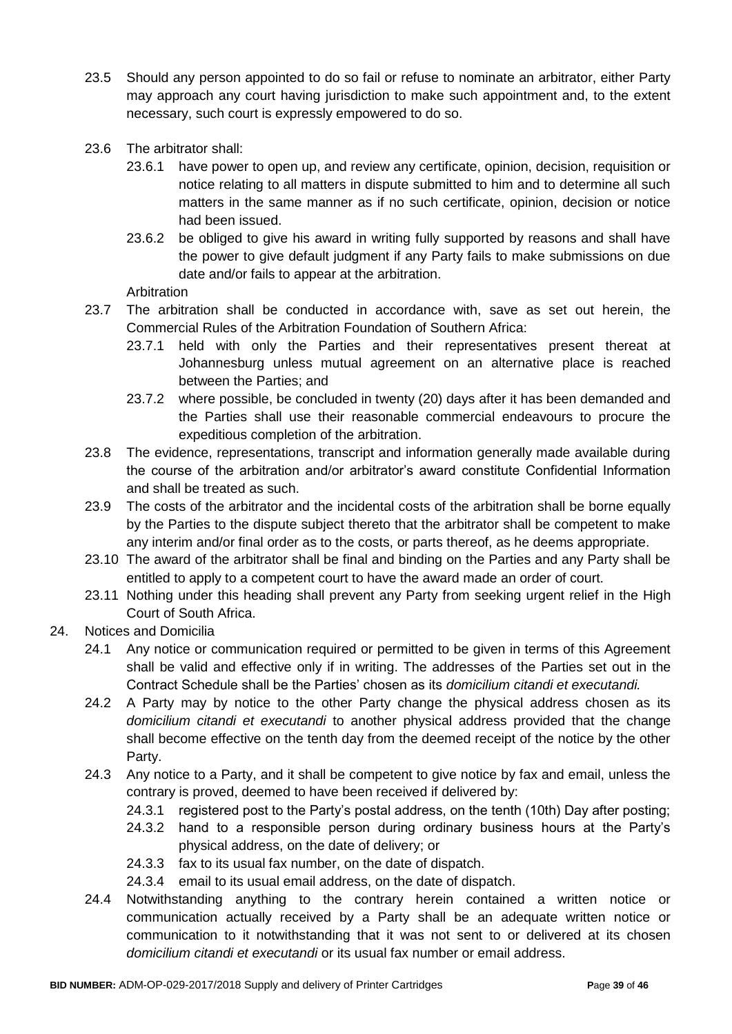23.5 Should any person appointed to do so fail or refuse to nominate an arbitrator, either Party may approach any court having jurisdiction to make such appointment and, to the extent necessary, such court is expressly empowered to do so.

23.6 The arbitrator shall:

23.6.1 have power to open up, and review any certificate, opinion, decision, requisition or notice relating to all matters in dispute submitted to him and to determine all such matters in the same manner as if no such certificate, opinion, decision or notice had been issued.

23.6.2 be obliged to give his award in writing fully supported by reasons and shall have the power to give default judgment if any Party fails to make submissions on due date and/or fails to appear at the arbitration.

Arbitration

23.7 The arbitration shall be conducted in accordance with, save as set out herein, the Commercial Rules of the Arbitration Foundation of Southern Africa:

23.7.1 held with only the Parties and their representatives present thereat at Johannesburg unless mutual agreement on an alternative place is reached between the Parties; and

23.7.2 where possible, be concluded in twenty (20) days after it has been demanded and the Parties shall use their reasonable commercial endeavours to procure the expeditious completion of the arbitration.

23.8 The evidence, representations, transcript and information generally made available during the course of the arbitration and/or arbitrator's award constitute Confidential Information and shall be treated as such.

23.9 The costs of the arbitrator and the incidental costs of the arbitration shall be borne equally by the Parties to the dispute subject thereto that the arbitrator shall be competent to make any interim and/or final order as to the costs, or parts thereof, as he deems appropriate.

23.10 The award of the arbitrator shall be final and binding on the Parties and any Party shall be entitled to apply to a competent court to have the award made an order of court.

23.11 Nothing under this heading shall prevent any Party from seeking urgent relief in the High Court of South Africa.

24. Notices and Domicilia

24.1 Any notice or communication required or permitted to be given in terms of this Agreement shall be valid and effective only if in writing. The addresses of the Parties set out in the Contract Schedule shall be the Parties' chosen as its *domicilium citandi et executandi.*

24.2 A Party may by notice to the other Party change the physical address chosen as its *domicilium citandi et executandi* to another physical address provided that the change shall become effective on the tenth day from the deemed receipt of the notice by the other Party.

24.3 Any notice to a Party, and it shall be competent to give notice by fax and email, unless the contrary is proved, deemed to have been received if delivered by:

24.3.1 registered post to the Party's postal address, on the tenth (10th) Day after posting;

24.3.2 hand to a responsible person during ordinary business hours at the Party's physical address, on the date of delivery; or

24.3.3 fax to its usual fax number, on the date of dispatch.

24.3.4 email to its usual email address, on the date of dispatch.

24.4 Notwithstanding anything to the contrary herein contained a written notice or communication actually received by a Party shall be an adequate written notice or communication to it notwithstanding that it was not sent to or delivered at its chosen *domicilium citandi et executandi* or its usual fax number or email address.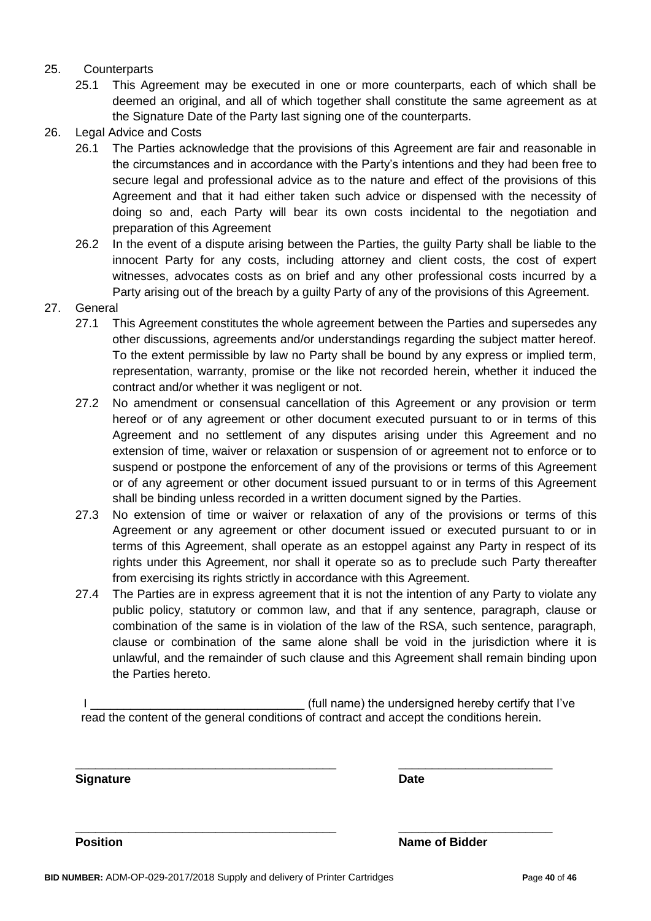25. Counterparts
    25.1 This Agreement may be executed in one or more counterparts, each of which shall be deemed an original, and all of which together shall constitute the same agreement as at the Signature Date of the Party last signing one of the counterparts.

26. Legal Advice and Costs
    26.1 The Parties acknowledge that the provisions of this Agreement are fair and reasonable in the circumstances and in accordance with the Party's intentions and they had been free to secure legal and professional advice as to the nature and effect of the provisions of this Agreement and that it had either taken such advice or dispensed with the necessity of doing so and, each Party will bear its own costs incidental to the negotiation and preparation of this Agreement
    26.2 In the event of a dispute arising between the Parties, the guilty Party shall be liable to the innocent Party for any costs, including attorney and client costs, the cost of expert witnesses, advocates costs as on brief and any other professional costs incurred by a Party arising out of the breach by a guilty Party of any of the provisions of this Agreement.

27. General
    27.1 This Agreement constitutes the whole agreement between the Parties and supersedes any other discussions, agreements and/or understandings regarding the subject matter hereof. To the extent permissible by law no Party shall be bound by any express or implied term, representation, warranty, promise or the like not recorded herein, whether it induced the contract and/or whether it was negligent or not.
    27.2 No amendment or consensual cancellation of this Agreement or any provision or term hereof or of any agreement or other document executed pursuant to or in terms of this Agreement and no settlement of any disputes arising under this Agreement and no extension of time, waiver or relaxation or suspension of or agreement not to enforce or to suspend or postpone the enforcement of any of the provisions or terms of this Agreement or of any agreement or other document issued pursuant to or in terms of this Agreement shall be binding unless recorded in a written document signed by the Parties.
    27.3 No extension of time or waiver or relaxation of any of the provisions or terms of this Agreement or any agreement or other document issued or executed pursuant to or in terms of this Agreement, shall operate as an estoppel against any Party in respect of its rights under this Agreement, nor shall it operate so as to preclude such Party thereafter from exercising its rights strictly in accordance with this Agreement.
    27.4 The Parties are in express agreement that it is not the intention of any Party to violate any public policy, statutory or common law, and that if any sentence, paragraph, clause or combination of the same is in violation of the law of the RSA, such sentence, paragraph, clause or combination of the same alone shall be void in the jurisdiction where it is unlawful, and the remainder of such clause and this Agreement shall remain binding upon the Parties hereto.

I ________________________________ (full name) the undersigned hereby certify that I've read the content of the general conditions of contract and accept the conditions herein.

________________________________________ ________________________

**Signature** **Date**

________________________________________ ________________________

**Position** **Name of Bidder**

**BID NUMBER:** ADM-OP-029-2017/2018 Supply and delivery of Printer Cartridges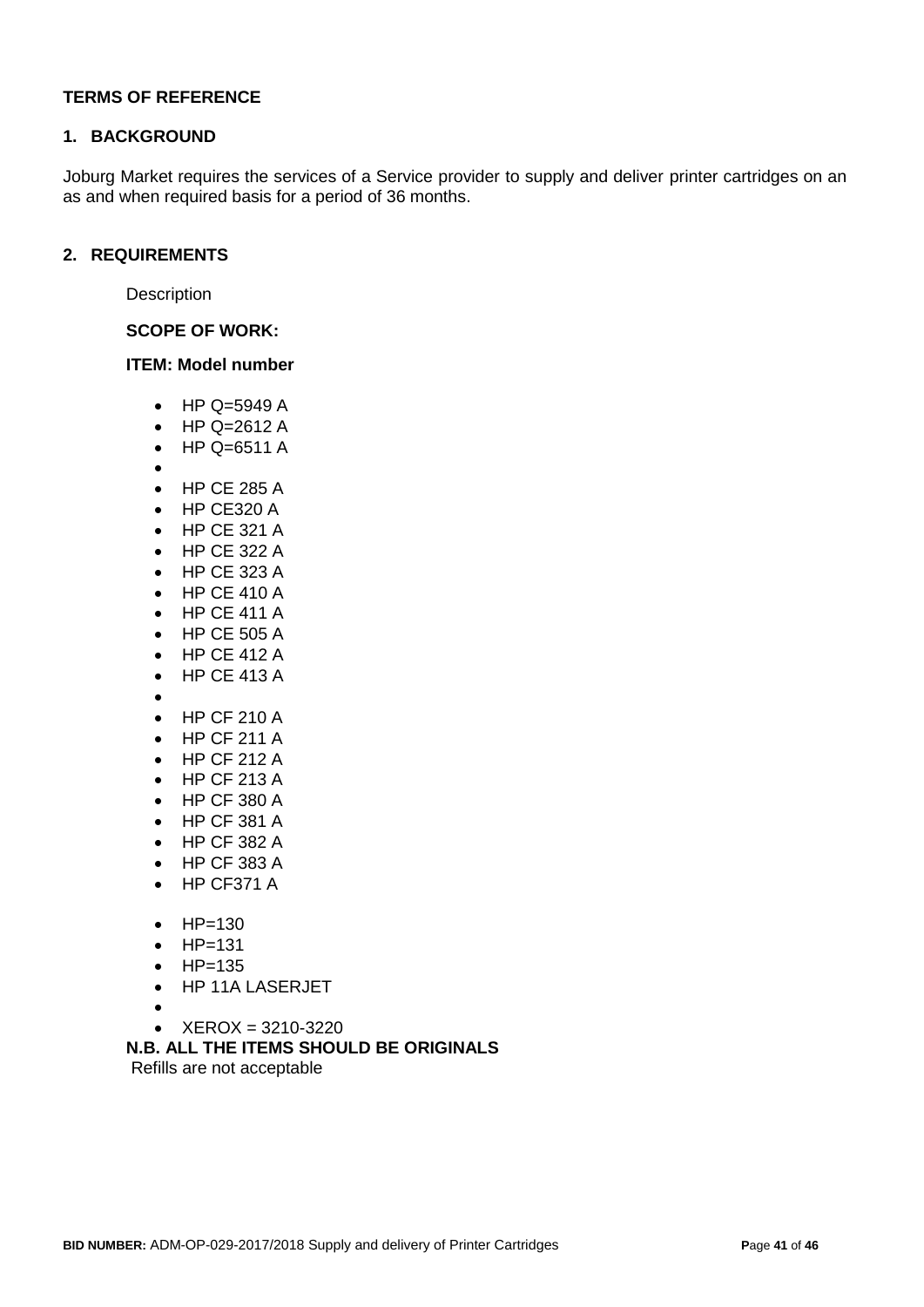**TERMS OF REFERENCE**

## 1. BACKGROUND

Joburg Market requires the services of a Service provider to supply and deliver printer cartridges on an as and when required basis for a period of 36 months.

## 2. REQUIREMENTS

Description

**SCOPE OF WORK:**

**ITEM: Model number**

- HP Q=5949 A
- HP Q=2612 A
- HP Q=6511 A
- 
- HP CE 285 A
- HP CE320 A
- HP CE 321 A
- HP CE 322 A
- HP CE 323 A
- HP CE 410 A
- HP CE 411 A
- HP CE 505 A
- HP CE 412 A
- HP CE 413 A
- 
- HP CF 210 A
- HP CF 211 A
- HP CF 212 A
- HP CF 213 A
- HP CF 380 A
- HP CF 381 A
- HP CF 382 A
- HP CF 383 A
- HP CF371 A
- HP=130
- HP=131
- HP=135
- HP 11A LASERJET
- 
- XEROX = 3210-3220

**N.B. ALL THE ITEMS SHOULD BE ORIGINALS**
Refills are not acceptable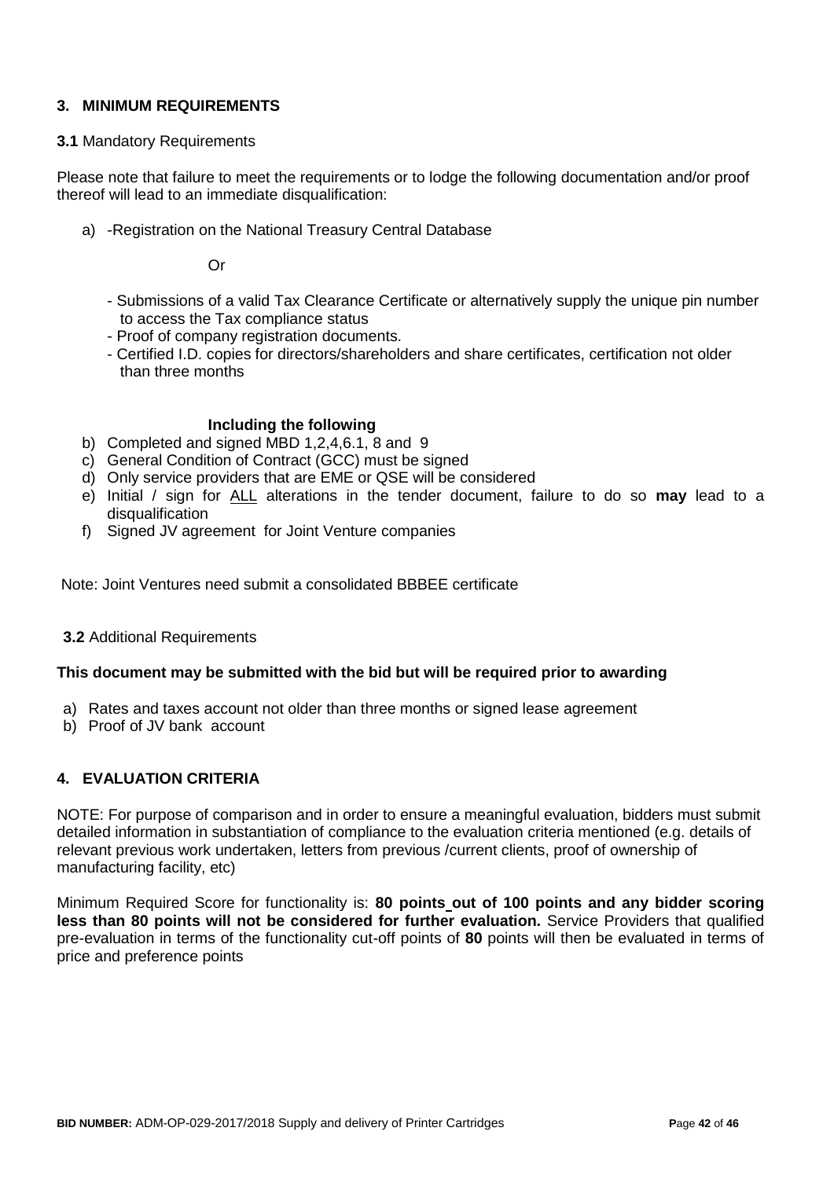## 3. MINIMUM REQUIREMENTS

**3.1** Mandatory Requirements

Please note that failure to meet the requirements or to lodge the following documentation and/or proof thereof will lead to an immediate disqualification:

a) -Registration on the National Treasury Central Database

Or

- Submissions of a valid Tax Clearance Certificate or alternatively supply the unique pin number to access the Tax compliance status
- Proof of company registration documents.
- Certified I.D. copies for directors/shareholders and share certificates, certification not older than three months

**Including the following**

b) Completed and signed MBD 1,2,4,6.1, 8 and 9
c) General Condition of Contract (GCC) must be signed
d) Only service providers that are EME or QSE will be considered
e) Initial / sign for ALL alterations in the tender document, failure to do so **may** lead to a disqualification
f) Signed JV agreement for Joint Venture companies

Note: Joint Ventures need submit a consolidated BBBEE certificate

**3.2** Additional Requirements

**This document may be submitted with the bid but will be required prior to awarding**

a) Rates and taxes account not older than three months or signed lease agreement
b) Proof of JV bank account

## 4. EVALUATION CRITERIA

NOTE: For purpose of comparison and in order to ensure a meaningful evaluation, bidders must submit detailed information in substantiation of compliance to the evaluation criteria mentioned (e.g. details of relevant previous work undertaken, letters from previous /current clients, proof of ownership of manufacturing facility, etc)

Minimum Required Score for functionality is: **80 points out of 100 points and any bidder scoring less than 80 points will not be considered for further evaluation.** Service Providers that qualified pre-evaluation in terms of the functionality cut-off points of **80** points will then be evaluated in terms of price and preference points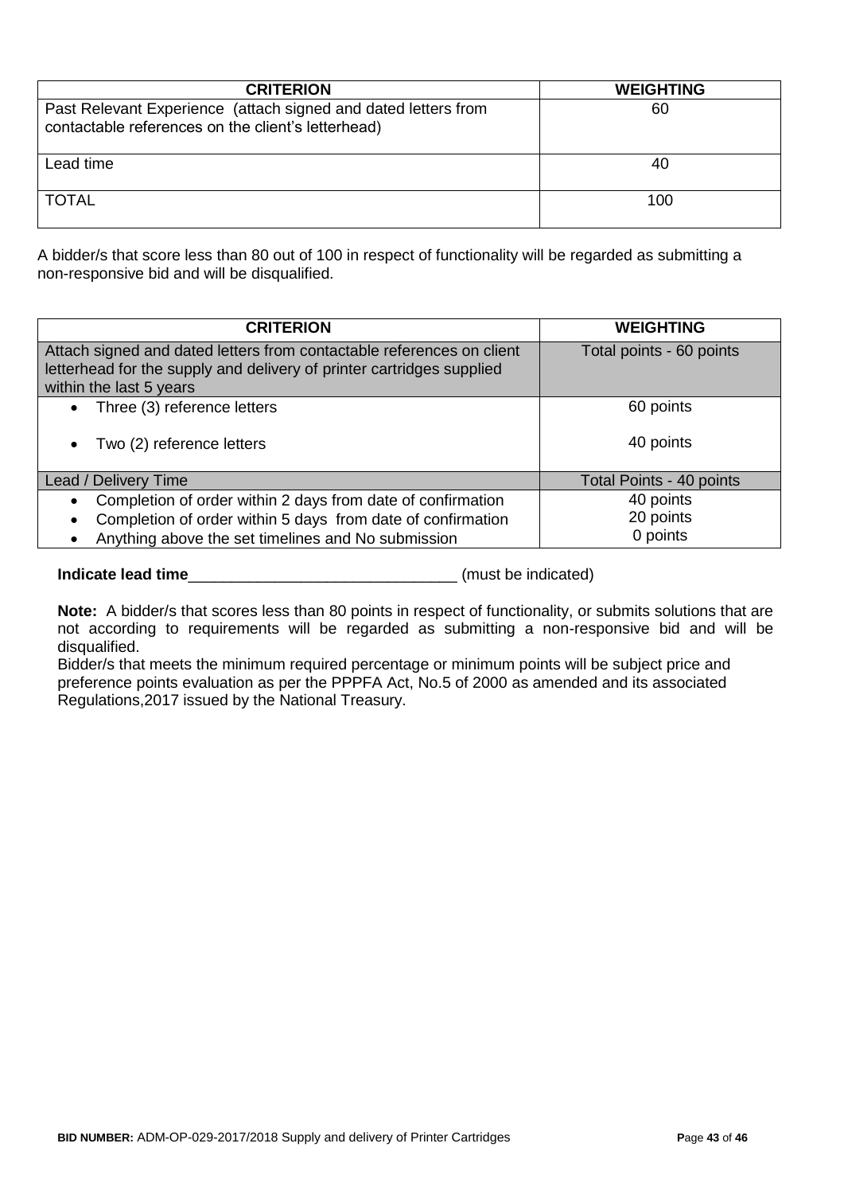| CRITERION | WEIGHTING |
|---|---|
| Past Relevant Experience (attach signed and dated letters from contactable references on the client's letterhead) | 60 |
| Lead time | 40 |
| TOTAL | 100 |

A bidder/s that score less than 80 out of 100 in respect of functionality will be regarded as submitting a non-responsive bid and will be disqualified.

| CRITERION | WEIGHTING |
|---|---|
| Attach signed and dated letters from contactable references on client letterhead for the supply and delivery of printer cartridges supplied within the last 5 years | Total points - 60 points |
| • Three (3) reference letters<br>• Two (2) reference letters | 60 points<br>40 points |
| Lead / Delivery Time | Total Points - 40 points |
| • Completion of order within 2 days from date of confirmation<br>• Completion of order within 5 days from date of confirmation<br>• Anything above the set timelines and No submission | 40 points<br>20 points<br>0 points |

**Indicate lead time**_______________________________ (must be indicated)

**Note:** A bidder/s that scores less than 80 points in respect of functionality, or submits solutions that are not according to requirements will be regarded as submitting a non-responsive bid and will be disqualified.
Bidder/s that meets the minimum required percentage or minimum points will be subject price and preference points evaluation as per the PPPFA Act, No.5 of 2000 as amended and its associated Regulations,2017 issued by the National Treasury.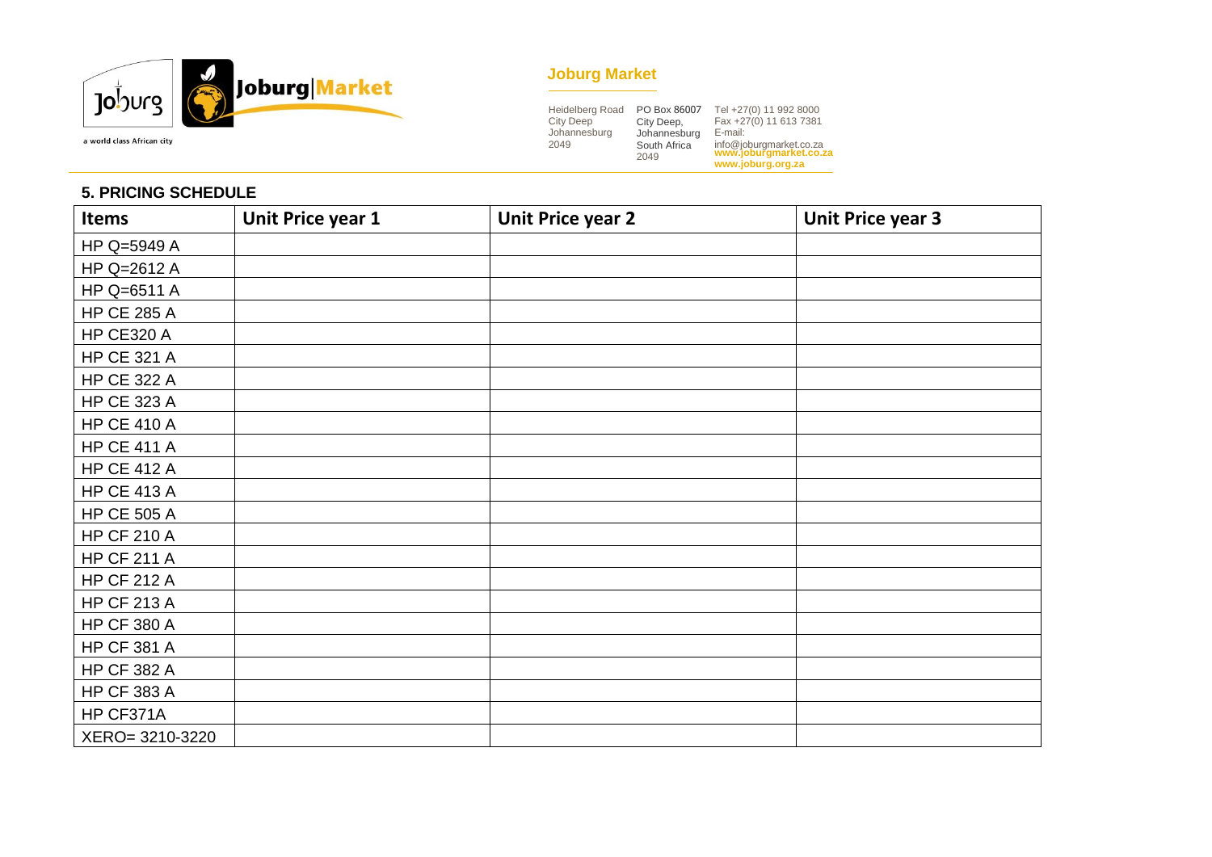### 5. PRICING SCHEDULE

| Items | Unit Price year 1 | Unit Price year 2 | Unit Price year 3 |
|---|---|---|---|
| HP Q=5949 A | | | |
| HP Q=2612 A | | | |
| HP Q=6511 A | | | |
| HP CE 285 A | | | |
| HP CE320 A | | | |
| HP CE 321 A | | | |
| HP CE 322 A | | | |
| HP CE 323 A | | | |
| HP CE 410 A | | | |
| HP CE 411 A | | | |
| HP CE 412 A | | | |
| HP CE 413 A | | | |
| HP CE 505 A | | | |
| HP CF 210 A | | | |
| HP CF 211 A | | | |
| HP CF 212 A | | | |
| HP CF 213 A | | | |
| HP CF 380 A | | | |
| HP CF 381 A | | | |
| HP CF 382 A | | | |
| HP CF 383 A | | | |
| HP CF371A | | | |
| XERO= 3210-3220 | | | |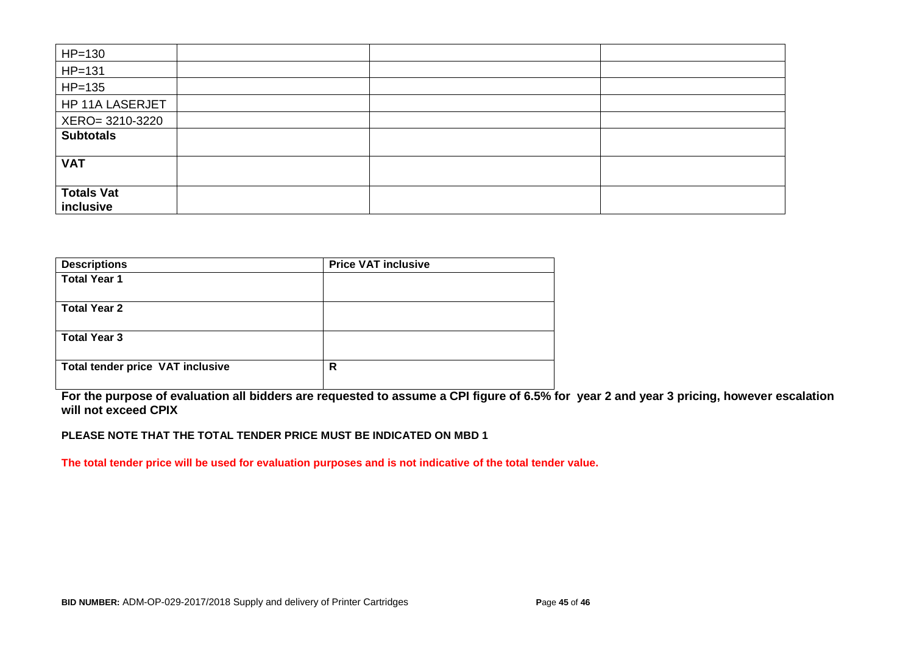| HP=130 | | | |
|---|---|---|---|
| HP=131 | | | |
| HP=135 | | | |
| HP 11A LASERJET | | | |
| XERO= 3210-3220 | | | |
| **Subtotals** | | | |
| **VAT** | | | |
| **Totals Vat inclusive** | | | |

| **Descriptions** | **Price VAT inclusive** |
|---|---|
| **Total Year 1** | |
| **Total Year 2** | |
| **Total Year 3** | |
| **Total tender price VAT inclusive** | **R** |

**For the purpose of evaluation all bidders are requested to assume a CPI figure of 6.5% for year 2 and year 3 pricing, however escalation will not exceed CPIX**

**PLEASE NOTE THAT THE TOTAL TENDER PRICE MUST BE INDICATED ON MBD 1**

**The total tender price will be used for evaluation purposes and is not indicative of the total tender value.**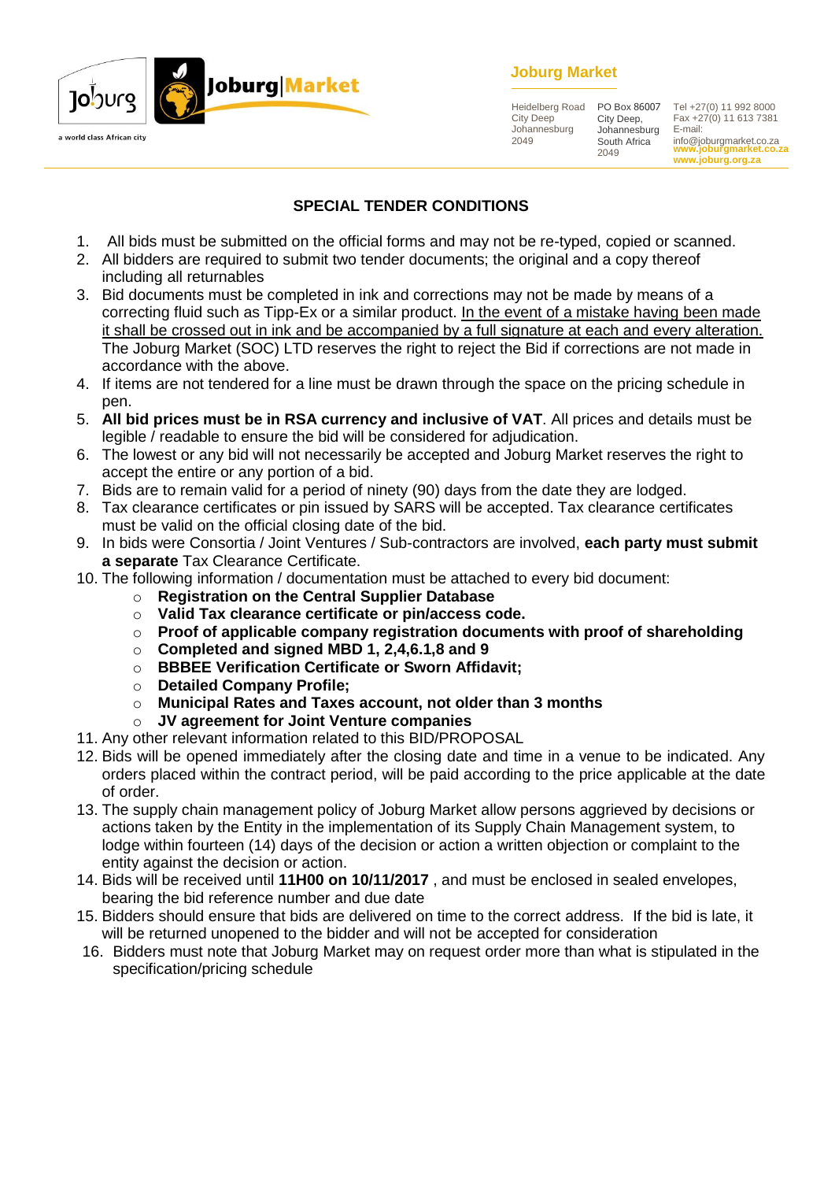Joburg Market

Heidelberg Road
City Deep
Johannesburg
2049

PO Box 86007
City Deep,
Johannesburg
South Africa
2049

Tel +27(0) 11 992 8000
Fax +27(0) 11 613 7381
E-mail:
info@joburgmarket.co.za
www.joburgmarket.co.za
www.joburg.org.za

## SPECIAL TENDER CONDITIONS

1. All bids must be submitted on the official forms and may not be re-typed, copied or scanned.
2. All bidders are required to submit two tender documents; the original and a copy thereof including all returnables
3. Bid documents must be completed in ink and corrections may not be made by means of a correcting fluid such as Tipp-Ex or a similar product. In the event of a mistake having been made it shall be crossed out in ink and be accompanied by a full signature at each and every alteration. The Joburg Market (SOC) LTD reserves the right to reject the Bid if corrections are not made in accordance with the above.
4. If items are not tendered for a line must be drawn through the space on the pricing schedule in pen.
5. **All bid prices must be in RSA currency and inclusive of VAT**. All prices and details must be legible / readable to ensure the bid will be considered for adjudication.
6. The lowest or any bid will not necessarily be accepted and Joburg Market reserves the right to accept the entire or any portion of a bid.
7. Bids are to remain valid for a period of ninety (90) days from the date they are lodged.
8. Tax clearance certificates or pin issued by SARS will be accepted. Tax clearance certificates must be valid on the official closing date of the bid.
9. In bids were Consortia / Joint Ventures / Sub-contractors are involved, **each party must submit a separate** Tax Clearance Certificate.
10. The following information / documentation must be attached to every bid document:
    - **Registration on the Central Supplier Database**
    - **Valid Tax clearance certificate or pin/access code.**
    - **Proof of applicable company registration documents with proof of shareholding**
    - **Completed and signed MBD 1, 2,4,6.1,8 and 9**
    - **BBBEE Verification Certificate or Sworn Affidavit;**
    - **Detailed Company Profile;**
    - **Municipal Rates and Taxes account, not older than 3 months**
    - **JV agreement for Joint Venture companies**
11. Any other relevant information related to this BID/PROPOSAL
12. Bids will be opened immediately after the closing date and time in a venue to be indicated. Any orders placed within the contract period, will be paid according to the price applicable at the date of order.
13. The supply chain management policy of Joburg Market allow persons aggrieved by decisions or actions taken by the Entity in the implementation of its Supply Chain Management system, to lodge within fourteen (14) days of the decision or action a written objection or complaint to the entity against the decision or action.
14. Bids will be received until **11H00 on 10/11/2017** , and must be enclosed in sealed envelopes, bearing the bid reference number and due date
15. Bidders should ensure that bids are delivered on time to the correct address. If the bid is late, it will be returned unopened to the bidder and will not be accepted for consideration
16. Bidders must note that Joburg Market may on request order more than what is stipulated in the specification/pricing schedule